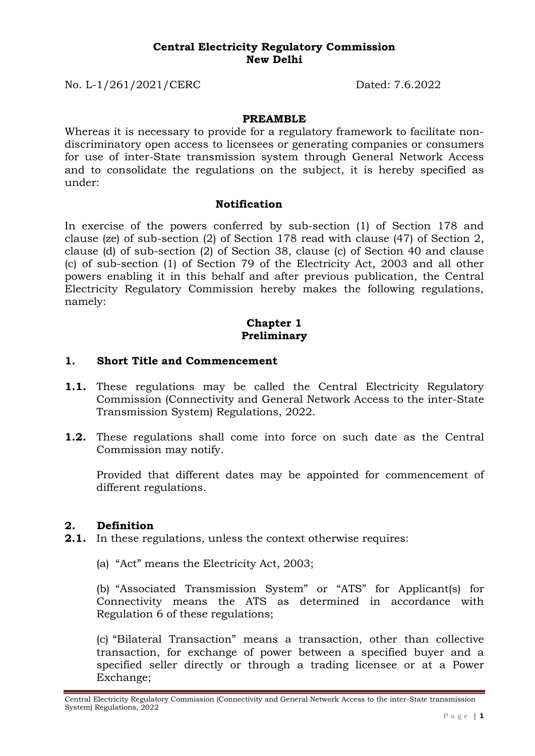**Central Electricity Regulatory Commission**
**New Delhi**

No. L-1/261/2021/CERC Dated: 7.6.2022

**PREAMBLE**

Whereas it is necessary to provide for a regulatory framework to facilitate non-discriminatory open access to licensees or generating companies or consumers for use of inter-State transmission system through General Network Access and to consolidate the regulations on the subject, it is hereby specified as under:

**Notification**

In exercise of the powers conferred by sub-section (1) of Section 178 and clause (ze) of sub-section (2) of Section 178 read with clause (47) of Section 2, clause (d) of sub-section (2) of Section 38, clause (c) of Section 40 and clause (c) of sub-section (1) of Section 79 of the Electricity Act, 2003 and all other powers enabling it in this behalf and after previous publication, the Central Electricity Regulatory Commission hereby makes the following regulations, namely:

# Chapter 1
# Preliminary

## 1. Short Title and Commencement

**1.1.** These regulations may be called the Central Electricity Regulatory Commission (Connectivity and General Network Access to the inter-State Transmission System) Regulations, 2022.

**1.2.** These regulations shall come into force on such date as the Central Commission may notify.

Provided that different dates may be appointed for commencement of different regulations.

## 2. Definition

**2.1.** In these regulations, unless the context otherwise requires:

(a) "Act" means the Electricity Act, 2003;

(b) "Associated Transmission System" or "ATS" for Applicant(s) for Connectivity means the ATS as determined in accordance with Regulation 6 of these regulations;

(c) "Bilateral Transaction" means a transaction, other than collective transaction, for exchange of power between a specified buyer and a specified seller directly or through a trading licensee or at a Power Exchange;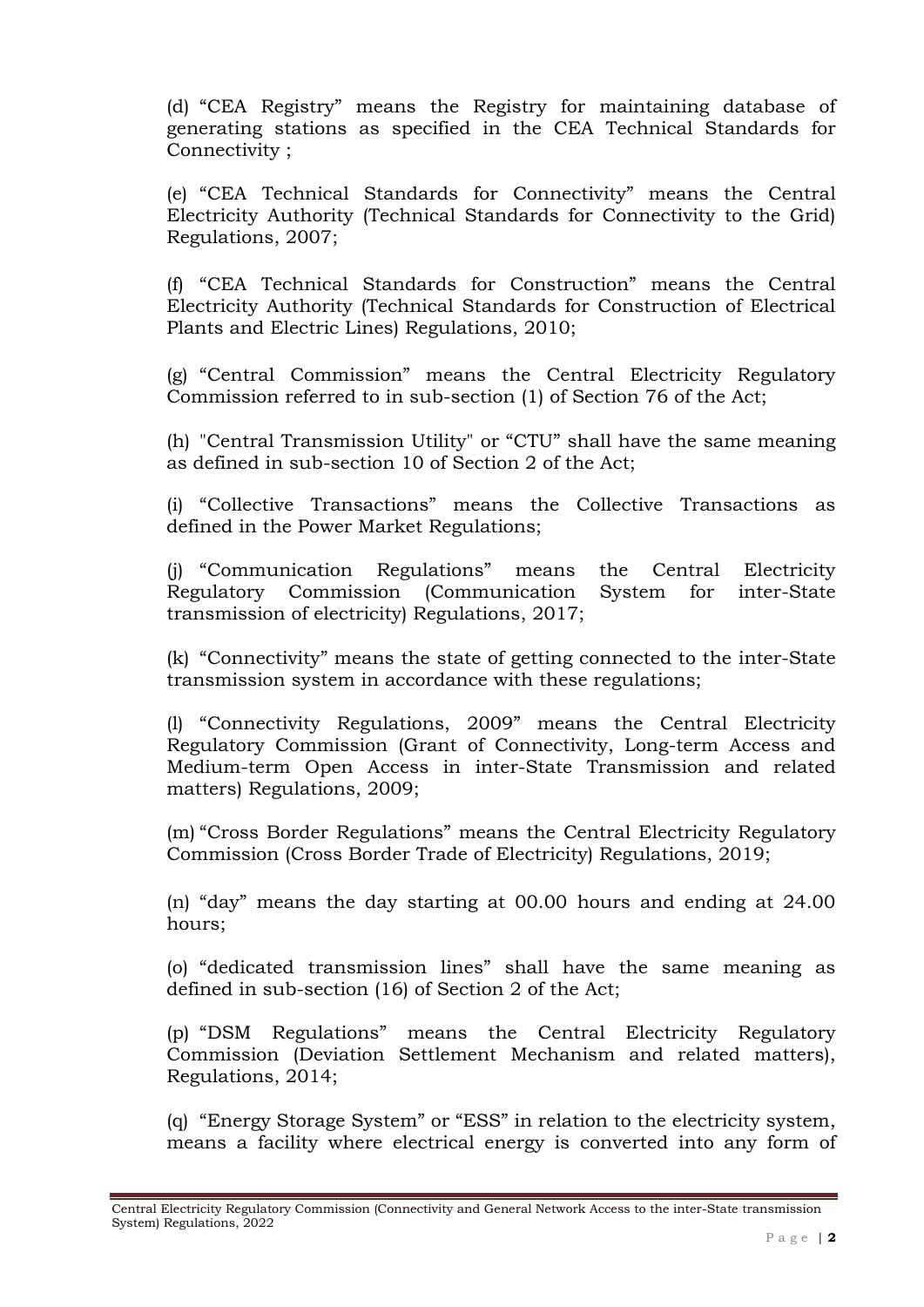(d) "CEA Registry" means the Registry for maintaining database of generating stations as specified in the CEA Technical Standards for Connectivity ;

(e) "CEA Technical Standards for Connectivity" means the Central Electricity Authority (Technical Standards for Connectivity to the Grid) Regulations, 2007;

(f) "CEA Technical Standards for Construction" means the Central Electricity Authority (Technical Standards for Construction of Electrical Plants and Electric Lines) Regulations, 2010;

(g) "Central Commission" means the Central Electricity Regulatory Commission referred to in sub-section (1) of Section 76 of the Act;

(h) "Central Transmission Utility" or "CTU" shall have the same meaning as defined in sub-section 10 of Section 2 of the Act;

(i) "Collective Transactions" means the Collective Transactions as defined in the Power Market Regulations;

(j) "Communication Regulations" means the Central Electricity Regulatory Commission (Communication System for inter-State transmission of electricity) Regulations, 2017;

(k) "Connectivity" means the state of getting connected to the inter-State transmission system in accordance with these regulations;

(l) "Connectivity Regulations, 2009" means the Central Electricity Regulatory Commission (Grant of Connectivity, Long-term Access and Medium-term Open Access in inter-State Transmission and related matters) Regulations, 2009;

(m) "Cross Border Regulations" means the Central Electricity Regulatory Commission (Cross Border Trade of Electricity) Regulations, 2019;

(n) "day" means the day starting at 00.00 hours and ending at 24.00 hours;

(o) "dedicated transmission lines" shall have the same meaning as defined in sub-section (16) of Section 2 of the Act;

(p) "DSM Regulations" means the Central Electricity Regulatory Commission (Deviation Settlement Mechanism and related matters), Regulations, 2014;

(q) "Energy Storage System" or "ESS" in relation to the electricity system, means a facility where electrical energy is converted into any form of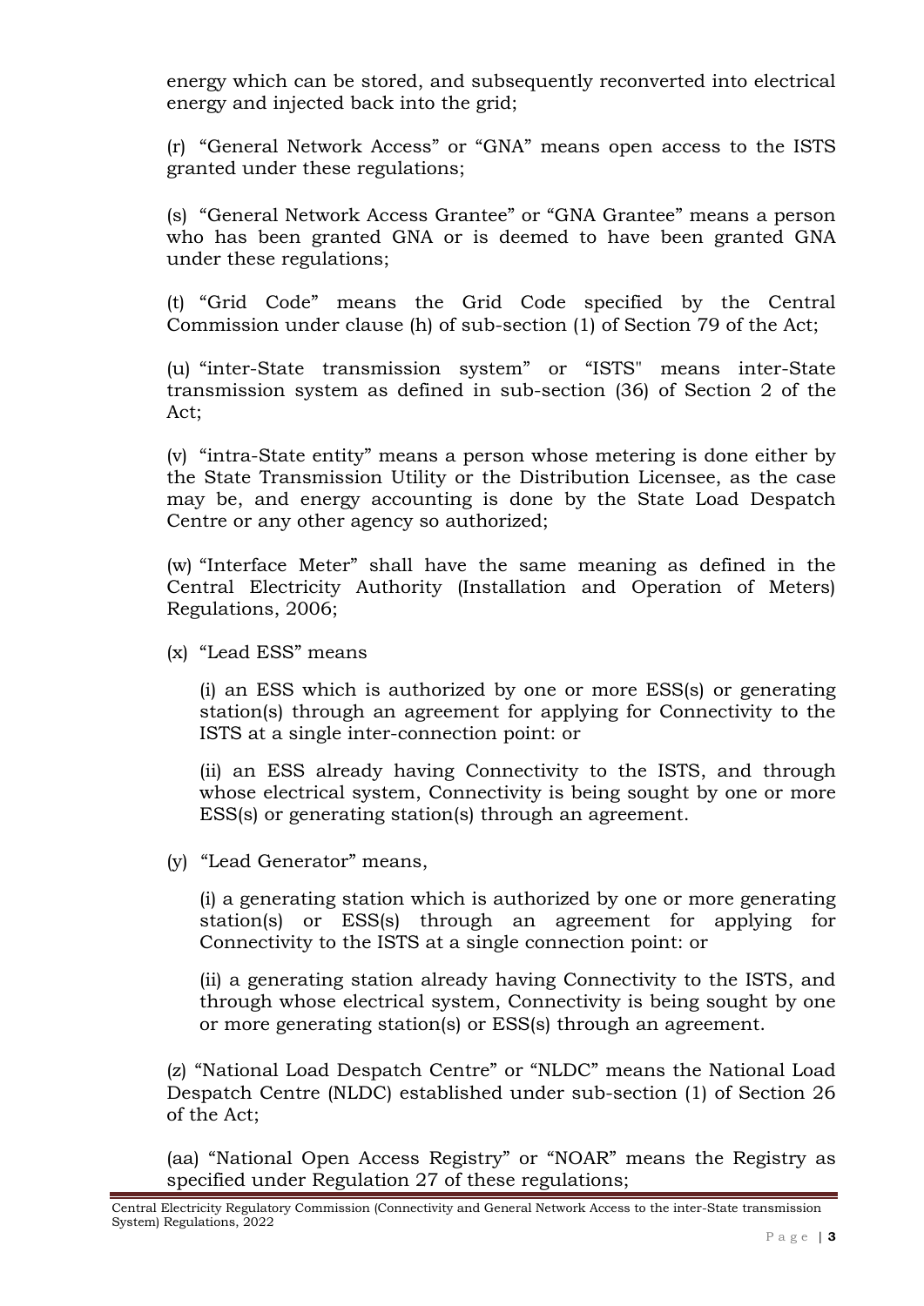energy which can be stored, and subsequently reconverted into electrical energy and injected back into the grid;

(r) "General Network Access" or "GNA" means open access to the ISTS granted under these regulations;

(s) "General Network Access Grantee" or "GNA Grantee" means a person who has been granted GNA or is deemed to have been granted GNA under these regulations;

(t) "Grid Code" means the Grid Code specified by the Central Commission under clause (h) of sub-section (1) of Section 79 of the Act;

(u) "inter-State transmission system" or "ISTS" means inter-State transmission system as defined in sub-section (36) of Section 2 of the Act;

(v) "intra-State entity" means a person whose metering is done either by the State Transmission Utility or the Distribution Licensee, as the case may be, and energy accounting is done by the State Load Despatch Centre or any other agency so authorized;

(w) "Interface Meter" shall have the same meaning as defined in the Central Electricity Authority (Installation and Operation of Meters) Regulations, 2006;

(x) "Lead ESS" means

(i) an ESS which is authorized by one or more ESS(s) or generating station(s) through an agreement for applying for Connectivity to the ISTS at a single inter-connection point: or

(ii) an ESS already having Connectivity to the ISTS, and through whose electrical system, Connectivity is being sought by one or more ESS(s) or generating station(s) through an agreement.

(y) "Lead Generator" means,

(i) a generating station which is authorized by one or more generating station(s) or ESS(s) through an agreement for applying for Connectivity to the ISTS at a single connection point: or

(ii) a generating station already having Connectivity to the ISTS, and through whose electrical system, Connectivity is being sought by one or more generating station(s) or ESS(s) through an agreement.

(z) "National Load Despatch Centre" or "NLDC" means the National Load Despatch Centre (NLDC) established under sub-section (1) of Section 26 of the Act;

(aa) "National Open Access Registry" or "NOAR" means the Registry as specified under Regulation 27 of these regulations;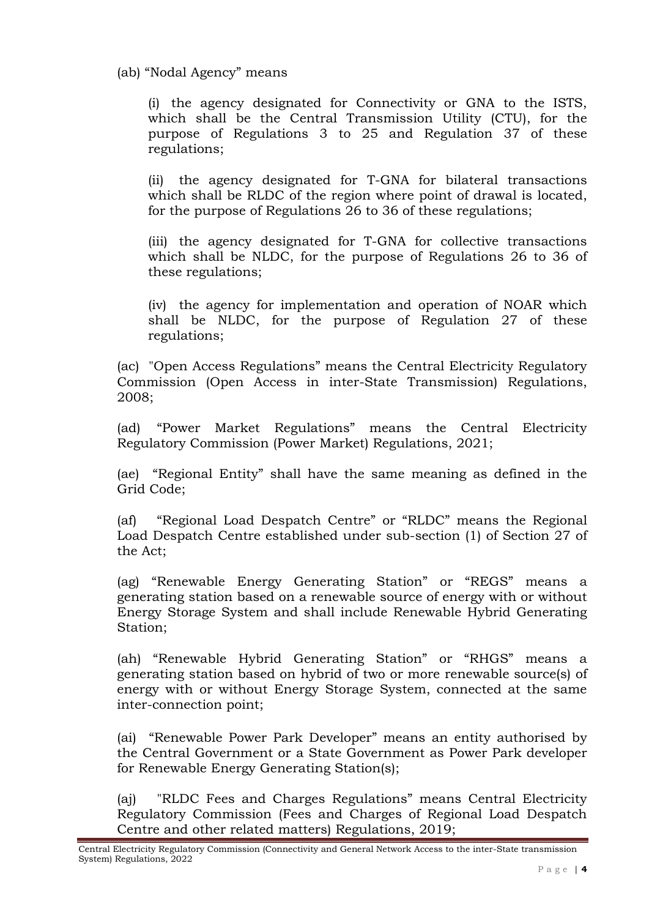(ab) "Nodal Agency" means

(i) the agency designated for Connectivity or GNA to the ISTS, which shall be the Central Transmission Utility (CTU), for the purpose of Regulations 3 to 25 and Regulation 37 of these regulations;

(ii) the agency designated for T-GNA for bilateral transactions which shall be RLDC of the region where point of drawal is located, for the purpose of Regulations 26 to 36 of these regulations;

(iii) the agency designated for T-GNA for collective transactions which shall be NLDC, for the purpose of Regulations 26 to 36 of these regulations;

(iv) the agency for implementation and operation of NOAR which shall be NLDC, for the purpose of Regulation 27 of these regulations;

(ac) "Open Access Regulations" means the Central Electricity Regulatory Commission (Open Access in inter-State Transmission) Regulations, 2008;

(ad) "Power Market Regulations" means the Central Electricity Regulatory Commission (Power Market) Regulations, 2021;

(ae) "Regional Entity" shall have the same meaning as defined in the Grid Code;

(af) "Regional Load Despatch Centre" or "RLDC" means the Regional Load Despatch Centre established under sub-section (1) of Section 27 of the Act;

(ag) "Renewable Energy Generating Station" or "REGS" means a generating station based on a renewable source of energy with or without Energy Storage System and shall include Renewable Hybrid Generating Station;

(ah) "Renewable Hybrid Generating Station" or "RHGS" means a generating station based on hybrid of two or more renewable source(s) of energy with or without Energy Storage System, connected at the same inter-connection point;

(ai) "Renewable Power Park Developer" means an entity authorised by the Central Government or a State Government as Power Park developer for Renewable Energy Generating Station(s);

(aj) "RLDC Fees and Charges Regulations" means Central Electricity Regulatory Commission (Fees and Charges of Regional Load Despatch Centre and other related matters) Regulations, 2019;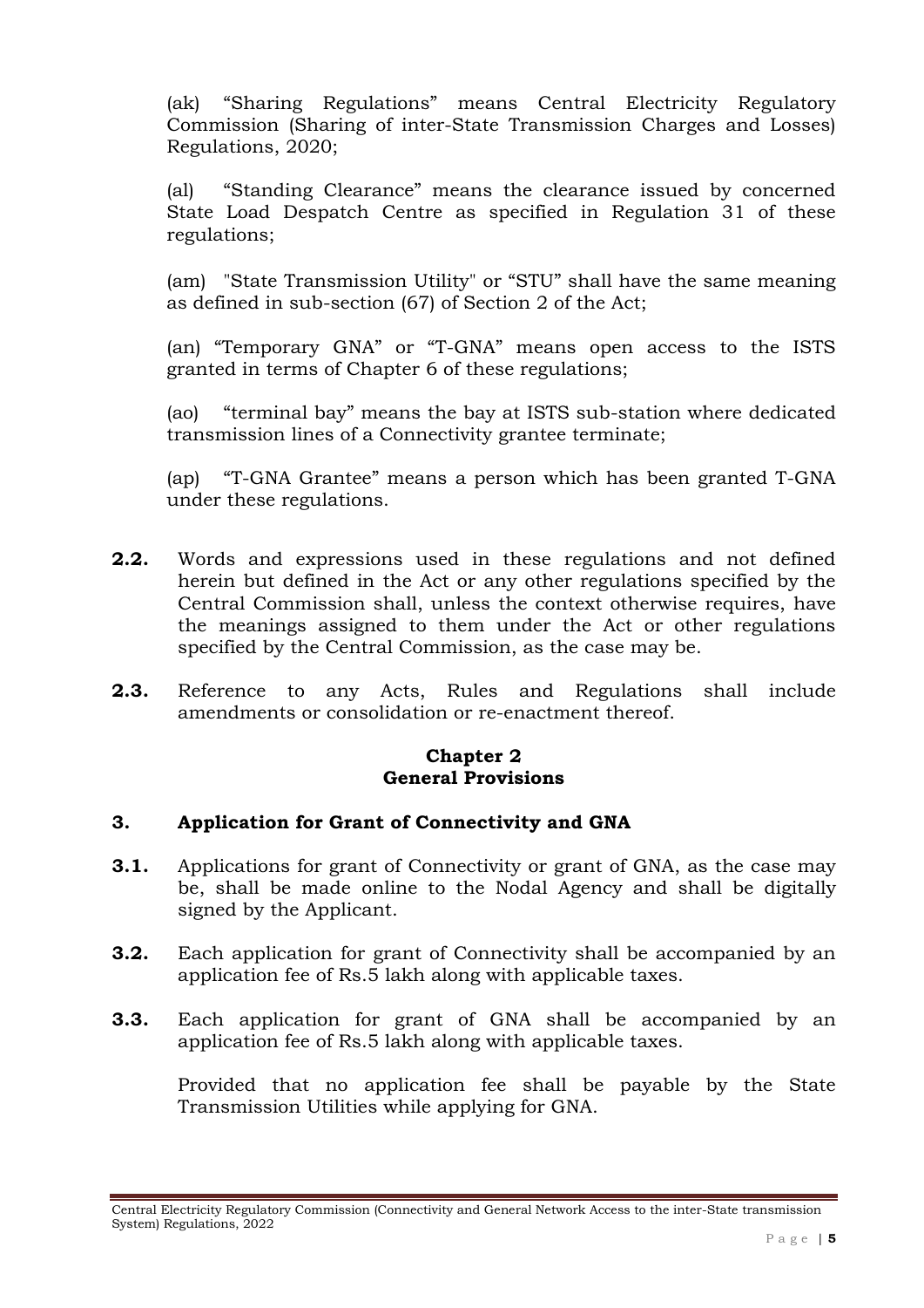(ak) “Sharing Regulations” means Central Electricity Regulatory Commission (Sharing of inter-State Transmission Charges and Losses) Regulations, 2020;

(al) “Standing Clearance” means the clearance issued by concerned State Load Despatch Centre as specified in Regulation 31 of these regulations;

(am) "State Transmission Utility" or “STU” shall have the same meaning as defined in sub-section (67) of Section 2 of the Act;

(an) “Temporary GNA” or “T-GNA” means open access to the ISTS granted in terms of Chapter 6 of these regulations;

(ao) “terminal bay” means the bay at ISTS sub-station where dedicated transmission lines of a Connectivity grantee terminate;

(ap) “T-GNA Grantee” means a person which has been granted T-GNA under these regulations.

**2.2.** Words and expressions used in these regulations and not defined herein but defined in the Act or any other regulations specified by the Central Commission shall, unless the context otherwise requires, have the meanings assigned to them under the Act or other regulations specified by the Central Commission, as the case may be.

**2.3.** Reference to any Acts, Rules and Regulations shall include amendments or consolidation or re-enactment thereof.

## Chapter 2
## General Provisions

### 3. Application for Grant of Connectivity and GNA

**3.1.** Applications for grant of Connectivity or grant of GNA, as the case may be, shall be made online to the Nodal Agency and shall be digitally signed by the Applicant.

**3.2.** Each application for grant of Connectivity shall be accompanied by an application fee of Rs.5 lakh along with applicable taxes.

**3.3.** Each application for grant of GNA shall be accompanied by an application fee of Rs.5 lakh along with applicable taxes.

Provided that no application fee shall be payable by the State Transmission Utilities while applying for GNA.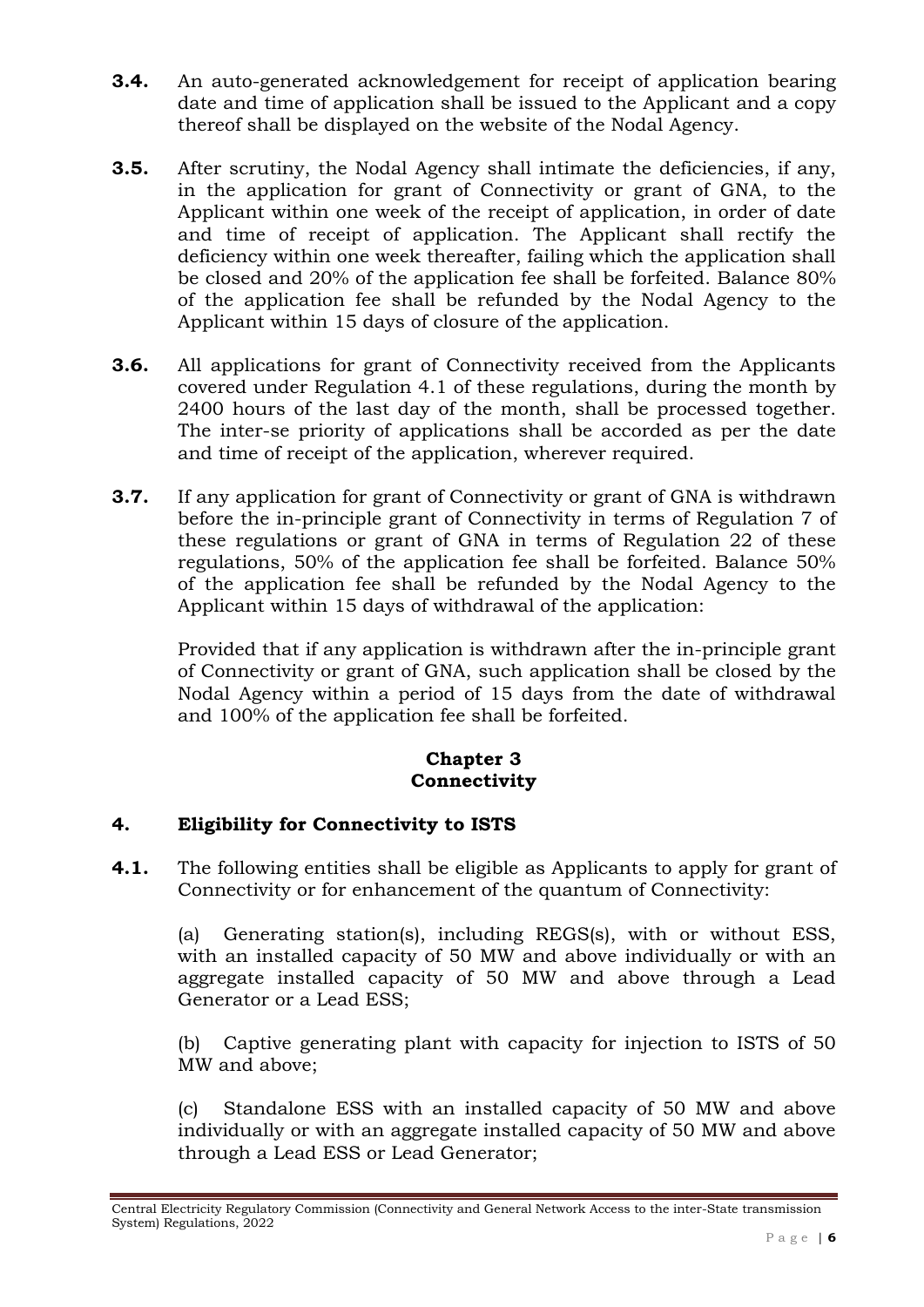**3.4.** An auto-generated acknowledgement for receipt of application bearing date and time of application shall be issued to the Applicant and a copy thereof shall be displayed on the website of the Nodal Agency.

**3.5.** After scrutiny, the Nodal Agency shall intimate the deficiencies, if any, in the application for grant of Connectivity or grant of GNA, to the Applicant within one week of the receipt of application, in order of date and time of receipt of application. The Applicant shall rectify the deficiency within one week thereafter, failing which the application shall be closed and 20% of the application fee shall be forfeited. Balance 80% of the application fee shall be refunded by the Nodal Agency to the Applicant within 15 days of closure of the application.

**3.6.** All applications for grant of Connectivity received from the Applicants covered under Regulation 4.1 of these regulations, during the month by 2400 hours of the last day of the month, shall be processed together. The inter-se priority of applications shall be accorded as per the date and time of receipt of the application, wherever required.

**3.7.** If any application for grant of Connectivity or grant of GNA is withdrawn before the in-principle grant of Connectivity in terms of Regulation 7 of these regulations or grant of GNA in terms of Regulation 22 of these regulations, 50% of the application fee shall be forfeited. Balance 50% of the application fee shall be refunded by the Nodal Agency to the Applicant within 15 days of withdrawal of the application:

Provided that if any application is withdrawn after the in-principle grant of Connectivity or grant of GNA, such application shall be closed by the Nodal Agency within a period of 15 days from the date of withdrawal and 100% of the application fee shall be forfeited.

## Chapter 3
## Connectivity

### 4. Eligibility for Connectivity to ISTS

**4.1.** The following entities shall be eligible as Applicants to apply for grant of Connectivity or for enhancement of the quantum of Connectivity:

(a) Generating station(s), including REGS(s), with or without ESS, with an installed capacity of 50 MW and above individually or with an aggregate installed capacity of 50 MW and above through a Lead Generator or a Lead ESS;

(b) Captive generating plant with capacity for injection to ISTS of 50 MW and above;

(c) Standalone ESS with an installed capacity of 50 MW and above individually or with an aggregate installed capacity of 50 MW and above through a Lead ESS or Lead Generator;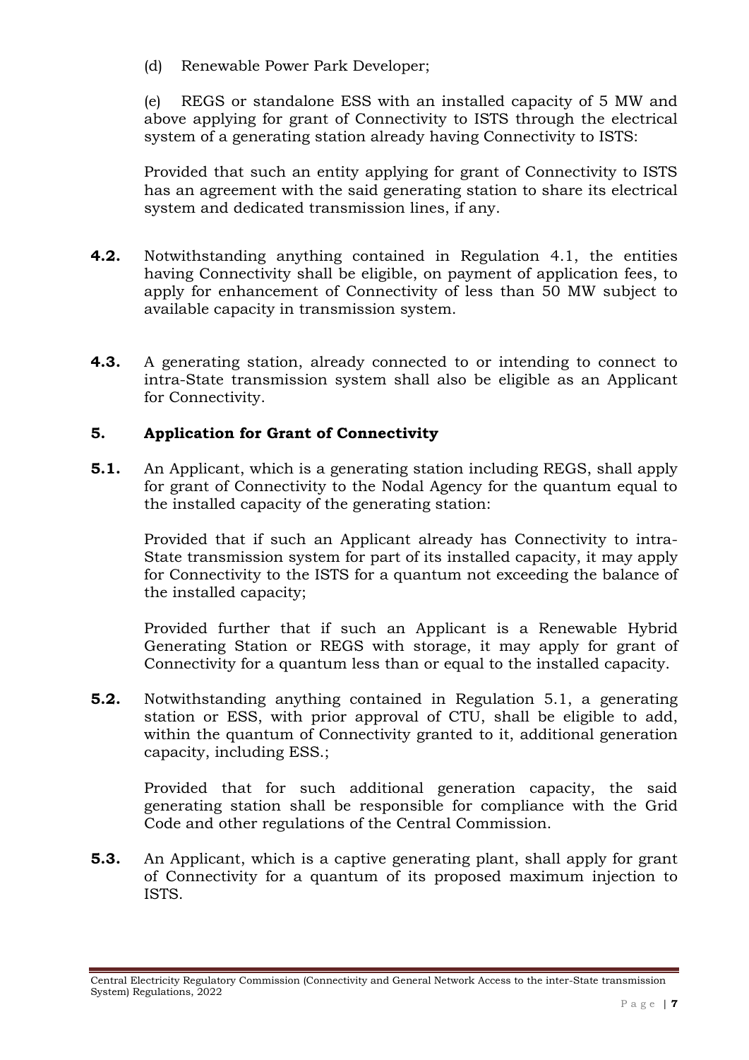(d) Renewable Power Park Developer;

(e) REGS or standalone ESS with an installed capacity of 5 MW and above applying for grant of Connectivity to ISTS through the electrical system of a generating station already having Connectivity to ISTS:

Provided that such an entity applying for grant of Connectivity to ISTS has an agreement with the said generating station to share its electrical system and dedicated transmission lines, if any.

**4.2.** Notwithstanding anything contained in Regulation 4.1, the entities having Connectivity shall be eligible, on payment of application fees, to apply for enhancement of Connectivity of less than 50 MW subject to available capacity in transmission system.

**4.3.** A generating station, already connected to or intending to connect to intra-State transmission system shall also be eligible as an Applicant for Connectivity.

## 5. Application for Grant of Connectivity

**5.1.** An Applicant, which is a generating station including REGS, shall apply for grant of Connectivity to the Nodal Agency for the quantum equal to the installed capacity of the generating station:

Provided that if such an Applicant already has Connectivity to intra-State transmission system for part of its installed capacity, it may apply for Connectivity to the ISTS for a quantum not exceeding the balance of the installed capacity;

Provided further that if such an Applicant is a Renewable Hybrid Generating Station or REGS with storage, it may apply for grant of Connectivity for a quantum less than or equal to the installed capacity.

**5.2.** Notwithstanding anything contained in Regulation 5.1, a generating station or ESS, with prior approval of CTU, shall be eligible to add, within the quantum of Connectivity granted to it, additional generation capacity, including ESS.;

Provided that for such additional generation capacity, the said generating station shall be responsible for compliance with the Grid Code and other regulations of the Central Commission.

**5.3.** An Applicant, which is a captive generating plant, shall apply for grant of Connectivity for a quantum of its proposed maximum injection to ISTS.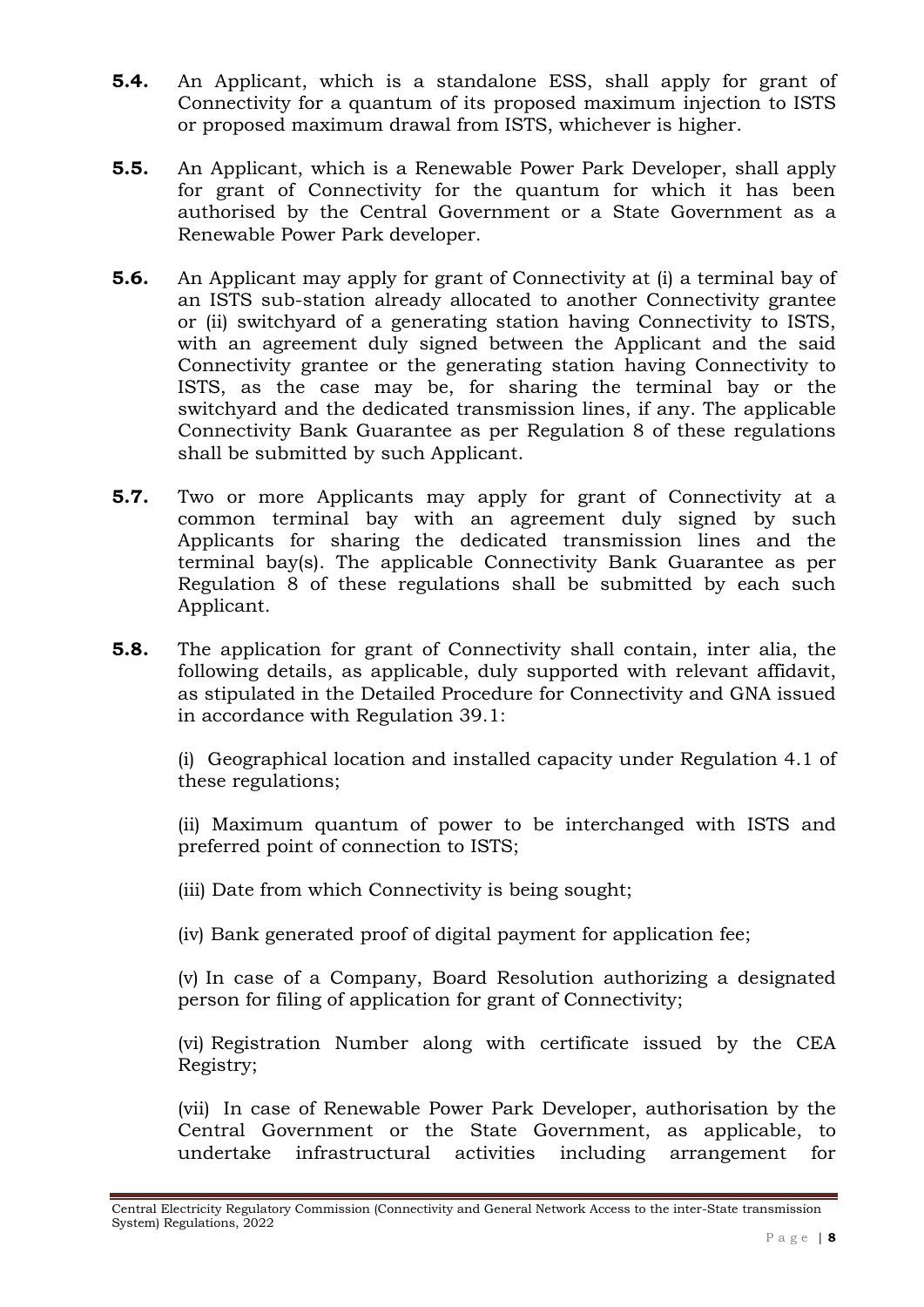**5.4.** An Applicant, which is a standalone ESS, shall apply for grant of Connectivity for a quantum of its proposed maximum injection to ISTS or proposed maximum drawal from ISTS, whichever is higher.

**5.5.** An Applicant, which is a Renewable Power Park Developer, shall apply for grant of Connectivity for the quantum for which it has been authorised by the Central Government or a State Government as a Renewable Power Park developer.

**5.6.** An Applicant may apply for grant of Connectivity at (i) a terminal bay of an ISTS sub-station already allocated to another Connectivity grantee or (ii) switchyard of a generating station having Connectivity to ISTS, with an agreement duly signed between the Applicant and the said Connectivity grantee or the generating station having Connectivity to ISTS, as the case may be, for sharing the terminal bay or the switchyard and the dedicated transmission lines, if any. The applicable Connectivity Bank Guarantee as per Regulation 8 of these regulations shall be submitted by such Applicant.

**5.7.** Two or more Applicants may apply for grant of Connectivity at a common terminal bay with an agreement duly signed by such Applicants for sharing the dedicated transmission lines and the terminal bay(s). The applicable Connectivity Bank Guarantee as per Regulation 8 of these regulations shall be submitted by each such Applicant.

**5.8.** The application for grant of Connectivity shall contain, inter alia, the following details, as applicable, duly supported with relevant affidavit, as stipulated in the Detailed Procedure for Connectivity and GNA issued in accordance with Regulation 39.1:

(i) Geographical location and installed capacity under Regulation 4.1 of these regulations;

(ii) Maximum quantum of power to be interchanged with ISTS and preferred point of connection to ISTS;

(iii) Date from which Connectivity is being sought;

(iv) Bank generated proof of digital payment for application fee;

(v) In case of a Company, Board Resolution authorizing a designated person for filing of application for grant of Connectivity;

(vi) Registration Number along with certificate issued by the CEA Registry;

(vii) In case of Renewable Power Park Developer, authorisation by the Central Government or the State Government, as applicable, to undertake infrastructural activities including arrangement for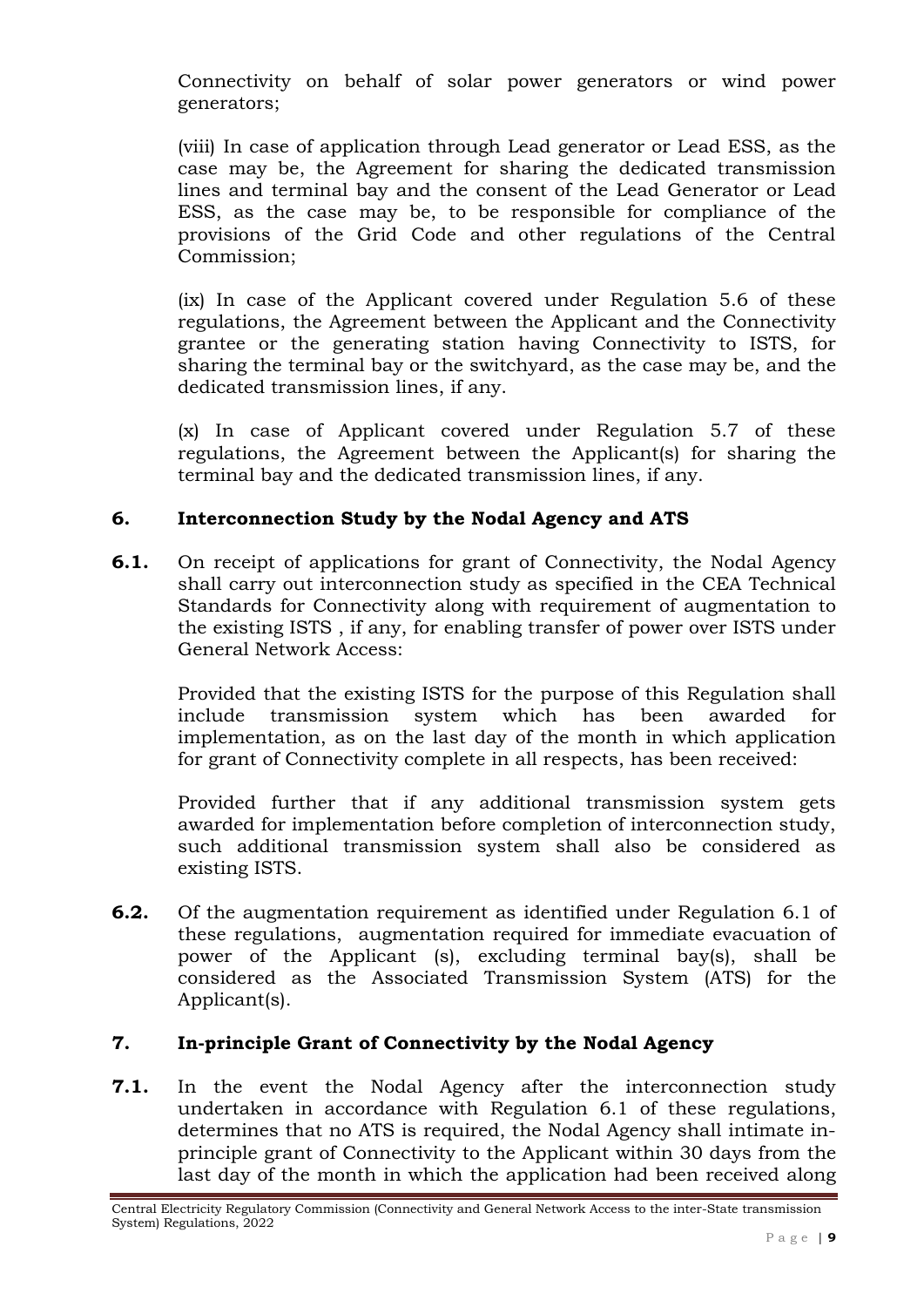Connectivity on behalf of solar power generators or wind power generators;

(viii) In case of application through Lead generator or Lead ESS, as the case may be, the Agreement for sharing the dedicated transmission lines and terminal bay and the consent of the Lead Generator or Lead ESS, as the case may be, to be responsible for compliance of the provisions of the Grid Code and other regulations of the Central Commission;

(ix) In case of the Applicant covered under Regulation 5.6 of these regulations, the Agreement between the Applicant and the Connectivity grantee or the generating station having Connectivity to ISTS, for sharing the terminal bay or the switchyard, as the case may be, and the dedicated transmission lines, if any.

(x) In case of Applicant covered under Regulation 5.7 of these regulations, the Agreement between the Applicant(s) for sharing the terminal bay and the dedicated transmission lines, if any.

## 6. Interconnection Study by the Nodal Agency and ATS

**6.1.** On receipt of applications for grant of Connectivity, the Nodal Agency shall carry out interconnection study as specified in the CEA Technical Standards for Connectivity along with requirement of augmentation to the existing ISTS , if any, for enabling transfer of power over ISTS under General Network Access:

Provided that the existing ISTS for the purpose of this Regulation shall include transmission system which has been awarded for implementation, as on the last day of the month in which application for grant of Connectivity complete in all respects, has been received:

Provided further that if any additional transmission system gets awarded for implementation before completion of interconnection study, such additional transmission system shall also be considered as existing ISTS.

**6.2.** Of the augmentation requirement as identified under Regulation 6.1 of these regulations, augmentation required for immediate evacuation of power of the Applicant (s), excluding terminal bay(s), shall be considered as the Associated Transmission System (ATS) for the Applicant(s).

## 7. In-principle Grant of Connectivity by the Nodal Agency

**7.1.** In the event the Nodal Agency after the interconnection study undertaken in accordance with Regulation 6.1 of these regulations, determines that no ATS is required, the Nodal Agency shall intimate in-principle grant of Connectivity to the Applicant within 30 days from the last day of the month in which the application had been received along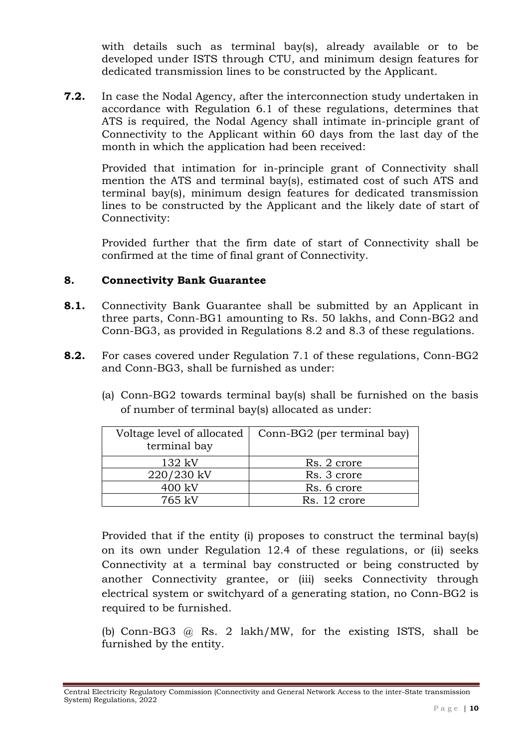with details such as terminal bay(s), already available or to be developed under ISTS through CTU, and minimum design features for dedicated transmission lines to be constructed by the Applicant.

**7.2.** In case the Nodal Agency, after the interconnection study undertaken in accordance with Regulation 6.1 of these regulations, determines that ATS is required, the Nodal Agency shall intimate in-principle grant of Connectivity to the Applicant within 60 days from the last day of the month in which the application had been received:

Provided that intimation for in-principle grant of Connectivity shall mention the ATS and terminal bay(s), estimated cost of such ATS and terminal bay(s), minimum design features for dedicated transmission lines to be constructed by the Applicant and the likely date of start of Connectivity:

Provided further that the firm date of start of Connectivity shall be confirmed at the time of final grant of Connectivity.

## 8. Connectivity Bank Guarantee

**8.1.** Connectivity Bank Guarantee shall be submitted by an Applicant in three parts, Conn-BG1 amounting to Rs. 50 lakhs, and Conn-BG2 and Conn-BG3, as provided in Regulations 8.2 and 8.3 of these regulations.

**8.2.** For cases covered under Regulation 7.1 of these regulations, Conn-BG2 and Conn-BG3, shall be furnished as under:

(a) Conn-BG2 towards terminal bay(s) shall be furnished on the basis of number of terminal bay(s) allocated as under:

| Voltage level of allocated terminal bay | Conn-BG2 (per terminal bay) |
|---|---|
| 132 kV | Rs. 2 crore |
| 220/230 kV | Rs. 3 crore |
| 400 kV | Rs. 6 crore |
| 765 kV | Rs. 12 crore |

Provided that if the entity (i) proposes to construct the terminal bay(s) on its own under Regulation 12.4 of these regulations, or (ii) seeks Connectivity at a terminal bay constructed or being constructed by another Connectivity grantee, or (iii) seeks Connectivity through electrical system or switchyard of a generating station, no Conn-BG2 is required to be furnished.

(b) Conn-BG3 @ Rs. 2 lakh/MW, for the existing ISTS, shall be furnished by the entity.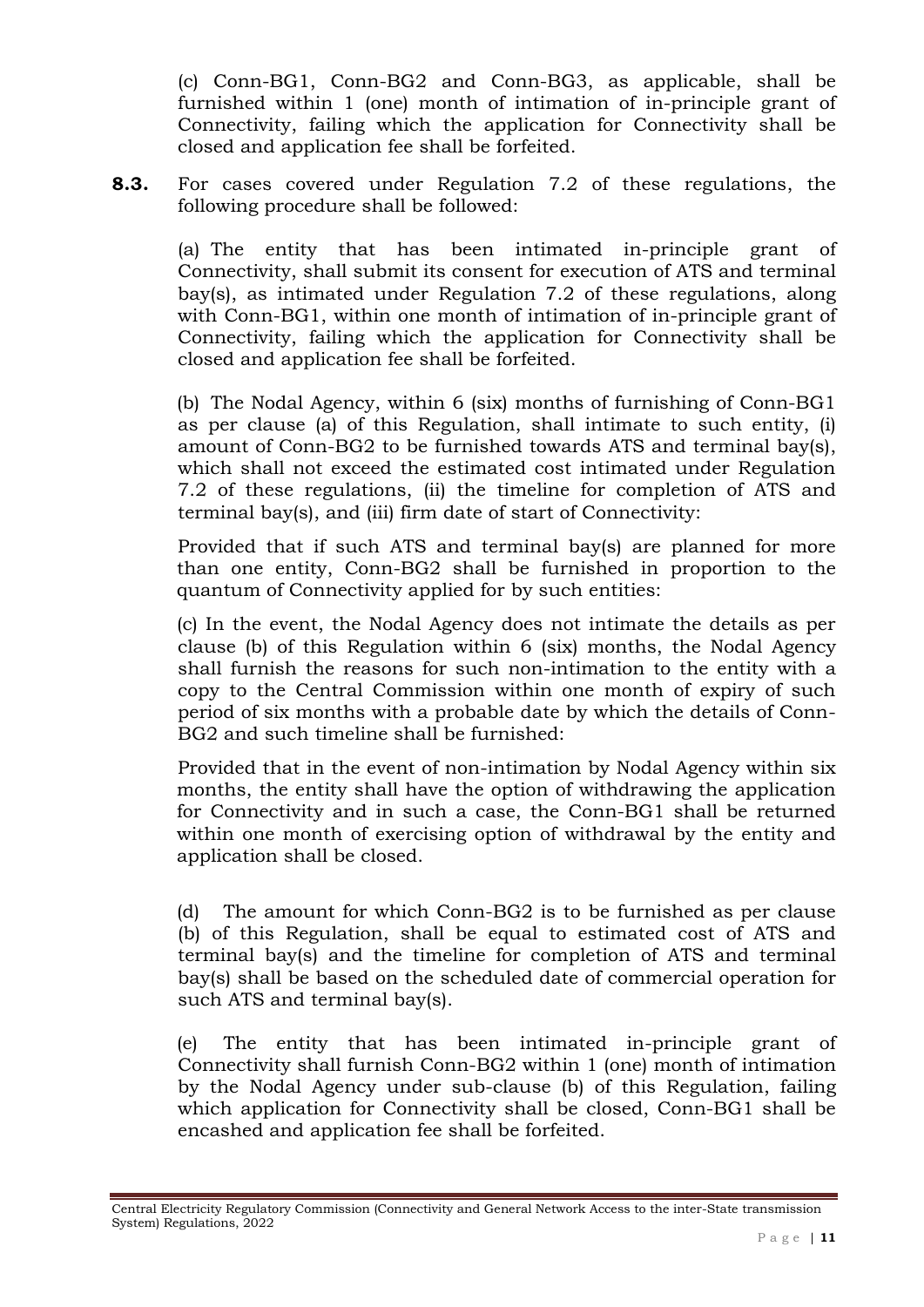(c) Conn-BG1, Conn-BG2 and Conn-BG3, as applicable, shall be furnished within 1 (one) month of intimation of in-principle grant of Connectivity, failing which the application for Connectivity shall be closed and application fee shall be forfeited.

**8.3.** For cases covered under Regulation 7.2 of these regulations, the following procedure shall be followed:

(a) The entity that has been intimated in-principle grant of Connectivity, shall submit its consent for execution of ATS and terminal bay(s), as intimated under Regulation 7.2 of these regulations, along with Conn-BG1, within one month of intimation of in-principle grant of Connectivity, failing which the application for Connectivity shall be closed and application fee shall be forfeited.

(b) The Nodal Agency, within 6 (six) months of furnishing of Conn-BG1 as per clause (a) of this Regulation, shall intimate to such entity, (i) amount of Conn-BG2 to be furnished towards ATS and terminal bay(s), which shall not exceed the estimated cost intimated under Regulation 7.2 of these regulations, (ii) the timeline for completion of ATS and terminal bay(s), and (iii) firm date of start of Connectivity:

Provided that if such ATS and terminal bay(s) are planned for more than one entity, Conn-BG2 shall be furnished in proportion to the quantum of Connectivity applied for by such entities:

(c) In the event, the Nodal Agency does not intimate the details as per clause (b) of this Regulation within 6 (six) months, the Nodal Agency shall furnish the reasons for such non-intimation to the entity with a copy to the Central Commission within one month of expiry of such period of six months with a probable date by which the details of Conn-BG2 and such timeline shall be furnished:

Provided that in the event of non-intimation by Nodal Agency within six months, the entity shall have the option of withdrawing the application for Connectivity and in such a case, the Conn-BG1 shall be returned within one month of exercising option of withdrawal by the entity and application shall be closed.

(d) The amount for which Conn-BG2 is to be furnished as per clause (b) of this Regulation, shall be equal to estimated cost of ATS and terminal bay(s) and the timeline for completion of ATS and terminal bay(s) shall be based on the scheduled date of commercial operation for such ATS and terminal bay(s).

(e) The entity that has been intimated in-principle grant of Connectivity shall furnish Conn-BG2 within 1 (one) month of intimation by the Nodal Agency under sub-clause (b) of this Regulation, failing which application for Connectivity shall be closed, Conn-BG1 shall be encashed and application fee shall be forfeited.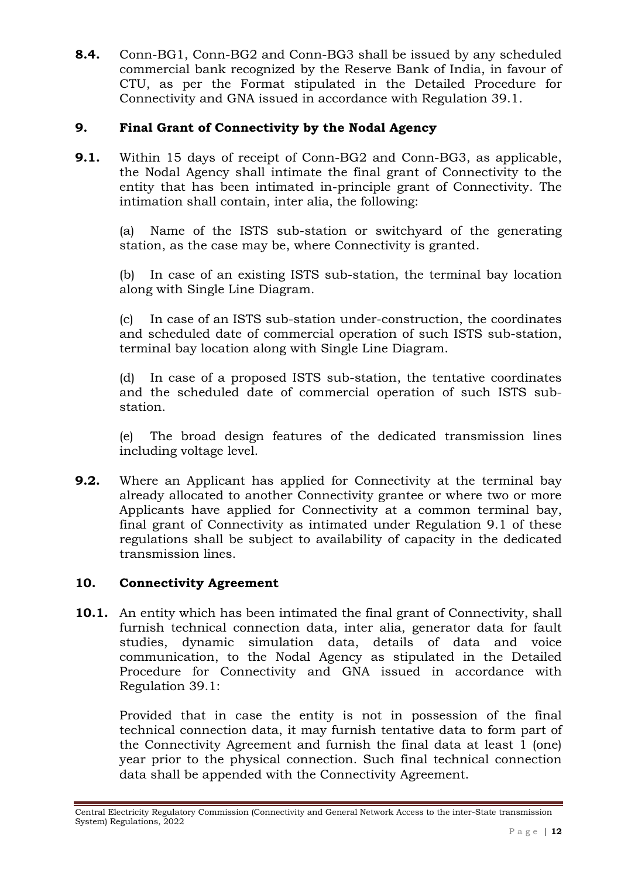**8.4.** Conn-BG1, Conn-BG2 and Conn-BG3 shall be issued by any scheduled commercial bank recognized by the Reserve Bank of India, in favour of CTU, as per the Format stipulated in the Detailed Procedure for Connectivity and GNA issued in accordance with Regulation 39.1.

## 9. Final Grant of Connectivity by the Nodal Agency

**9.1.** Within 15 days of receipt of Conn-BG2 and Conn-BG3, as applicable, the Nodal Agency shall intimate the final grant of Connectivity to the entity that has been intimated in-principle grant of Connectivity. The intimation shall contain, inter alia, the following:

(a) Name of the ISTS sub-station or switchyard of the generating station, as the case may be, where Connectivity is granted.

(b) In case of an existing ISTS sub-station, the terminal bay location along with Single Line Diagram.

(c) In case of an ISTS sub-station under-construction, the coordinates and scheduled date of commercial operation of such ISTS sub-station, terminal bay location along with Single Line Diagram.

(d) In case of a proposed ISTS sub-station, the tentative coordinates and the scheduled date of commercial operation of such ISTS sub-station.

(e) The broad design features of the dedicated transmission lines including voltage level.

**9.2.** Where an Applicant has applied for Connectivity at the terminal bay already allocated to another Connectivity grantee or where two or more Applicants have applied for Connectivity at a common terminal bay, final grant of Connectivity as intimated under Regulation 9.1 of these regulations shall be subject to availability of capacity in the dedicated transmission lines.

## 10. Connectivity Agreement

**10.1.** An entity which has been intimated the final grant of Connectivity, shall furnish technical connection data, inter alia, generator data for fault studies, dynamic simulation data, details of data and voice communication, to the Nodal Agency as stipulated in the Detailed Procedure for Connectivity and GNA issued in accordance with Regulation 39.1:

Provided that in case the entity is not in possession of the final technical connection data, it may furnish tentative data to form part of the Connectivity Agreement and furnish the final data at least 1 (one) year prior to the physical connection. Such final technical connection data shall be appended with the Connectivity Agreement.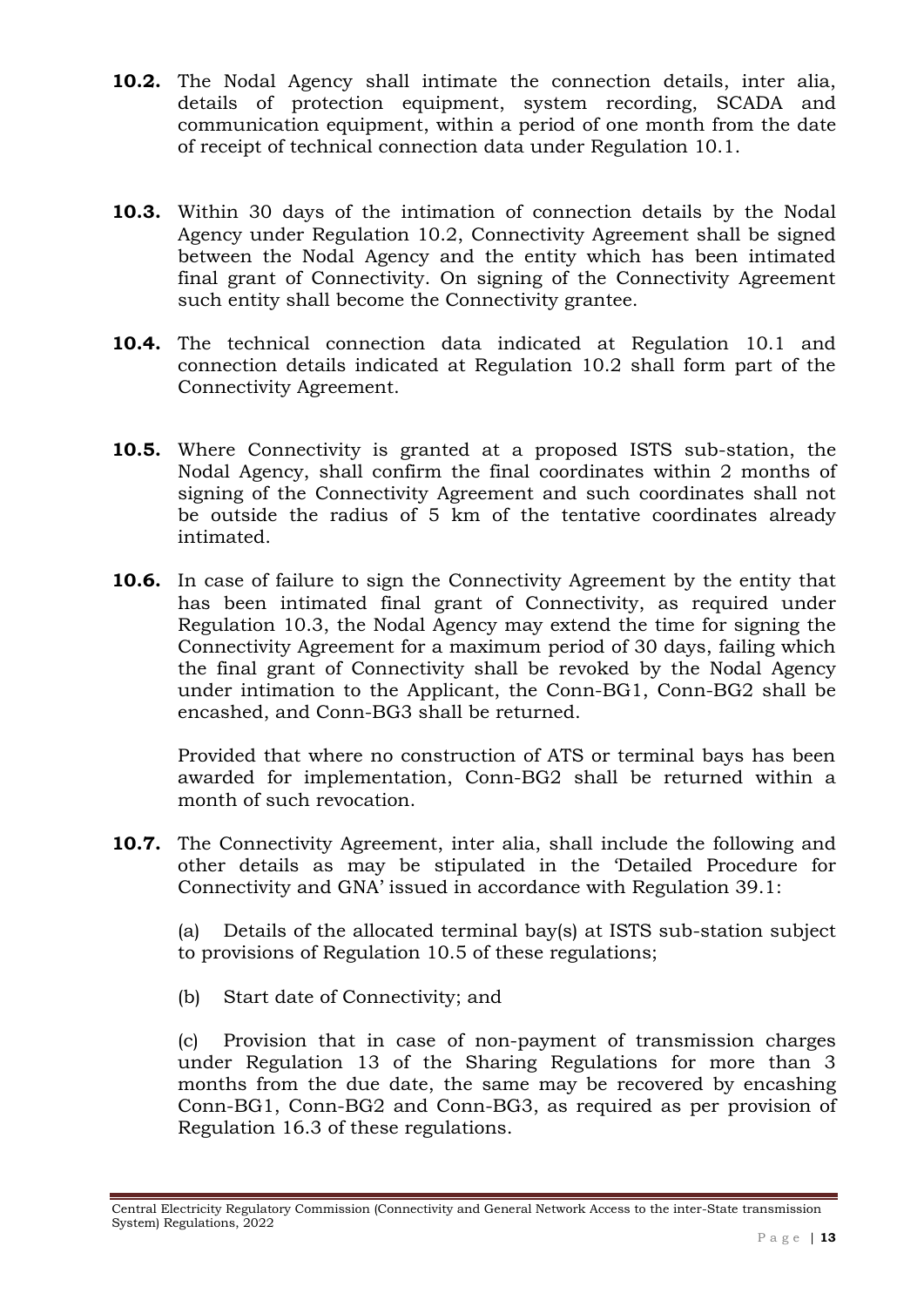**10.2.** The Nodal Agency shall intimate the connection details, inter alia, details of protection equipment, system recording, SCADA and communication equipment, within a period of one month from the date of receipt of technical connection data under Regulation 10.1.

**10.3.** Within 30 days of the intimation of connection details by the Nodal Agency under Regulation 10.2, Connectivity Agreement shall be signed between the Nodal Agency and the entity which has been intimated final grant of Connectivity. On signing of the Connectivity Agreement such entity shall become the Connectivity grantee.

**10.4.** The technical connection data indicated at Regulation 10.1 and connection details indicated at Regulation 10.2 shall form part of the Connectivity Agreement.

**10.5.** Where Connectivity is granted at a proposed ISTS sub-station, the Nodal Agency, shall confirm the final coordinates within 2 months of signing of the Connectivity Agreement and such coordinates shall not be outside the radius of 5 km of the tentative coordinates already intimated.

**10.6.** In case of failure to sign the Connectivity Agreement by the entity that has been intimated final grant of Connectivity, as required under Regulation 10.3, the Nodal Agency may extend the time for signing the Connectivity Agreement for a maximum period of 30 days, failing which the final grant of Connectivity shall be revoked by the Nodal Agency under intimation to the Applicant, the Conn-BG1, Conn-BG2 shall be encashed, and Conn-BG3 shall be returned.

Provided that where no construction of ATS or terminal bays has been awarded for implementation, Conn-BG2 shall be returned within a month of such revocation.

**10.7.** The Connectivity Agreement, inter alia, shall include the following and other details as may be stipulated in the 'Detailed Procedure for Connectivity and GNA' issued in accordance with Regulation 39.1:

(a) Details of the allocated terminal bay(s) at ISTS sub-station subject to provisions of Regulation 10.5 of these regulations;

(b) Start date of Connectivity; and

(c) Provision that in case of non-payment of transmission charges under Regulation 13 of the Sharing Regulations for more than 3 months from the due date, the same may be recovered by encashing Conn-BG1, Conn-BG2 and Conn-BG3, as required as per provision of Regulation 16.3 of these regulations.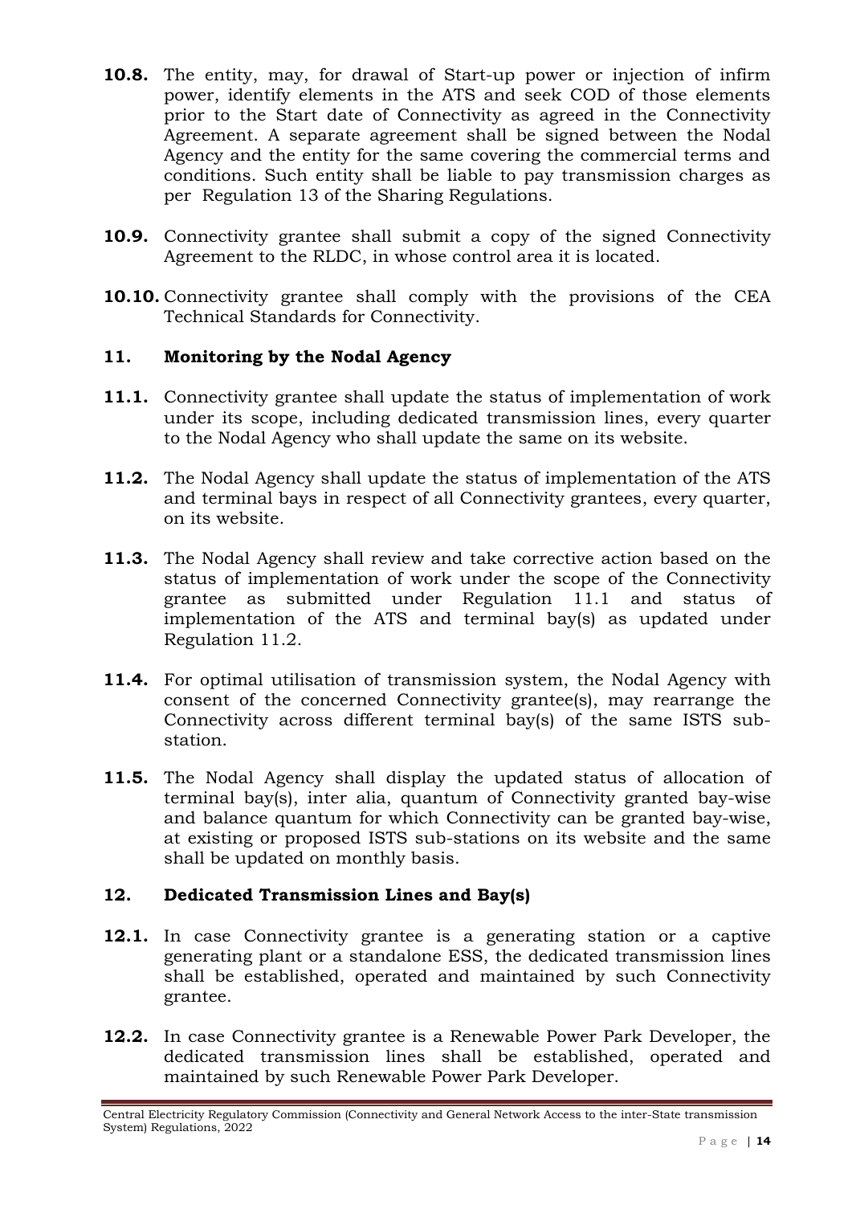**10.8.** The entity, may, for drawal of Start-up power or injection of infirm power, identify elements in the ATS and seek COD of those elements prior to the Start date of Connectivity as agreed in the Connectivity Agreement. A separate agreement shall be signed between the Nodal Agency and the entity for the same covering the commercial terms and conditions. Such entity shall be liable to pay transmission charges as per Regulation 13 of the Sharing Regulations.

**10.9.** Connectivity grantee shall submit a copy of the signed Connectivity Agreement to the RLDC, in whose control area it is located.

**10.10.** Connectivity grantee shall comply with the provisions of the CEA Technical Standards for Connectivity.

## 11. Monitoring by the Nodal Agency

**11.1.** Connectivity grantee shall update the status of implementation of work under its scope, including dedicated transmission lines, every quarter to the Nodal Agency who shall update the same on its website.

**11.2.** The Nodal Agency shall update the status of implementation of the ATS and terminal bays in respect of all Connectivity grantees, every quarter, on its website.

**11.3.** The Nodal Agency shall review and take corrective action based on the status of implementation of work under the scope of the Connectivity grantee as submitted under Regulation 11.1 and status of implementation of the ATS and terminal bay(s) as updated under Regulation 11.2.

**11.4.** For optimal utilisation of transmission system, the Nodal Agency with consent of the concerned Connectivity grantee(s), may rearrange the Connectivity across different terminal bay(s) of the same ISTS sub-station.

**11.5.** The Nodal Agency shall display the updated status of allocation of terminal bay(s), inter alia, quantum of Connectivity granted bay-wise and balance quantum for which Connectivity can be granted bay-wise, at existing or proposed ISTS sub-stations on its website and the same shall be updated on monthly basis.

## 12. Dedicated Transmission Lines and Bay(s)

**12.1.** In case Connectivity grantee is a generating station or a captive generating plant or a standalone ESS, the dedicated transmission lines shall be established, operated and maintained by such Connectivity grantee.

**12.2.** In case Connectivity grantee is a Renewable Power Park Developer, the dedicated transmission lines shall be established, operated and maintained by such Renewable Power Park Developer.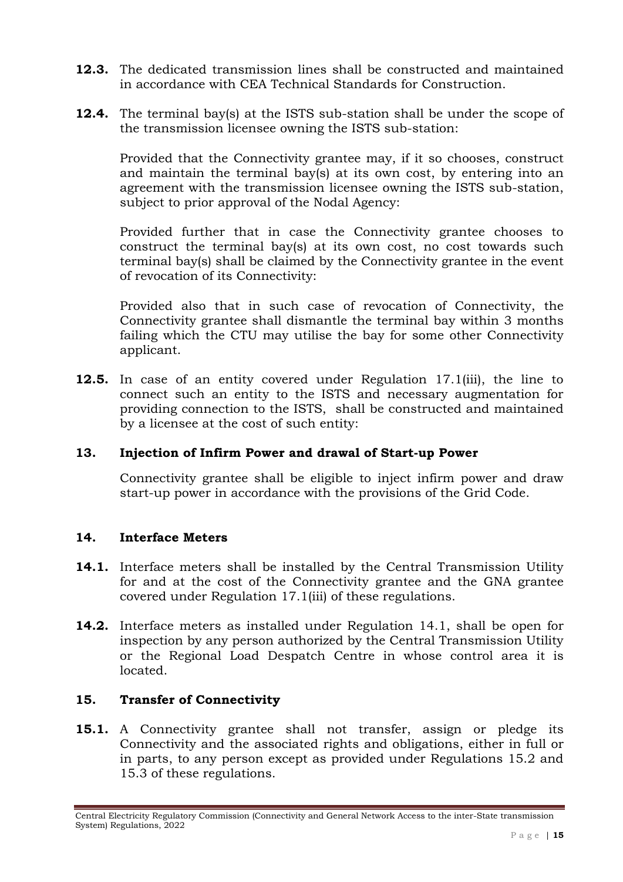**12.3.** The dedicated transmission lines shall be constructed and maintained in accordance with CEA Technical Standards for Construction.

**12.4.** The terminal bay(s) at the ISTS sub-station shall be under the scope of the transmission licensee owning the ISTS sub-station:

Provided that the Connectivity grantee may, if it so chooses, construct and maintain the terminal bay(s) at its own cost, by entering into an agreement with the transmission licensee owning the ISTS sub-station, subject to prior approval of the Nodal Agency:

Provided further that in case the Connectivity grantee chooses to construct the terminal bay(s) at its own cost, no cost towards such terminal bay(s) shall be claimed by the Connectivity grantee in the event of revocation of its Connectivity:

Provided also that in such case of revocation of Connectivity, the Connectivity grantee shall dismantle the terminal bay within 3 months failing which the CTU may utilise the bay for some other Connectivity applicant.

**12.5.** In case of an entity covered under Regulation 17.1(iii), the line to connect such an entity to the ISTS and necessary augmentation for providing connection to the ISTS, shall be constructed and maintained by a licensee at the cost of such entity:

## 13. Injection of Infirm Power and drawal of Start-up Power

Connectivity grantee shall be eligible to inject infirm power and draw start-up power in accordance with the provisions of the Grid Code.

## 14. Interface Meters

**14.1.** Interface meters shall be installed by the Central Transmission Utility for and at the cost of the Connectivity grantee and the GNA grantee covered under Regulation 17.1(iii) of these regulations.

**14.2.** Interface meters as installed under Regulation 14.1, shall be open for inspection by any person authorized by the Central Transmission Utility or the Regional Load Despatch Centre in whose control area it is located.

## 15. Transfer of Connectivity

**15.1.** A Connectivity grantee shall not transfer, assign or pledge its Connectivity and the associated rights and obligations, either in full or in parts, to any person except as provided under Regulations 15.2 and 15.3 of these regulations.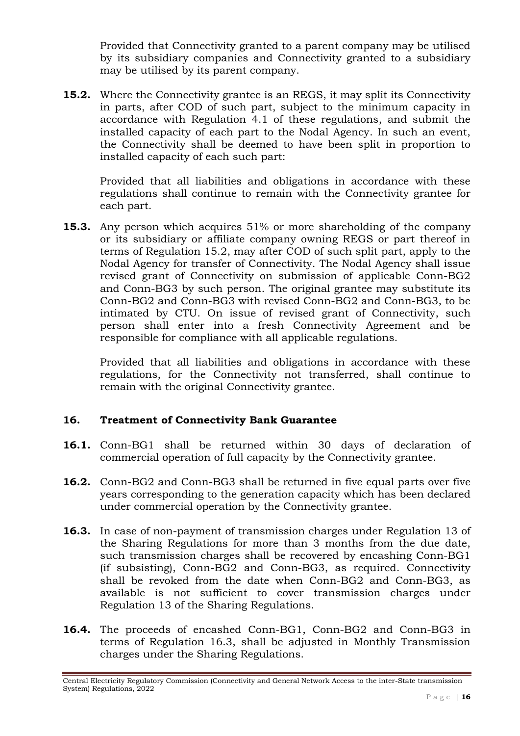Provided that Connectivity granted to a parent company may be utilised by its subsidiary companies and Connectivity granted to a subsidiary may be utilised by its parent company.

**15.2.** Where the Connectivity grantee is an REGS, it may split its Connectivity in parts, after COD of such part, subject to the minimum capacity in accordance with Regulation 4.1 of these regulations, and submit the installed capacity of each part to the Nodal Agency. In such an event, the Connectivity shall be deemed to have been split in proportion to installed capacity of each such part:

Provided that all liabilities and obligations in accordance with these regulations shall continue to remain with the Connectivity grantee for each part.

**15.3.** Any person which acquires 51% or more shareholding of the company or its subsidiary or affiliate company owning REGS or part thereof in terms of Regulation 15.2, may after COD of such split part, apply to the Nodal Agency for transfer of Connectivity. The Nodal Agency shall issue revised grant of Connectivity on submission of applicable Conn-BG2 and Conn-BG3 by such person. The original grantee may substitute its Conn-BG2 and Conn-BG3 with revised Conn-BG2 and Conn-BG3, to be intimated by CTU. On issue of revised grant of Connectivity, such person shall enter into a fresh Connectivity Agreement and be responsible for compliance with all applicable regulations.

Provided that all liabilities and obligations in accordance with these regulations, for the Connectivity not transferred, shall continue to remain with the original Connectivity grantee.

## 16. Treatment of Connectivity Bank Guarantee

**16.1.** Conn-BG1 shall be returned within 30 days of declaration of commercial operation of full capacity by the Connectivity grantee.

**16.2.** Conn-BG2 and Conn-BG3 shall be returned in five equal parts over five years corresponding to the generation capacity which has been declared under commercial operation by the Connectivity grantee.

**16.3.** In case of non-payment of transmission charges under Regulation 13 of the Sharing Regulations for more than 3 months from the due date, such transmission charges shall be recovered by encashing Conn-BG1 (if subsisting), Conn-BG2 and Conn-BG3, as required. Connectivity shall be revoked from the date when Conn-BG2 and Conn-BG3, as available is not sufficient to cover transmission charges under Regulation 13 of the Sharing Regulations.

**16.4.** The proceeds of encashed Conn-BG1, Conn-BG2 and Conn-BG3 in terms of Regulation 16.3, shall be adjusted in Monthly Transmission charges under the Sharing Regulations.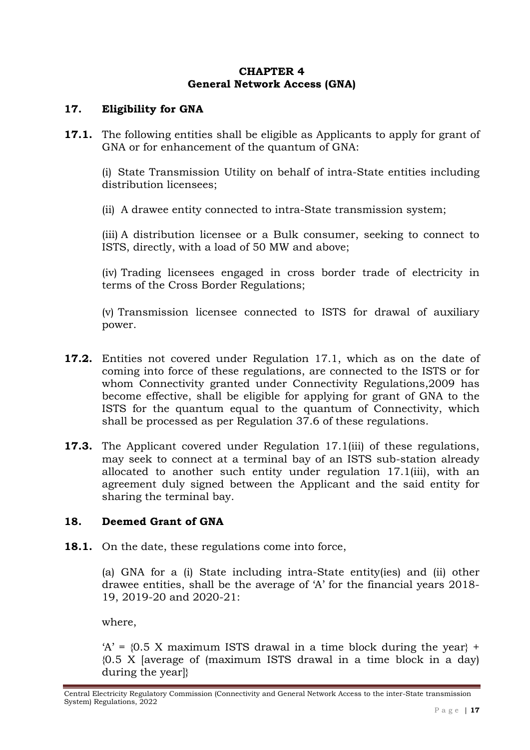# CHAPTER 4
# General Network Access (GNA)

## 17. Eligibility for GNA

**17.1.** The following entities shall be eligible as Applicants to apply for grant of GNA or for enhancement of the quantum of GNA:

(i) State Transmission Utility on behalf of intra-State entities including distribution licensees;

(ii) A drawee entity connected to intra-State transmission system;

(iii) A distribution licensee or a Bulk consumer, seeking to connect to ISTS, directly, with a load of 50 MW and above;

(iv) Trading licensees engaged in cross border trade of electricity in terms of the Cross Border Regulations;

(v) Transmission licensee connected to ISTS for drawal of auxiliary power.

**17.2.** Entities not covered under Regulation 17.1, which as on the date of coming into force of these regulations, are connected to the ISTS or for whom Connectivity granted under Connectivity Regulations,2009 has become effective, shall be eligible for applying for grant of GNA to the ISTS for the quantum equal to the quantum of Connectivity, which shall be processed as per Regulation 37.6 of these regulations.

**17.3.** The Applicant covered under Regulation 17.1(iii) of these regulations, may seek to connect at a terminal bay of an ISTS sub-station already allocated to another such entity under regulation 17.1(iii), with an agreement duly signed between the Applicant and the said entity for sharing the terminal bay.

## 18. Deemed Grant of GNA

**18.1.** On the date, these regulations come into force,

(a) GNA for a (i) State including intra-State entity(ies) and (ii) other drawee entities, shall be the average of 'A' for the financial years 2018-19, 2019-20 and 2020-21:

where,

'A' = {0.5 X maximum ISTS drawal in a time block during the year} + {0.5 X [average of (maximum ISTS drawal in a time block in a day) during the year]}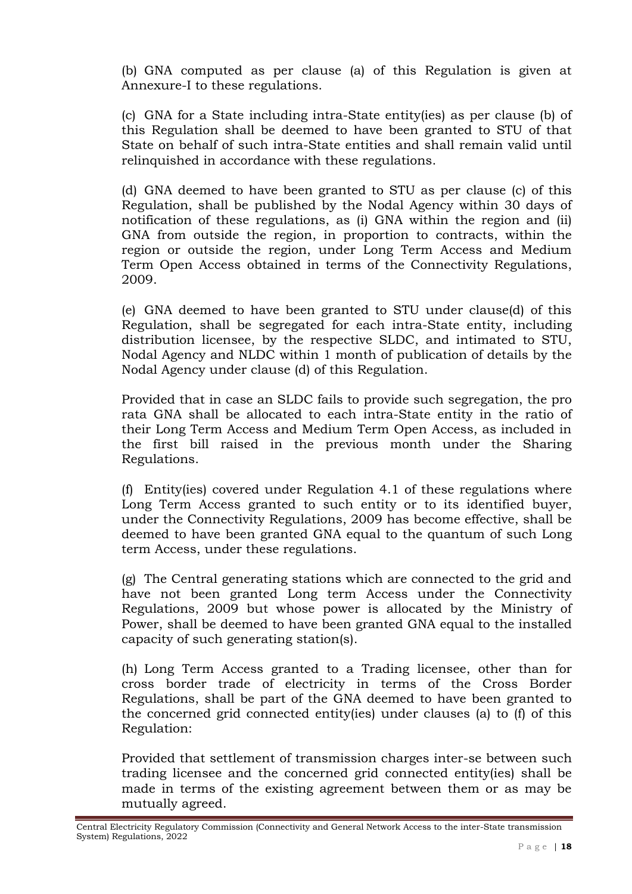(b) GNA computed as per clause (a) of this Regulation is given at Annexure-I to these regulations.

(c) GNA for a State including intra-State entity(ies) as per clause (b) of this Regulation shall be deemed to have been granted to STU of that State on behalf of such intra-State entities and shall remain valid until relinquished in accordance with these regulations.

(d) GNA deemed to have been granted to STU as per clause (c) of this Regulation, shall be published by the Nodal Agency within 30 days of notification of these regulations, as (i) GNA within the region and (ii) GNA from outside the region, in proportion to contracts, within the region or outside the region, under Long Term Access and Medium Term Open Access obtained in terms of the Connectivity Regulations, 2009.

(e) GNA deemed to have been granted to STU under clause(d) of this Regulation, shall be segregated for each intra-State entity, including distribution licensee, by the respective SLDC, and intimated to STU, Nodal Agency and NLDC within 1 month of publication of details by the Nodal Agency under clause (d) of this Regulation.

Provided that in case an SLDC fails to provide such segregation, the pro rata GNA shall be allocated to each intra-State entity in the ratio of their Long Term Access and Medium Term Open Access, as included in the first bill raised in the previous month under the Sharing Regulations.

(f) Entity(ies) covered under Regulation 4.1 of these regulations where Long Term Access granted to such entity or to its identified buyer, under the Connectivity Regulations, 2009 has become effective, shall be deemed to have been granted GNA equal to the quantum of such Long term Access, under these regulations.

(g) The Central generating stations which are connected to the grid and have not been granted Long term Access under the Connectivity Regulations, 2009 but whose power is allocated by the Ministry of Power, shall be deemed to have been granted GNA equal to the installed capacity of such generating station(s).

(h) Long Term Access granted to a Trading licensee, other than for cross border trade of electricity in terms of the Cross Border Regulations, shall be part of the GNA deemed to have been granted to the concerned grid connected entity(ies) under clauses (a) to (f) of this Regulation:

Provided that settlement of transmission charges inter-se between such trading licensee and the concerned grid connected entity(ies) shall be made in terms of the existing agreement between them or as may be mutually agreed.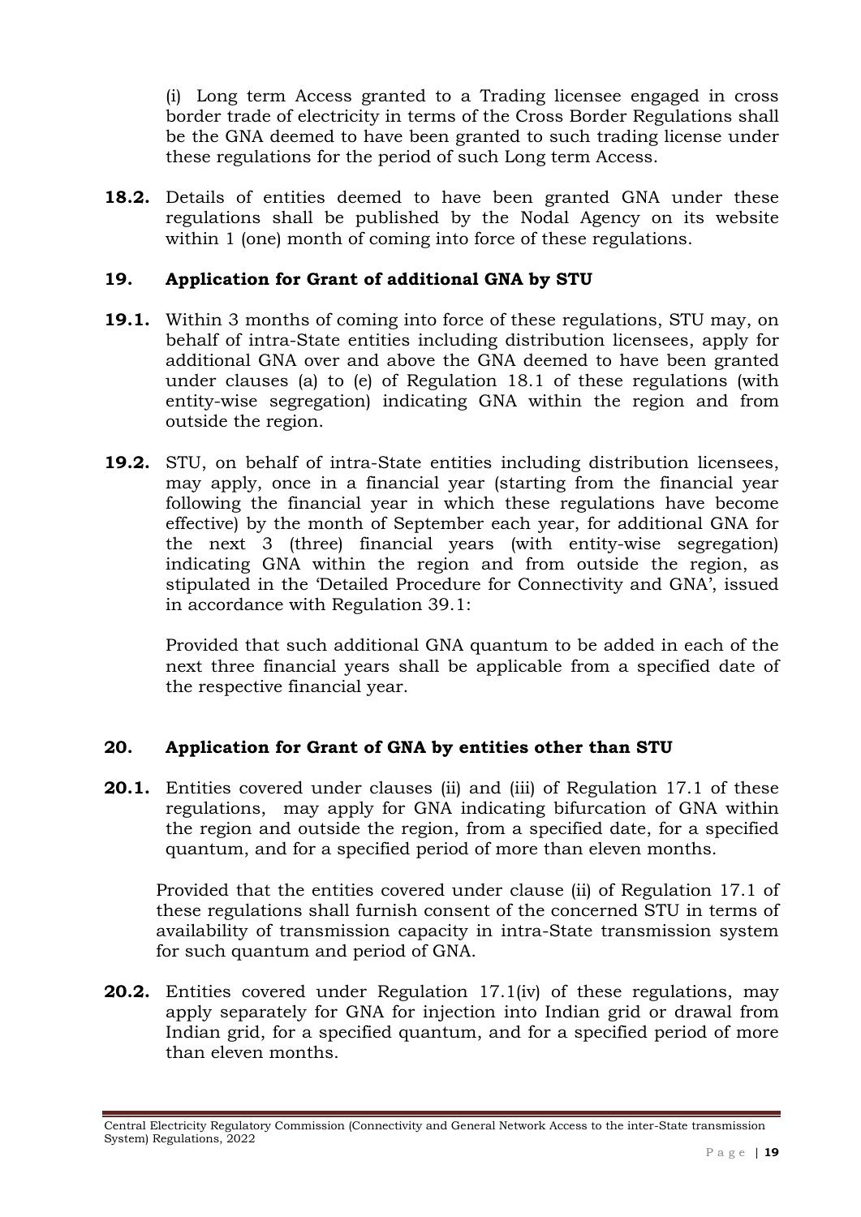(i) Long term Access granted to a Trading licensee engaged in cross border trade of electricity in terms of the Cross Border Regulations shall be the GNA deemed to have been granted to such trading license under these regulations for the period of such Long term Access.

**18.2.** Details of entities deemed to have been granted GNA under these regulations shall be published by the Nodal Agency on its website within 1 (one) month of coming into force of these regulations.

### 19. Application for Grant of additional GNA by STU

**19.1.** Within 3 months of coming into force of these regulations, STU may, on behalf of intra-State entities including distribution licensees, apply for additional GNA over and above the GNA deemed to have been granted under clauses (a) to (e) of Regulation 18.1 of these regulations (with entity-wise segregation) indicating GNA within the region and from outside the region.

**19.2.** STU, on behalf of intra-State entities including distribution licensees, may apply, once in a financial year (starting from the financial year following the financial year in which these regulations have become effective) by the month of September each year, for additional GNA for the next 3 (three) financial years (with entity-wise segregation) indicating GNA within the region and from outside the region, as stipulated in the 'Detailed Procedure for Connectivity and GNA', issued in accordance with Regulation 39.1:

Provided that such additional GNA quantum to be added in each of the next three financial years shall be applicable from a specified date of the respective financial year.

### 20. Application for Grant of GNA by entities other than STU

**20.1.** Entities covered under clauses (ii) and (iii) of Regulation 17.1 of these regulations, may apply for GNA indicating bifurcation of GNA within the region and outside the region, from a specified date, for a specified quantum, and for a specified period of more than eleven months.

Provided that the entities covered under clause (ii) of Regulation 17.1 of these regulations shall furnish consent of the concerned STU in terms of availability of transmission capacity in intra-State transmission system for such quantum and period of GNA.

**20.2.** Entities covered under Regulation 17.1(iv) of these regulations, may apply separately for GNA for injection into Indian grid or drawal from Indian grid, for a specified quantum, and for a specified period of more than eleven months.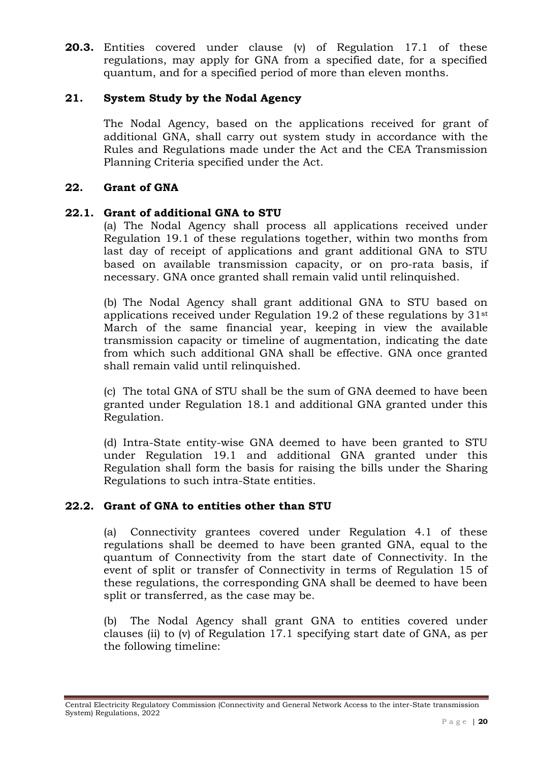**20.3.** Entities covered under clause (v) of Regulation 17.1 of these regulations, may apply for GNA from a specified date, for a specified quantum, and for a specified period of more than eleven months.

## 21. System Study by the Nodal Agency

The Nodal Agency, based on the applications received for grant of additional GNA, shall carry out system study in accordance with the Rules and Regulations made under the Act and the CEA Transmission Planning Criteria specified under the Act.

## 22. Grant of GNA

### 22.1. Grant of additional GNA to STU

(a) The Nodal Agency shall process all applications received under Regulation 19.1 of these regulations together, within two months from last day of receipt of applications and grant additional GNA to STU based on available transmission capacity, or on pro-rata basis, if necessary. GNA once granted shall remain valid until relinquished.

(b) The Nodal Agency shall grant additional GNA to STU based on applications received under Regulation 19.2 of these regulations by 31st March of the same financial year, keeping in view the available transmission capacity or timeline of augmentation, indicating the date from which such additional GNA shall be effective. GNA once granted shall remain valid until relinquished.

(c) The total GNA of STU shall be the sum of GNA deemed to have been granted under Regulation 18.1 and additional GNA granted under this Regulation.

(d) Intra-State entity-wise GNA deemed to have been granted to STU under Regulation 19.1 and additional GNA granted under this Regulation shall form the basis for raising the bills under the Sharing Regulations to such intra-State entities.

### 22.2. Grant of GNA to entities other than STU

(a) Connectivity grantees covered under Regulation 4.1 of these regulations shall be deemed to have been granted GNA, equal to the quantum of Connectivity from the start date of Connectivity. In the event of split or transfer of Connectivity in terms of Regulation 15 of these regulations, the corresponding GNA shall be deemed to have been split or transferred, as the case may be.

(b) The Nodal Agency shall grant GNA to entities covered under clauses (ii) to (v) of Regulation 17.1 specifying start date of GNA, as per the following timeline: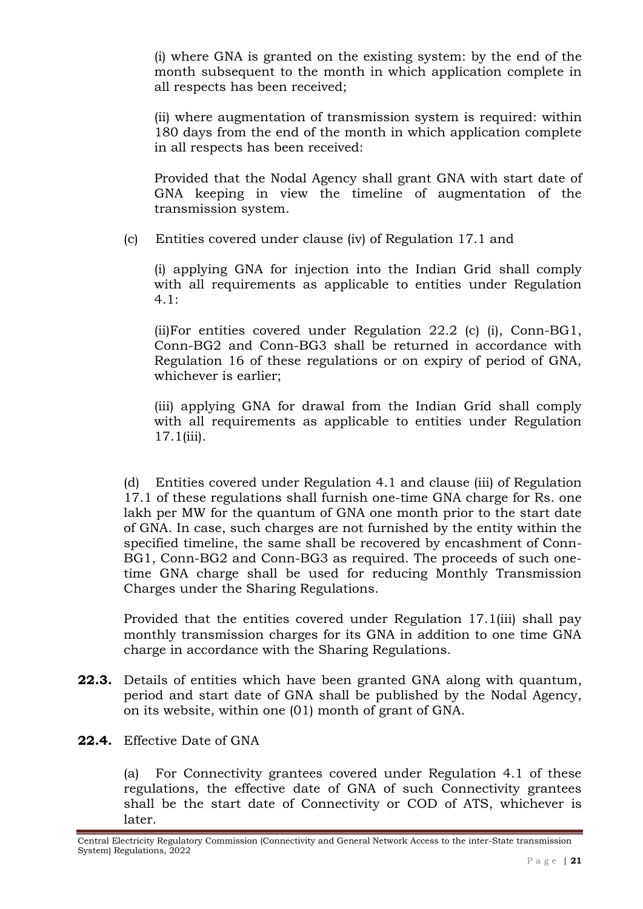(i) where GNA is granted on the existing system: by the end of the month subsequent to the month in which application complete in all respects has been received;

(ii) where augmentation of transmission system is required: within 180 days from the end of the month in which application complete in all respects has been received:

Provided that the Nodal Agency shall grant GNA with start date of GNA keeping in view the timeline of augmentation of the transmission system.

(c) Entities covered under clause (iv) of Regulation 17.1 and

(i) applying GNA for injection into the Indian Grid shall comply with all requirements as applicable to entities under Regulation 4.1:

(ii)For entities covered under Regulation 22.2 (c) (i), Conn-BG1, Conn-BG2 and Conn-BG3 shall be returned in accordance with Regulation 16 of these regulations or on expiry of period of GNA, whichever is earlier;

(iii) applying GNA for drawal from the Indian Grid shall comply with all requirements as applicable to entities under Regulation 17.1(iii).

(d) Entities covered under Regulation 4.1 and clause (iii) of Regulation 17.1 of these regulations shall furnish one-time GNA charge for Rs. one lakh per MW for the quantum of GNA one month prior to the start date of GNA. In case, such charges are not furnished by the entity within the specified timeline, the same shall be recovered by encashment of Conn-BG1, Conn-BG2 and Conn-BG3 as required. The proceeds of such one-time GNA charge shall be used for reducing Monthly Transmission Charges under the Sharing Regulations.

Provided that the entities covered under Regulation 17.1(iii) shall pay monthly transmission charges for its GNA in addition to one time GNA charge in accordance with the Sharing Regulations.

**22.3.** Details of entities which have been granted GNA along with quantum, period and start date of GNA shall be published by the Nodal Agency, on its website, within one (01) month of grant of GNA.

**22.4.** Effective Date of GNA

(a) For Connectivity grantees covered under Regulation 4.1 of these regulations, the effective date of GNA of such Connectivity grantees shall be the start date of Connectivity or COD of ATS, whichever is later.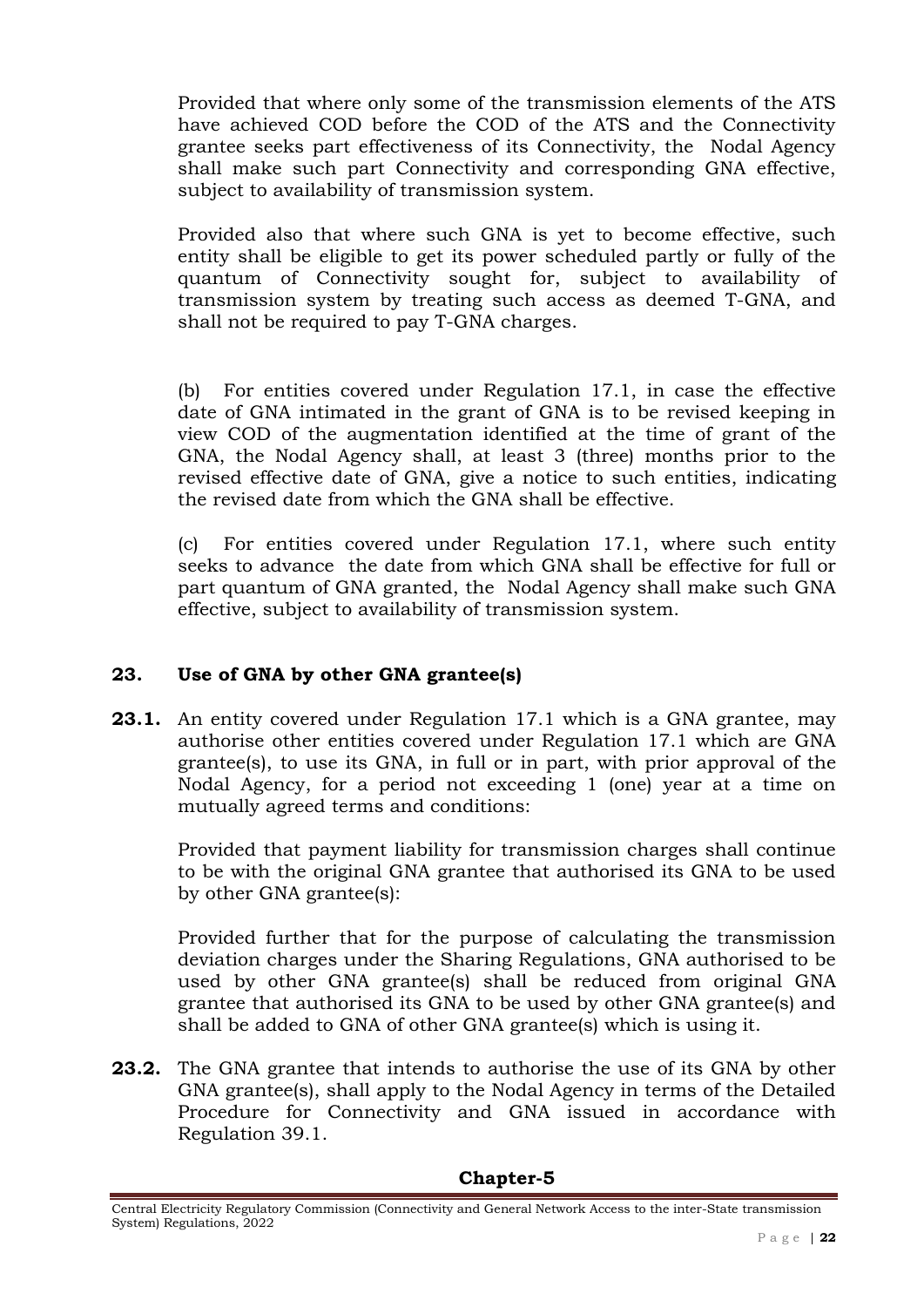Provided that where only some of the transmission elements of the ATS have achieved COD before the COD of the ATS and the Connectivity grantee seeks part effectiveness of its Connectivity, the Nodal Agency shall make such part Connectivity and corresponding GNA effective, subject to availability of transmission system.

Provided also that where such GNA is yet to become effective, such entity shall be eligible to get its power scheduled partly or fully of the quantum of Connectivity sought for, subject to availability of transmission system by treating such access as deemed T-GNA, and shall not be required to pay T-GNA charges.

(b) For entities covered under Regulation 17.1, in case the effective date of GNA intimated in the grant of GNA is to be revised keeping in view COD of the augmentation identified at the time of grant of the GNA, the Nodal Agency shall, at least 3 (three) months prior to the revised effective date of GNA, give a notice to such entities, indicating the revised date from which the GNA shall be effective.

(c) For entities covered under Regulation 17.1, where such entity seeks to advance the date from which GNA shall be effective for full or part quantum of GNA granted, the Nodal Agency shall make such GNA effective, subject to availability of transmission system.

## 23. Use of GNA by other GNA grantee(s)

**23.1.** An entity covered under Regulation 17.1 which is a GNA grantee, may authorise other entities covered under Regulation 17.1 which are GNA grantee(s), to use its GNA, in full or in part, with prior approval of the Nodal Agency, for a period not exceeding 1 (one) year at a time on mutually agreed terms and conditions:

Provided that payment liability for transmission charges shall continue to be with the original GNA grantee that authorised its GNA to be used by other GNA grantee(s):

Provided further that for the purpose of calculating the transmission deviation charges under the Sharing Regulations, GNA authorised to be used by other GNA grantee(s) shall be reduced from original GNA grantee that authorised its GNA to be used by other GNA grantee(s) and shall be added to GNA of other GNA grantee(s) which is using it.

**23.2.** The GNA grantee that intends to authorise the use of its GNA by other GNA grantee(s), shall apply to the Nodal Agency in terms of the Detailed Procedure for Connectivity and GNA issued in accordance with Regulation 39.1.

# Chapter-5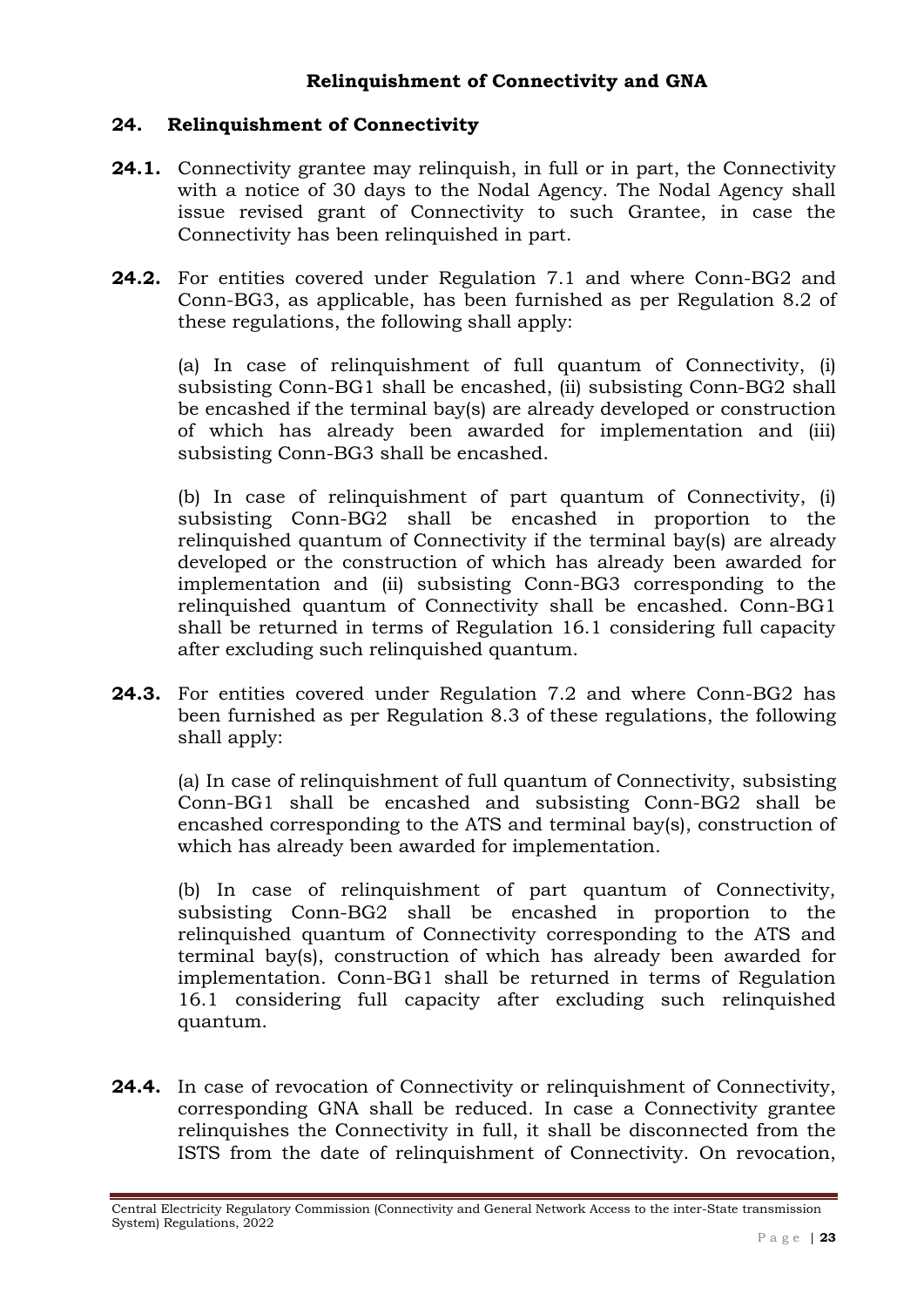## Relinquishment of Connectivity and GNA

### 24. Relinquishment of Connectivity

**24.1.** Connectivity grantee may relinquish, in full or in part, the Connectivity with a notice of 30 days to the Nodal Agency. The Nodal Agency shall issue revised grant of Connectivity to such Grantee, in case the Connectivity has been relinquished in part.

**24.2.** For entities covered under Regulation 7.1 and where Conn-BG2 and Conn-BG3, as applicable, has been furnished as per Regulation 8.2 of these regulations, the following shall apply:

(a) In case of relinquishment of full quantum of Connectivity, (i) subsisting Conn-BG1 shall be encashed, (ii) subsisting Conn-BG2 shall be encashed if the terminal bay(s) are already developed or construction of which has already been awarded for implementation and (iii) subsisting Conn-BG3 shall be encashed.

(b) In case of relinquishment of part quantum of Connectivity, (i) subsisting Conn-BG2 shall be encashed in proportion to the relinquished quantum of Connectivity if the terminal bay(s) are already developed or the construction of which has already been awarded for implementation and (ii) subsisting Conn-BG3 corresponding to the relinquished quantum of Connectivity shall be encashed. Conn-BG1 shall be returned in terms of Regulation 16.1 considering full capacity after excluding such relinquished quantum.

**24.3.** For entities covered under Regulation 7.2 and where Conn-BG2 has been furnished as per Regulation 8.3 of these regulations, the following shall apply:

(a) In case of relinquishment of full quantum of Connectivity, subsisting Conn-BG1 shall be encashed and subsisting Conn-BG2 shall be encashed corresponding to the ATS and terminal bay(s), construction of which has already been awarded for implementation.

(b) In case of relinquishment of part quantum of Connectivity, subsisting Conn-BG2 shall be encashed in proportion to the relinquished quantum of Connectivity corresponding to the ATS and terminal bay(s), construction of which has already been awarded for implementation. Conn-BG1 shall be returned in terms of Regulation 16.1 considering full capacity after excluding such relinquished quantum.

**24.4.** In case of revocation of Connectivity or relinquishment of Connectivity, corresponding GNA shall be reduced. In case a Connectivity grantee relinquishes the Connectivity in full, it shall be disconnected from the ISTS from the date of relinquishment of Connectivity. On revocation,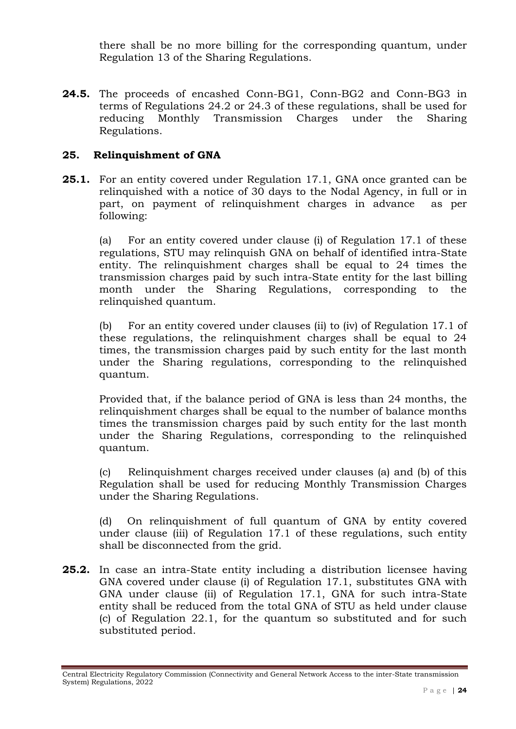there shall be no more billing for the corresponding quantum, under Regulation 13 of the Sharing Regulations.

**24.5.** The proceeds of encashed Conn-BG1, Conn-BG2 and Conn-BG3 in terms of Regulations 24.2 or 24.3 of these regulations, shall be used for reducing Monthly Transmission Charges under the Sharing Regulations.

## 25. Relinquishment of GNA

**25.1.** For an entity covered under Regulation 17.1, GNA once granted can be relinquished with a notice of 30 days to the Nodal Agency, in full or in part, on payment of relinquishment charges in advance as per following:

(a) For an entity covered under clause (i) of Regulation 17.1 of these regulations, STU may relinquish GNA on behalf of identified intra-State entity. The relinquishment charges shall be equal to 24 times the transmission charges paid by such intra-State entity for the last billing month under the Sharing Regulations, corresponding to the relinquished quantum.

(b) For an entity covered under clauses (ii) to (iv) of Regulation 17.1 of these regulations, the relinquishment charges shall be equal to 24 times, the transmission charges paid by such entity for the last month under the Sharing regulations, corresponding to the relinquished quantum.

Provided that, if the balance period of GNA is less than 24 months, the relinquishment charges shall be equal to the number of balance months times the transmission charges paid by such entity for the last month under the Sharing Regulations, corresponding to the relinquished quantum.

(c) Relinquishment charges received under clauses (a) and (b) of this Regulation shall be used for reducing Monthly Transmission Charges under the Sharing Regulations.

(d) On relinquishment of full quantum of GNA by entity covered under clause (iii) of Regulation 17.1 of these regulations, such entity shall be disconnected from the grid.

**25.2.** In case an intra-State entity including a distribution licensee having GNA covered under clause (i) of Regulation 17.1, substitutes GNA with GNA under clause (ii) of Regulation 17.1, GNA for such intra-State entity shall be reduced from the total GNA of STU as held under clause (c) of Regulation 22.1, for the quantum so substituted and for such substituted period.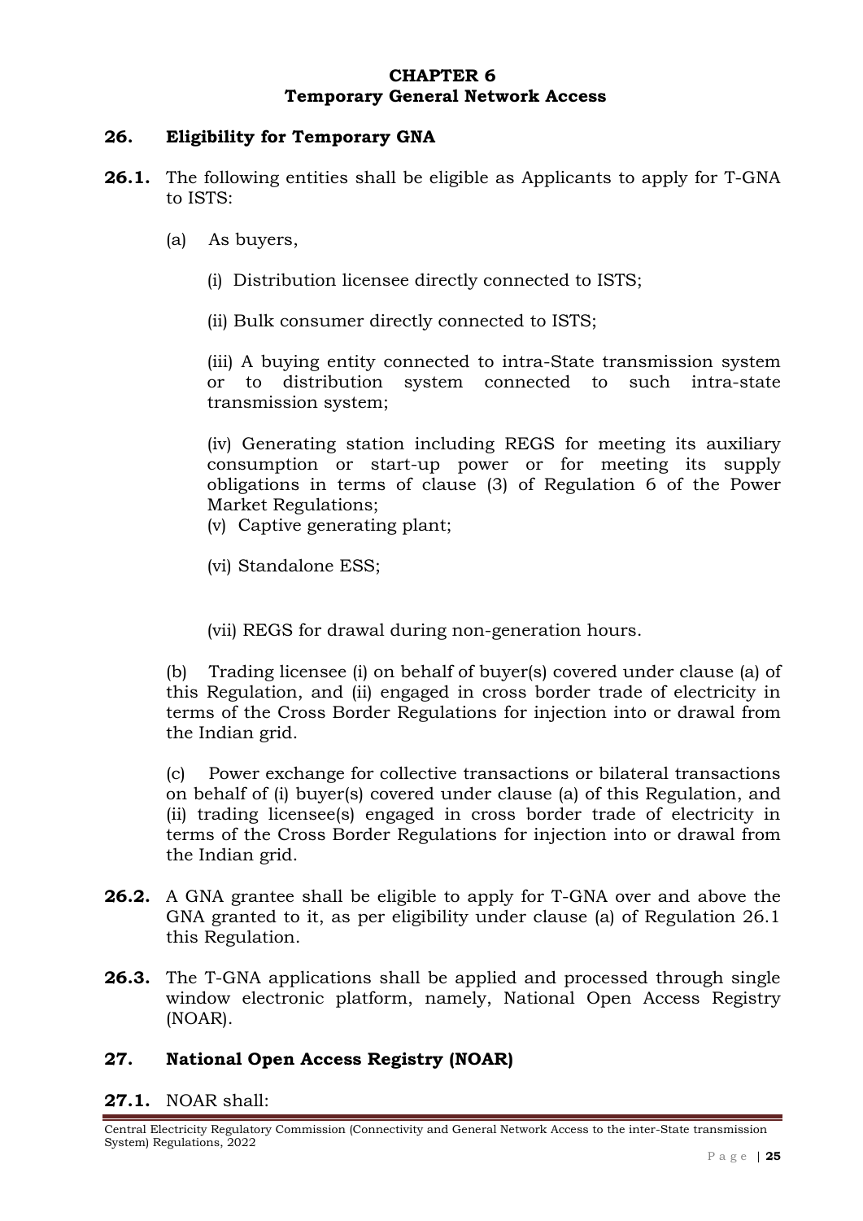## CHAPTER 6
## Temporary General Network Access

### 26. Eligibility for Temporary GNA

**26.1.** The following entities shall be eligible as Applicants to apply for T-GNA to ISTS:

(a) As buyers,

(i) Distribution licensee directly connected to ISTS;

(ii) Bulk consumer directly connected to ISTS;

(iii) A buying entity connected to intra-State transmission system or to distribution system connected to such intra-state transmission system;

(iv) Generating station including REGS for meeting its auxiliary consumption or start-up power or for meeting its supply obligations in terms of clause (3) of Regulation 6 of the Power Market Regulations;

(v) Captive generating plant;

(vi) Standalone ESS;

(vii) REGS for drawal during non-generation hours.

(b) Trading licensee (i) on behalf of buyer(s) covered under clause (a) of this Regulation, and (ii) engaged in cross border trade of electricity in terms of the Cross Border Regulations for injection into or drawal from the Indian grid.

(c) Power exchange for collective transactions or bilateral transactions on behalf of (i) buyer(s) covered under clause (a) of this Regulation, and (ii) trading licensee(s) engaged in cross border trade of electricity in terms of the Cross Border Regulations for injection into or drawal from the Indian grid.

**26.2.** A GNA grantee shall be eligible to apply for T-GNA over and above the GNA granted to it, as per eligibility under clause (a) of Regulation 26.1 this Regulation.

**26.3.** The T-GNA applications shall be applied and processed through single window electronic platform, namely, National Open Access Registry (NOAR).

### 27. National Open Access Registry (NOAR)

**27.1.** NOAR shall: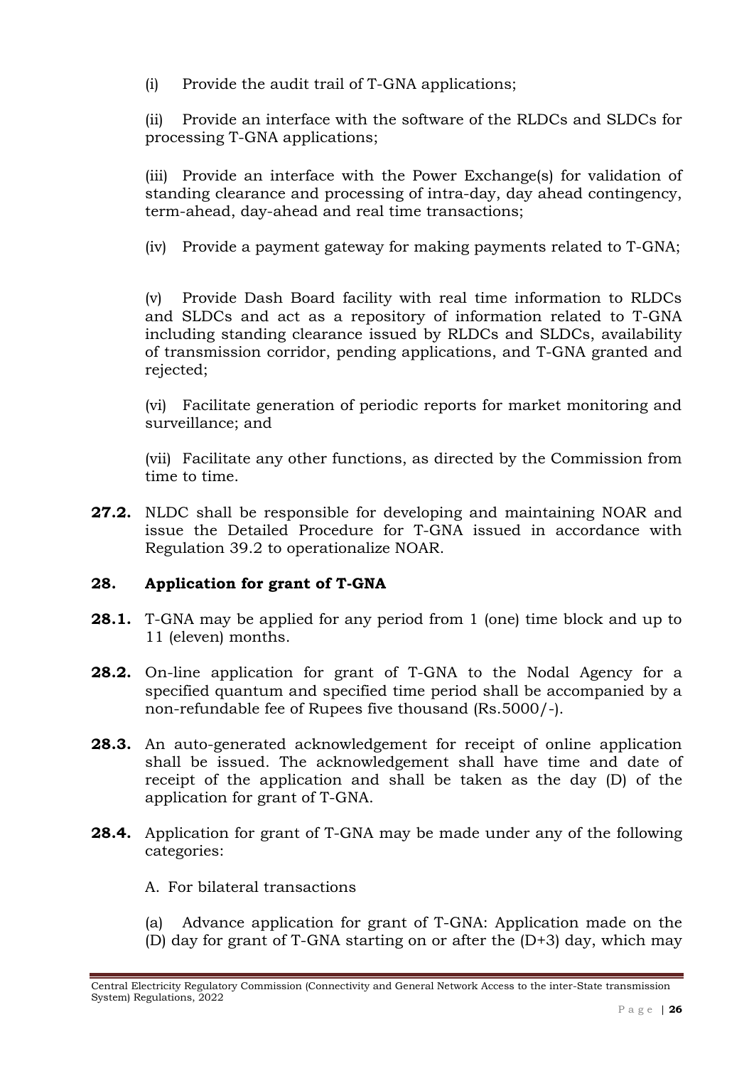(i) Provide the audit trail of T-GNA applications;

(ii) Provide an interface with the software of the RLDCs and SLDCs for processing T-GNA applications;

(iii) Provide an interface with the Power Exchange(s) for validation of standing clearance and processing of intra-day, day ahead contingency, term-ahead, day-ahead and real time transactions;

(iv) Provide a payment gateway for making payments related to T-GNA;

(v) Provide Dash Board facility with real time information to RLDCs and SLDCs and act as a repository of information related to T-GNA including standing clearance issued by RLDCs and SLDCs, availability of transmission corridor, pending applications, and T-GNA granted and rejected;

(vi) Facilitate generation of periodic reports for market monitoring and surveillance; and

(vii) Facilitate any other functions, as directed by the Commission from time to time.

**27.2.** NLDC shall be responsible for developing and maintaining NOAR and issue the Detailed Procedure for T-GNA issued in accordance with Regulation 39.2 to operationalize NOAR.

## 28. Application for grant of T-GNA

**28.1.** T-GNA may be applied for any period from 1 (one) time block and up to 11 (eleven) months.

**28.2.** On-line application for grant of T-GNA to the Nodal Agency for a specified quantum and specified time period shall be accompanied by a non-refundable fee of Rupees five thousand (Rs.5000/-).

**28.3.** An auto-generated acknowledgement for receipt of online application shall be issued. The acknowledgement shall have time and date of receipt of the application and shall be taken as the day (D) of the application for grant of T-GNA.

**28.4.** Application for grant of T-GNA may be made under any of the following categories:

A. For bilateral transactions

(a) Advance application for grant of T-GNA: Application made on the (D) day for grant of T-GNA starting on or after the (D+3) day, which may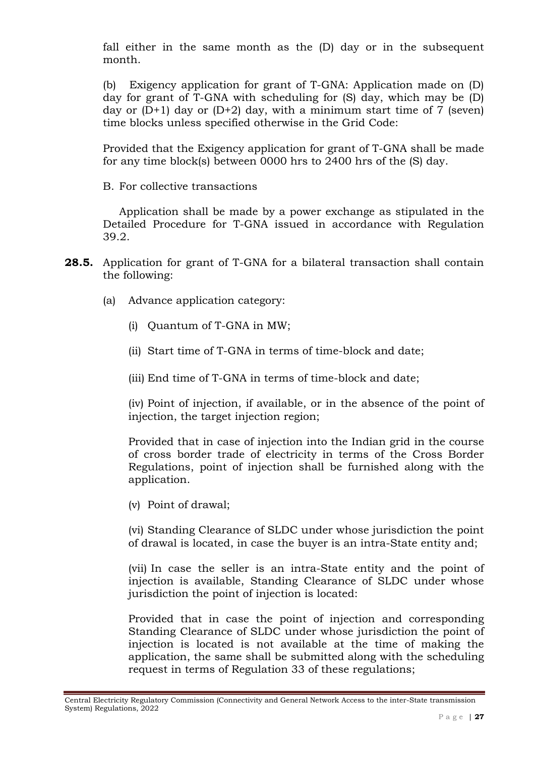fall either in the same month as the (D) day or in the subsequent month.

(b) Exigency application for grant of T-GNA: Application made on (D) day for grant of T-GNA with scheduling for (S) day, which may be (D) day or (D+1) day or (D+2) day, with a minimum start time of 7 (seven) time blocks unless specified otherwise in the Grid Code:

Provided that the Exigency application for grant of T-GNA shall be made for any time block(s) between 0000 hrs to 2400 hrs of the (S) day.

B. For collective transactions

Application shall be made by a power exchange as stipulated in the Detailed Procedure for T-GNA issued in accordance with Regulation 39.2.

**28.5.** Application for grant of T-GNA for a bilateral transaction shall contain the following:

(a) Advance application category:

(i) Quantum of T-GNA in MW;

(ii) Start time of T-GNA in terms of time-block and date;

(iii) End time of T-GNA in terms of time-block and date;

(iv) Point of injection, if available, or in the absence of the point of injection, the target injection region;

Provided that in case of injection into the Indian grid in the course of cross border trade of electricity in terms of the Cross Border Regulations, point of injection shall be furnished along with the application.

(v) Point of drawal;

(vi) Standing Clearance of SLDC under whose jurisdiction the point of drawal is located, in case the buyer is an intra-State entity and;

(vii) In case the seller is an intra-State entity and the point of injection is available, Standing Clearance of SLDC under whose jurisdiction the point of injection is located:

Provided that in case the point of injection and corresponding Standing Clearance of SLDC under whose jurisdiction the point of injection is located is not available at the time of making the application, the same shall be submitted along with the scheduling request in terms of Regulation 33 of these regulations;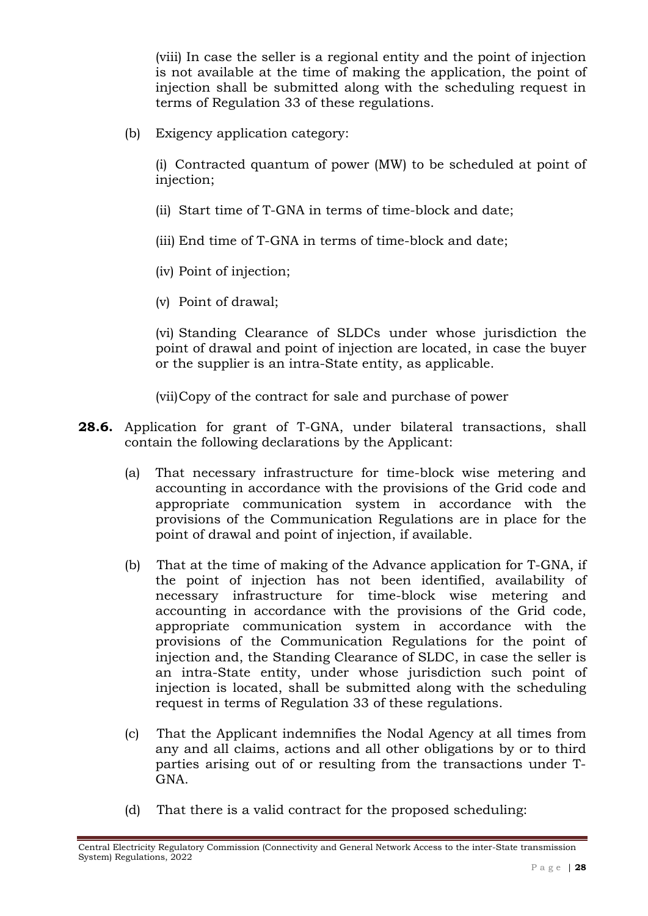(viii) In case the seller is a regional entity and the point of injection is not available at the time of making the application, the point of injection shall be submitted along with the scheduling request in terms of Regulation 33 of these regulations.

(b) Exigency application category:

(i) Contracted quantum of power (MW) to be scheduled at point of injection;

(ii) Start time of T-GNA in terms of time-block and date;

(iii) End time of T-GNA in terms of time-block and date;

(iv) Point of injection;

(v) Point of drawal;

(vi) Standing Clearance of SLDCs under whose jurisdiction the point of drawal and point of injection are located, in case the buyer or the supplier is an intra-State entity, as applicable.

(vii) Copy of the contract for sale and purchase of power

**28.6.** Application for grant of T-GNA, under bilateral transactions, shall contain the following declarations by the Applicant:

(a) That necessary infrastructure for time-block wise metering and accounting in accordance with the provisions of the Grid code and appropriate communication system in accordance with the provisions of the Communication Regulations are in place for the point of drawal and point of injection, if available.

(b) That at the time of making of the Advance application for T-GNA, if the point of injection has not been identified, availability of necessary infrastructure for time-block wise metering and accounting in accordance with the provisions of the Grid code, appropriate communication system in accordance with the provisions of the Communication Regulations for the point of injection and, the Standing Clearance of SLDC, in case the seller is an intra-State entity, under whose jurisdiction such point of injection is located, shall be submitted along with the scheduling request in terms of Regulation 33 of these regulations.

(c) That the Applicant indemnifies the Nodal Agency at all times from any and all claims, actions and all other obligations by or to third parties arising out of or resulting from the transactions under T-GNA.

(d) That there is a valid contract for the proposed scheduling: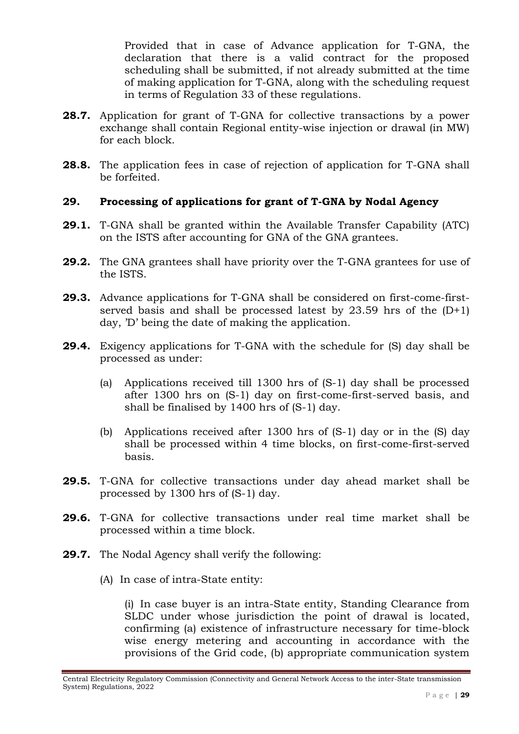Provided that in case of Advance application for T-GNA, the declaration that there is a valid contract for the proposed scheduling shall be submitted, if not already submitted at the time of making application for T-GNA, along with the scheduling request in terms of Regulation 33 of these regulations.

**28.7.** Application for grant of T-GNA for collective transactions by a power exchange shall contain Regional entity-wise injection or drawal (in MW) for each block.

**28.8.** The application fees in case of rejection of application for T-GNA shall be forfeited.

## 29. Processing of applications for grant of T-GNA by Nodal Agency

**29.1.** T-GNA shall be granted within the Available Transfer Capability (ATC) on the ISTS after accounting for GNA of the GNA grantees.

**29.2.** The GNA grantees shall have priority over the T-GNA grantees for use of the ISTS.

**29.3.** Advance applications for T-GNA shall be considered on first-come-first-served basis and shall be processed latest by 23.59 hrs of the (D+1) day, 'D' being the date of making the application.

**29.4.** Exigency applications for T-GNA with the schedule for (S) day shall be processed as under:

(a) Applications received till 1300 hrs of (S-1) day shall be processed after 1300 hrs on (S-1) day on first-come-first-served basis, and shall be finalised by 1400 hrs of (S-1) day.

(b) Applications received after 1300 hrs of (S-1) day or in the (S) day shall be processed within 4 time blocks, on first-come-first-served basis.

**29.5.** T-GNA for collective transactions under day ahead market shall be processed by 1300 hrs of (S-1) day.

**29.6.** T-GNA for collective transactions under real time market shall be processed within a time block.

**29.7.** The Nodal Agency shall verify the following:

(A) In case of intra-State entity:

(i) In case buyer is an intra-State entity, Standing Clearance from SLDC under whose jurisdiction the point of drawal is located, confirming (a) existence of infrastructure necessary for time-block wise energy metering and accounting in accordance with the provisions of the Grid code, (b) appropriate communication system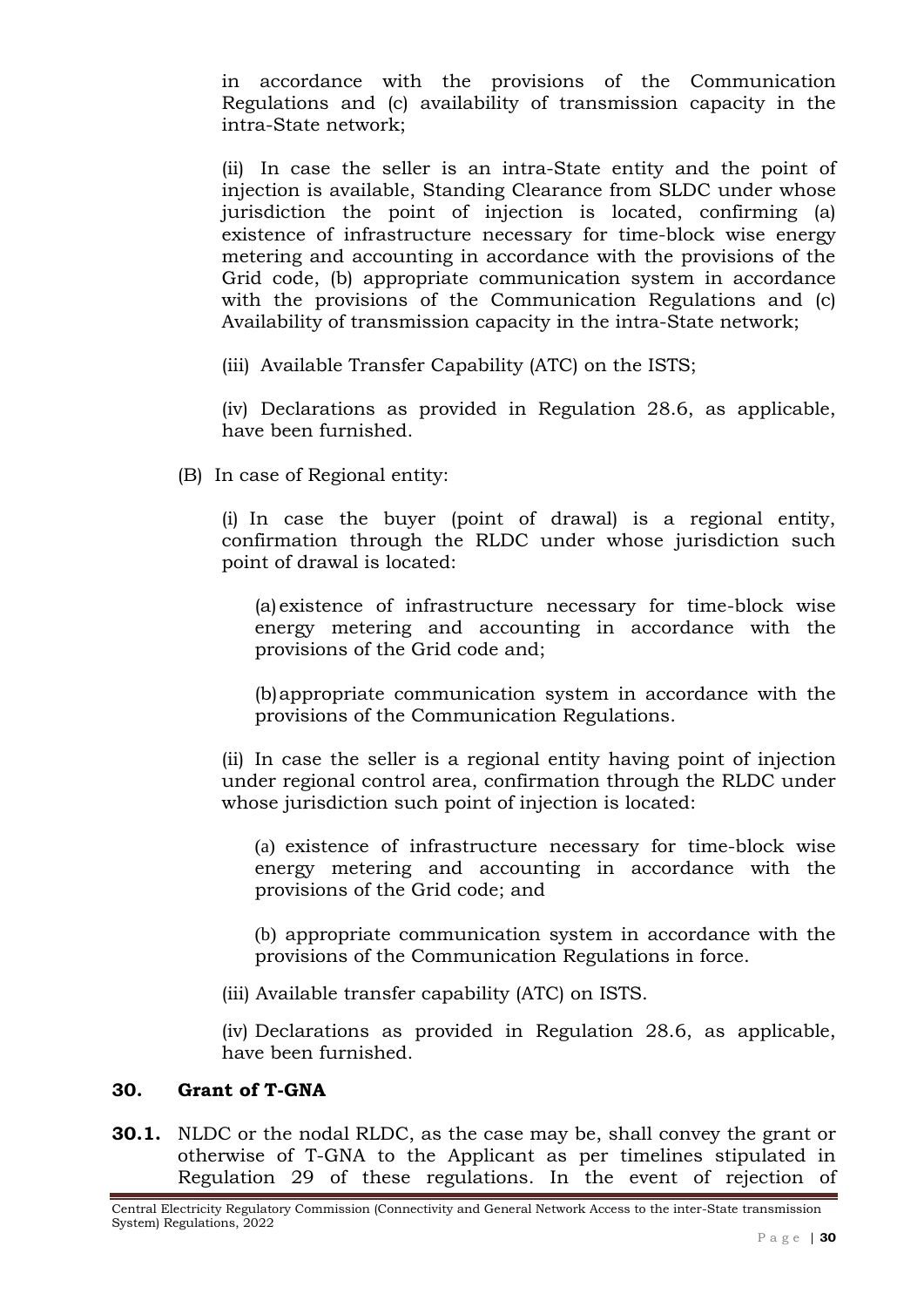in accordance with the provisions of the Communication Regulations and (c) availability of transmission capacity in the intra-State network;

(ii) In case the seller is an intra-State entity and the point of injection is available, Standing Clearance from SLDC under whose jurisdiction the point of injection is located, confirming (a) existence of infrastructure necessary for time-block wise energy metering and accounting in accordance with the provisions of the Grid code, (b) appropriate communication system in accordance with the provisions of the Communication Regulations and (c) Availability of transmission capacity in the intra-State network;

(iii) Available Transfer Capability (ATC) on the ISTS;

(iv) Declarations as provided in Regulation 28.6, as applicable, have been furnished.

(B) In case of Regional entity:

(i) In case the buyer (point of drawal) is a regional entity, confirmation through the RLDC under whose jurisdiction such point of drawal is located:

(a) existence of infrastructure necessary for time-block wise energy metering and accounting in accordance with the provisions of the Grid code and;

(b) appropriate communication system in accordance with the provisions of the Communication Regulations.

(ii) In case the seller is a regional entity having point of injection under regional control area, confirmation through the RLDC under whose jurisdiction such point of injection is located:

(a) existence of infrastructure necessary for time-block wise energy metering and accounting in accordance with the provisions of the Grid code; and

(b) appropriate communication system in accordance with the provisions of the Communication Regulations in force.

(iii) Available transfer capability (ATC) on ISTS.

(iv) Declarations as provided in Regulation 28.6, as applicable, have been furnished.

## 30. Grant of T-GNA

**30.1.** NLDC or the nodal RLDC, as the case may be, shall convey the grant or otherwise of T-GNA to the Applicant as per timelines stipulated in Regulation 29 of these regulations. In the event of rejection of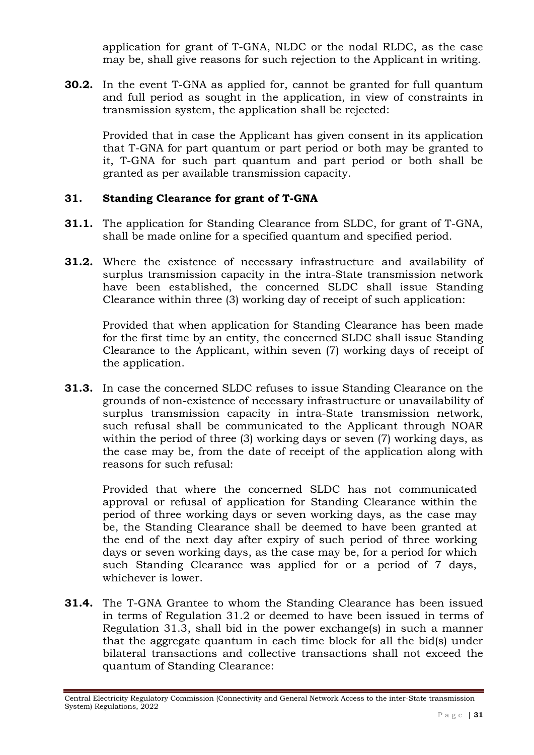application for grant of T-GNA, NLDC or the nodal RLDC, as the case may be, shall give reasons for such rejection to the Applicant in writing.

**30.2.** In the event T-GNA as applied for, cannot be granted for full quantum and full period as sought in the application, in view of constraints in transmission system, the application shall be rejected:

Provided that in case the Applicant has given consent in its application that T-GNA for part quantum or part period or both may be granted to it, T-GNA for such part quantum and part period or both shall be granted as per available transmission capacity.

### 31. Standing Clearance for grant of T-GNA

**31.1.** The application for Standing Clearance from SLDC, for grant of T-GNA, shall be made online for a specified quantum and specified period.

**31.2.** Where the existence of necessary infrastructure and availability of surplus transmission capacity in the intra-State transmission network have been established, the concerned SLDC shall issue Standing Clearance within three (3) working day of receipt of such application:

Provided that when application for Standing Clearance has been made for the first time by an entity, the concerned SLDC shall issue Standing Clearance to the Applicant, within seven (7) working days of receipt of the application.

**31.3.** In case the concerned SLDC refuses to issue Standing Clearance on the grounds of non-existence of necessary infrastructure or unavailability of surplus transmission capacity in intra-State transmission network, such refusal shall be communicated to the Applicant through NOAR within the period of three (3) working days or seven (7) working days, as the case may be, from the date of receipt of the application along with reasons for such refusal:

Provided that where the concerned SLDC has not communicated approval or refusal of application for Standing Clearance within the period of three working days or seven working days, as the case may be, the Standing Clearance shall be deemed to have been granted at the end of the next day after expiry of such period of three working days or seven working days, as the case may be, for a period for which such Standing Clearance was applied for or a period of 7 days, whichever is lower.

**31.4.** The T-GNA Grantee to whom the Standing Clearance has been issued in terms of Regulation 31.2 or deemed to have been issued in terms of Regulation 31.3, shall bid in the power exchange(s) in such a manner that the aggregate quantum in each time block for all the bid(s) under bilateral transactions and collective transactions shall not exceed the quantum of Standing Clearance: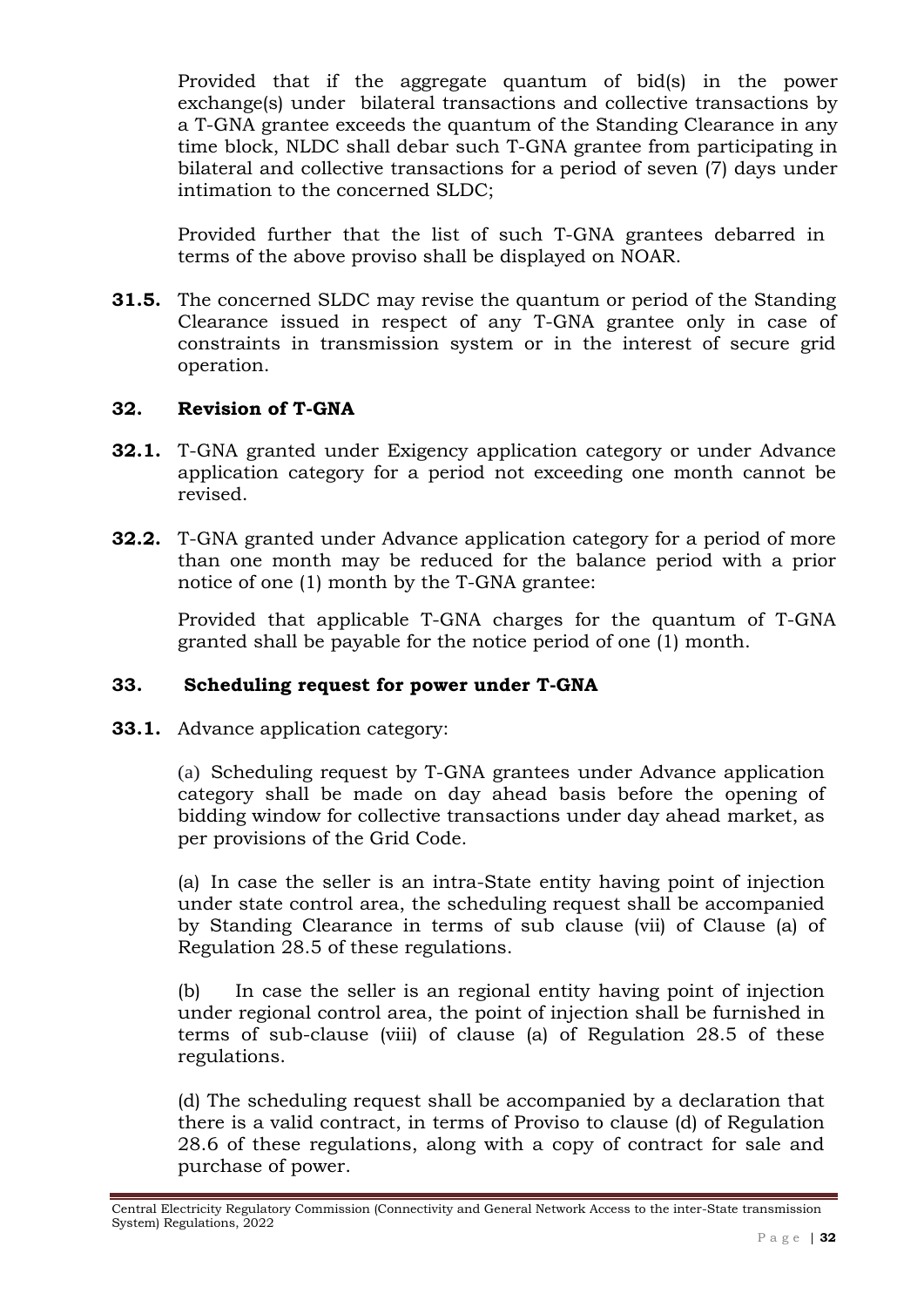Provided that if the aggregate quantum of bid(s) in the power exchange(s) under bilateral transactions and collective transactions by a T-GNA grantee exceeds the quantum of the Standing Clearance in any time block, NLDC shall debar such T-GNA grantee from participating in bilateral and collective transactions for a period of seven (7) days under intimation to the concerned SLDC;

Provided further that the list of such T-GNA grantees debarred in terms of the above proviso shall be displayed on NOAR.

**31.5.** The concerned SLDC may revise the quantum or period of the Standing Clearance issued in respect of any T-GNA grantee only in case of constraints in transmission system or in the interest of secure grid operation.

## 32. Revision of T-GNA

**32.1.** T-GNA granted under Exigency application category or under Advance application category for a period not exceeding one month cannot be revised.

**32.2.** T-GNA granted under Advance application category for a period of more than one month may be reduced for the balance period with a prior notice of one (1) month by the T-GNA grantee:

Provided that applicable T-GNA charges for the quantum of T-GNA granted shall be payable for the notice period of one (1) month.

## 33. Scheduling request for power under T-GNA

**33.1.** Advance application category:

(a) Scheduling request by T-GNA grantees under Advance application category shall be made on day ahead basis before the opening of bidding window for collective transactions under day ahead market, as per provisions of the Grid Code.

(a) In case the seller is an intra-State entity having point of injection under state control area, the scheduling request shall be accompanied by Standing Clearance in terms of sub clause (vii) of Clause (a) of Regulation 28.5 of these regulations.

(b) In case the seller is an regional entity having point of injection under regional control area, the point of injection shall be furnished in terms of sub-clause (viii) of clause (a) of Regulation 28.5 of these regulations.

(d) The scheduling request shall be accompanied by a declaration that there is a valid contract, in terms of Proviso to clause (d) of Regulation 28.6 of these regulations, along with a copy of contract for sale and purchase of power.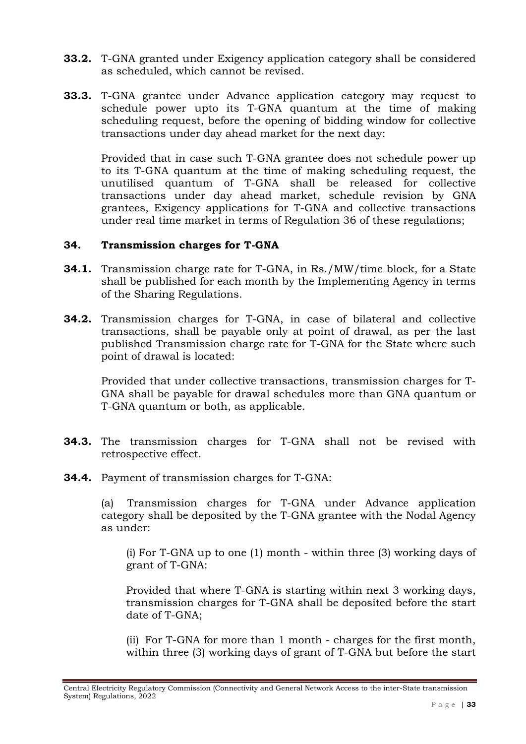**33.2.** T-GNA granted under Exigency application category shall be considered as scheduled, which cannot be revised.

**33.3.** T-GNA grantee under Advance application category may request to schedule power upto its T-GNA quantum at the time of making scheduling request, before the opening of bidding window for collective transactions under day ahead market for the next day:

Provided that in case such T-GNA grantee does not schedule power up to its T-GNA quantum at the time of making scheduling request, the unutilised quantum of T-GNA shall be released for collective transactions under day ahead market, schedule revision by GNA grantees, Exigency applications for T-GNA and collective transactions under real time market in terms of Regulation 36 of these regulations;

## 34. Transmission charges for T-GNA

**34.1.** Transmission charge rate for T-GNA, in Rs./MW/time block, for a State shall be published for each month by the Implementing Agency in terms of the Sharing Regulations.

**34.2.** Transmission charges for T-GNA, in case of bilateral and collective transactions, shall be payable only at point of drawal, as per the last published Transmission charge rate for T-GNA for the State where such point of drawal is located:

Provided that under collective transactions, transmission charges for T-GNA shall be payable for drawal schedules more than GNA quantum or T-GNA quantum or both, as applicable.

**34.3.** The transmission charges for T-GNA shall not be revised with retrospective effect.

**34.4.** Payment of transmission charges for T-GNA:

(a) Transmission charges for T-GNA under Advance application category shall be deposited by the T-GNA grantee with the Nodal Agency as under:

(i) For T-GNA up to one (1) month - within three (3) working days of grant of T-GNA:

Provided that where T-GNA is starting within next 3 working days, transmission charges for T-GNA shall be deposited before the start date of T-GNA;

(ii) For T-GNA for more than 1 month - charges for the first month, within three (3) working days of grant of T-GNA but before the start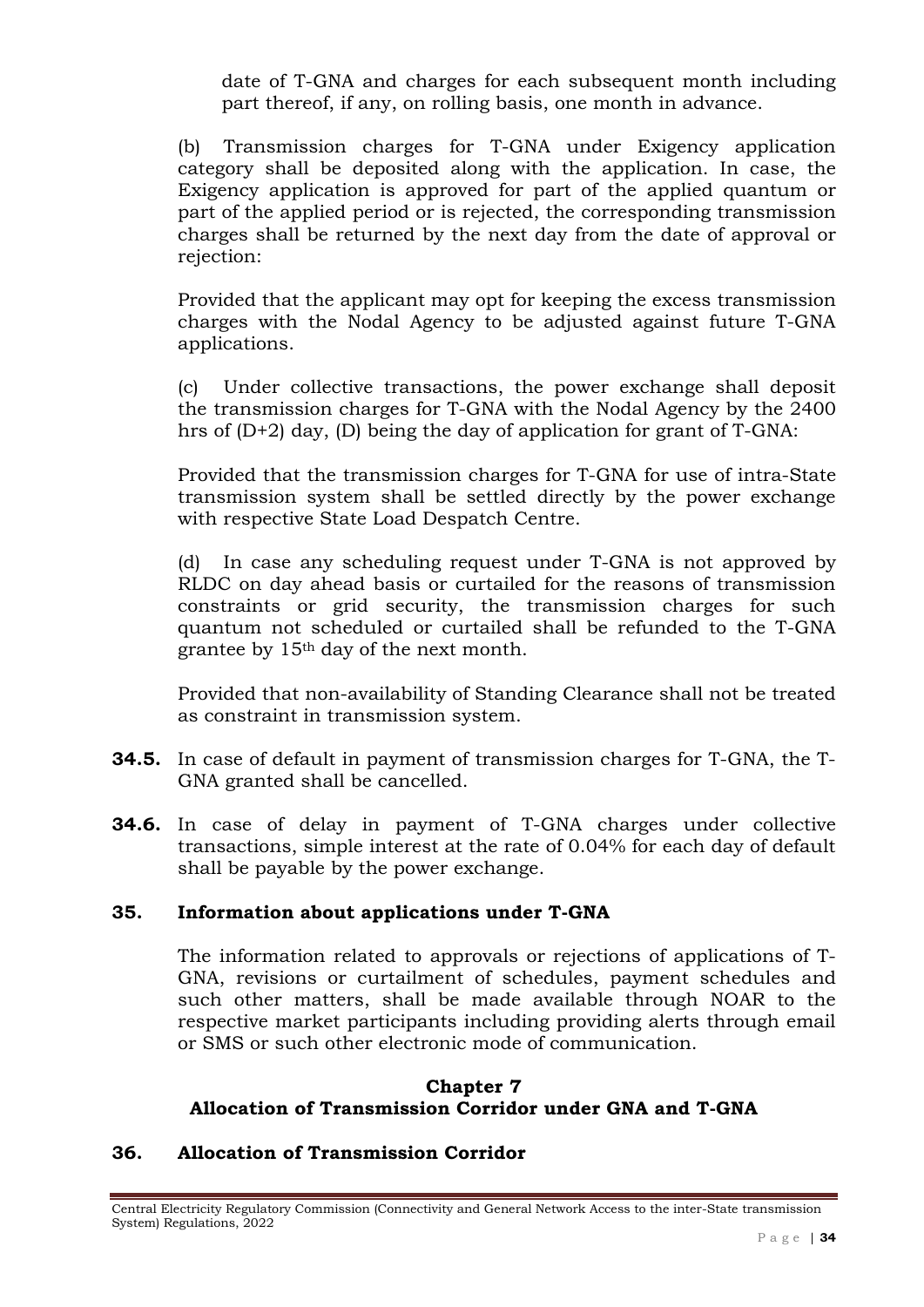date of T-GNA and charges for each subsequent month including part thereof, if any, on rolling basis, one month in advance.

(b) Transmission charges for T-GNA under Exigency application category shall be deposited along with the application. In case, the Exigency application is approved for part of the applied quantum or part of the applied period or is rejected, the corresponding transmission charges shall be returned by the next day from the date of approval or rejection:

Provided that the applicant may opt for keeping the excess transmission charges with the Nodal Agency to be adjusted against future T-GNA applications.

(c) Under collective transactions, the power exchange shall deposit the transmission charges for T-GNA with the Nodal Agency by the 2400 hrs of (D+2) day, (D) being the day of application for grant of T-GNA:

Provided that the transmission charges for T-GNA for use of intra-State transmission system shall be settled directly by the power exchange with respective State Load Despatch Centre.

(d) In case any scheduling request under T-GNA is not approved by RLDC on day ahead basis or curtailed for the reasons of transmission constraints or grid security, the transmission charges for such quantum not scheduled or curtailed shall be refunded to the T-GNA grantee by 15th day of the next month.

Provided that non-availability of Standing Clearance shall not be treated as constraint in transmission system.

**34.5.** In case of default in payment of transmission charges for T-GNA, the T-GNA granted shall be cancelled.

**34.6.** In case of delay in payment of T-GNA charges under collective transactions, simple interest at the rate of 0.04% for each day of default shall be payable by the power exchange.

### 35. Information about applications under T-GNA

The information related to approvals or rejections of applications of T-GNA, revisions or curtailment of schedules, payment schedules and such other matters, shall be made available through NOAR to the respective market participants including providing alerts through email or SMS or such other electronic mode of communication.

## Chapter 7
## Allocation of Transmission Corridor under GNA and T-GNA

### 36. Allocation of Transmission Corridor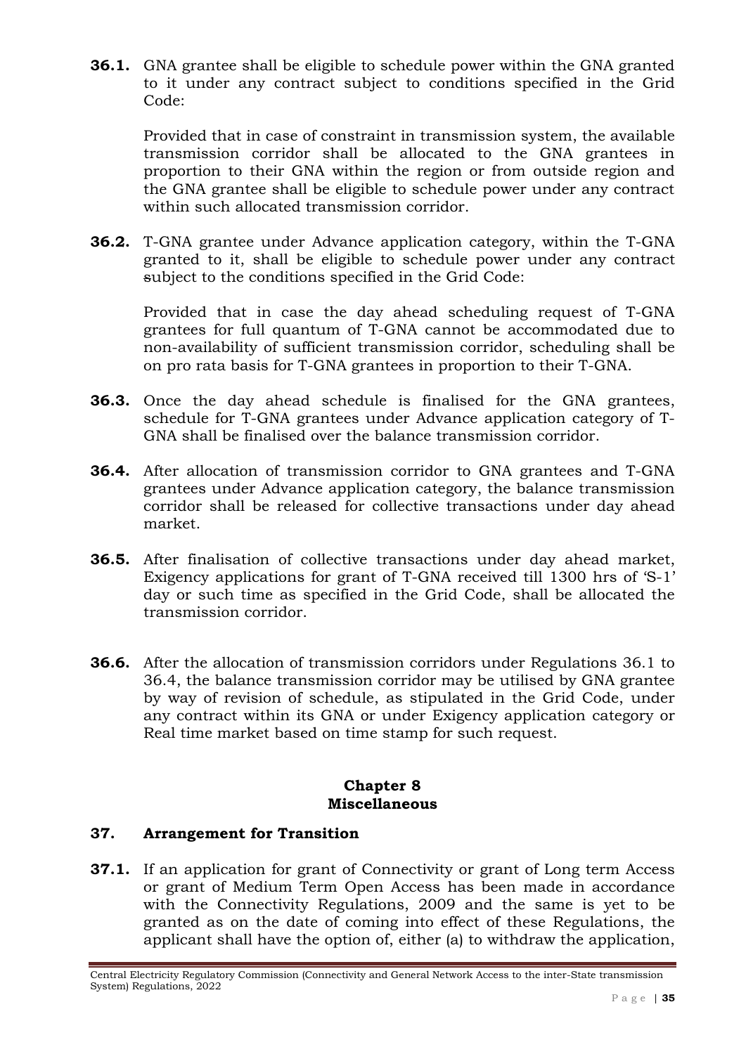**36.1.** GNA grantee shall be eligible to schedule power within the GNA granted to it under any contract subject to conditions specified in the Grid Code:

Provided that in case of constraint in transmission system, the available transmission corridor shall be allocated to the GNA grantees in proportion to their GNA within the region or from outside region and the GNA grantee shall be eligible to schedule power under any contract within such allocated transmission corridor.

**36.2.** T-GNA grantee under Advance application category, within the T-GNA granted to it, shall be eligible to schedule power under any contract subject to the conditions specified in the Grid Code:

Provided that in case the day ahead scheduling request of T-GNA grantees for full quantum of T-GNA cannot be accommodated due to non-availability of sufficient transmission corridor, scheduling shall be on pro rata basis for T-GNA grantees in proportion to their T-GNA.

**36.3.** Once the day ahead schedule is finalised for the GNA grantees, schedule for T-GNA grantees under Advance application category of T-GNA shall be finalised over the balance transmission corridor.

**36.4.** After allocation of transmission corridor to GNA grantees and T-GNA grantees under Advance application category, the balance transmission corridor shall be released for collective transactions under day ahead market.

**36.5.** After finalisation of collective transactions under day ahead market, Exigency applications for grant of T-GNA received till 1300 hrs of 'S-1' day or such time as specified in the Grid Code, shall be allocated the transmission corridor.

**36.6.** After the allocation of transmission corridors under Regulations 36.1 to 36.4, the balance transmission corridor may be utilised by GNA grantee by way of revision of schedule, as stipulated in the Grid Code, under any contract within its GNA or under Exigency application category or Real time market based on time stamp for such request.

## Chapter 8
## Miscellaneous

### 37. Arrangement for Transition

**37.1.** If an application for grant of Connectivity or grant of Long term Access or grant of Medium Term Open Access has been made in accordance with the Connectivity Regulations, 2009 and the same is yet to be granted as on the date of coming into effect of these Regulations, the applicant shall have the option of, either (a) to withdraw the application,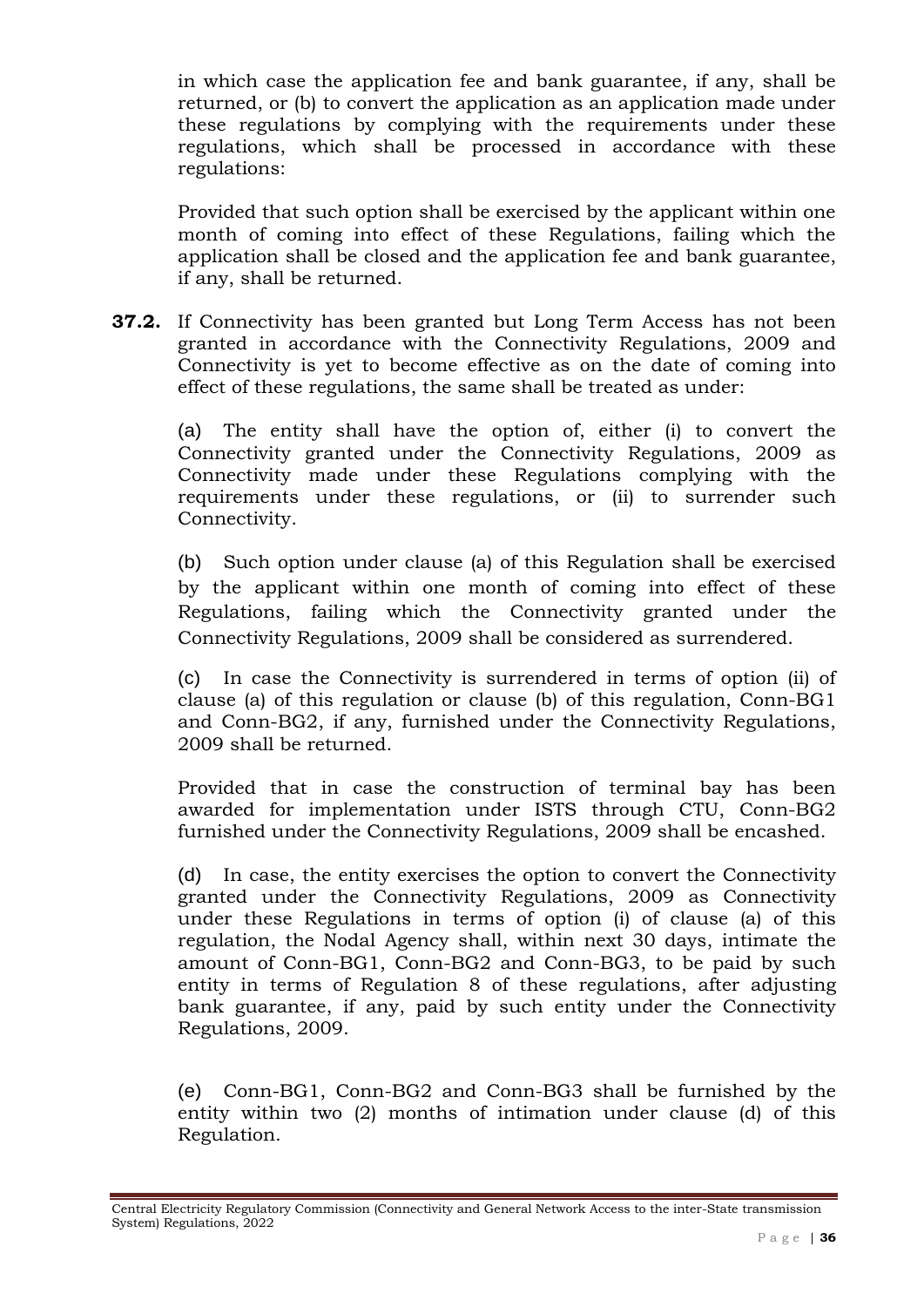in which case the application fee and bank guarantee, if any, shall be returned, or (b) to convert the application as an application made under these regulations by complying with the requirements under these regulations, which shall be processed in accordance with these regulations:

Provided that such option shall be exercised by the applicant within one month of coming into effect of these Regulations, failing which the application shall be closed and the application fee and bank guarantee, if any, shall be returned.

**37.2.** If Connectivity has been granted but Long Term Access has not been granted in accordance with the Connectivity Regulations, 2009 and Connectivity is yet to become effective as on the date of coming into effect of these regulations, the same shall be treated as under:

(a) The entity shall have the option of, either (i) to convert the Connectivity granted under the Connectivity Regulations, 2009 as Connectivity made under these Regulations complying with the requirements under these regulations, or (ii) to surrender such Connectivity.

(b) Such option under clause (a) of this Regulation shall be exercised by the applicant within one month of coming into effect of these Regulations, failing which the Connectivity granted under the Connectivity Regulations, 2009 shall be considered as surrendered.

(c) In case the Connectivity is surrendered in terms of option (ii) of clause (a) of this regulation or clause (b) of this regulation, Conn-BG1 and Conn-BG2, if any, furnished under the Connectivity Regulations, 2009 shall be returned.

Provided that in case the construction of terminal bay has been awarded for implementation under ISTS through CTU, Conn-BG2 furnished under the Connectivity Regulations, 2009 shall be encashed.

(d) In case, the entity exercises the option to convert the Connectivity granted under the Connectivity Regulations, 2009 as Connectivity under these Regulations in terms of option (i) of clause (a) of this regulation, the Nodal Agency shall, within next 30 days, intimate the amount of Conn-BG1, Conn-BG2 and Conn-BG3, to be paid by such entity in terms of Regulation 8 of these regulations, after adjusting bank guarantee, if any, paid by such entity under the Connectivity Regulations, 2009.

(e) Conn-BG1, Conn-BG2 and Conn-BG3 shall be furnished by the entity within two (2) months of intimation under clause (d) of this Regulation.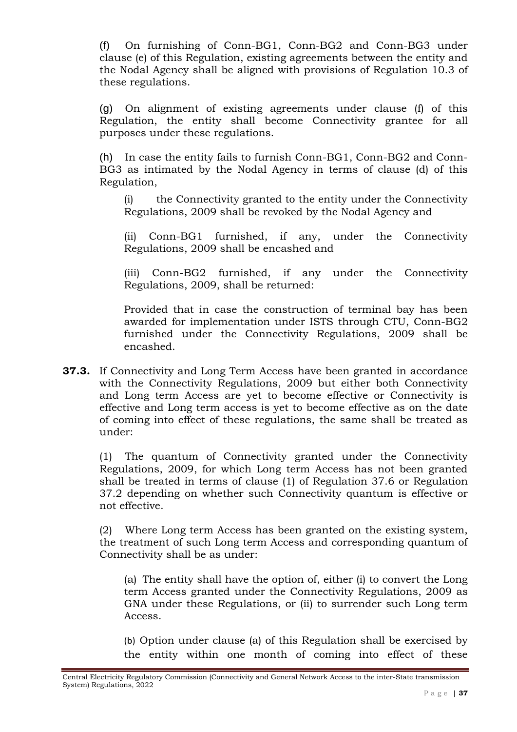(f) On furnishing of Conn-BG1, Conn-BG2 and Conn-BG3 under clause (e) of this Regulation, existing agreements between the entity and the Nodal Agency shall be aligned with provisions of Regulation 10.3 of these regulations.

(g) On alignment of existing agreements under clause (f) of this Regulation, the entity shall become Connectivity grantee for all purposes under these regulations.

(h) In case the entity fails to furnish Conn-BG1, Conn-BG2 and Conn-BG3 as intimated by the Nodal Agency in terms of clause (d) of this Regulation,

(i) the Connectivity granted to the entity under the Connectivity Regulations, 2009 shall be revoked by the Nodal Agency and

(ii) Conn-BG1 furnished, if any, under the Connectivity Regulations, 2009 shall be encashed and

(iii) Conn-BG2 furnished, if any under the Connectivity Regulations, 2009, shall be returned:

Provided that in case the construction of terminal bay has been awarded for implementation under ISTS through CTU, Conn-BG2 furnished under the Connectivity Regulations, 2009 shall be encashed.

**37.3.** If Connectivity and Long Term Access have been granted in accordance with the Connectivity Regulations, 2009 but either both Connectivity and Long term Access are yet to become effective or Connectivity is effective and Long term access is yet to become effective as on the date of coming into effect of these regulations, the same shall be treated as under:

(1) The quantum of Connectivity granted under the Connectivity Regulations, 2009, for which Long term Access has not been granted shall be treated in terms of clause (1) of Regulation 37.6 or Regulation 37.2 depending on whether such Connectivity quantum is effective or not effective.

(2) Where Long term Access has been granted on the existing system, the treatment of such Long term Access and corresponding quantum of Connectivity shall be as under:

(a) The entity shall have the option of, either (i) to convert the Long term Access granted under the Connectivity Regulations, 2009 as GNA under these Regulations, or (ii) to surrender such Long term Access.

(b) Option under clause (a) of this Regulation shall be exercised by the entity within one month of coming into effect of these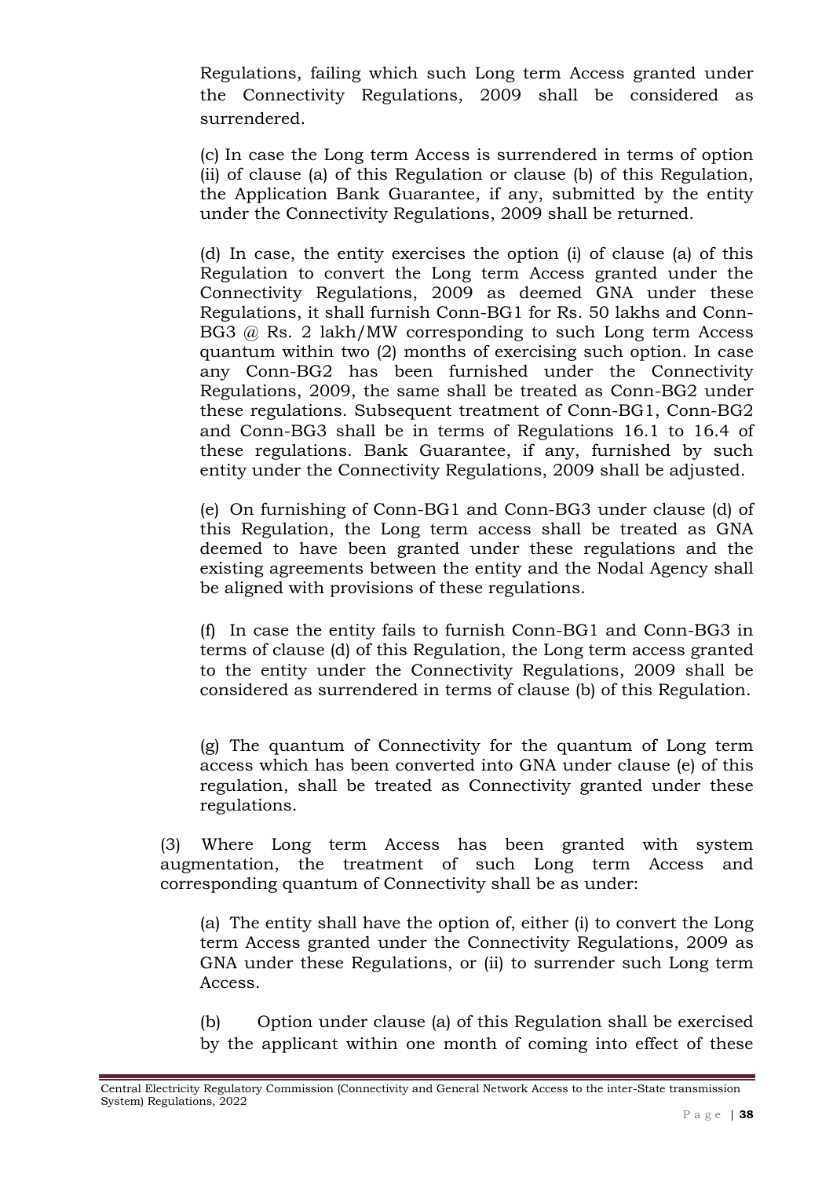Regulations, failing which such Long term Access granted under the Connectivity Regulations, 2009 shall be considered as surrendered.

(c) In case the Long term Access is surrendered in terms of option (ii) of clause (a) of this Regulation or clause (b) of this Regulation, the Application Bank Guarantee, if any, submitted by the entity under the Connectivity Regulations, 2009 shall be returned.

(d) In case, the entity exercises the option (i) of clause (a) of this Regulation to convert the Long term Access granted under the Connectivity Regulations, 2009 as deemed GNA under these Regulations, it shall furnish Conn-BG1 for Rs. 50 lakhs and Conn-BG3 @ Rs. 2 lakh/MW corresponding to such Long term Access quantum within two (2) months of exercising such option. In case any Conn-BG2 has been furnished under the Connectivity Regulations, 2009, the same shall be treated as Conn-BG2 under these regulations. Subsequent treatment of Conn-BG1, Conn-BG2 and Conn-BG3 shall be in terms of Regulations 16.1 to 16.4 of these regulations. Bank Guarantee, if any, furnished by such entity under the Connectivity Regulations, 2009 shall be adjusted.

(e) On furnishing of Conn-BG1 and Conn-BG3 under clause (d) of this Regulation, the Long term access shall be treated as GNA deemed to have been granted under these regulations and the existing agreements between the entity and the Nodal Agency shall be aligned with provisions of these regulations.

(f) In case the entity fails to furnish Conn-BG1 and Conn-BG3 in terms of clause (d) of this Regulation, the Long term access granted to the entity under the Connectivity Regulations, 2009 shall be considered as surrendered in terms of clause (b) of this Regulation.

(g) The quantum of Connectivity for the quantum of Long term access which has been converted into GNA under clause (e) of this regulation, shall be treated as Connectivity granted under these regulations.

(3) Where Long term Access has been granted with system augmentation, the treatment of such Long term Access and corresponding quantum of Connectivity shall be as under:

(a) The entity shall have the option of, either (i) to convert the Long term Access granted under the Connectivity Regulations, 2009 as GNA under these Regulations, or (ii) to surrender such Long term Access.

(b) Option under clause (a) of this Regulation shall be exercised by the applicant within one month of coming into effect of these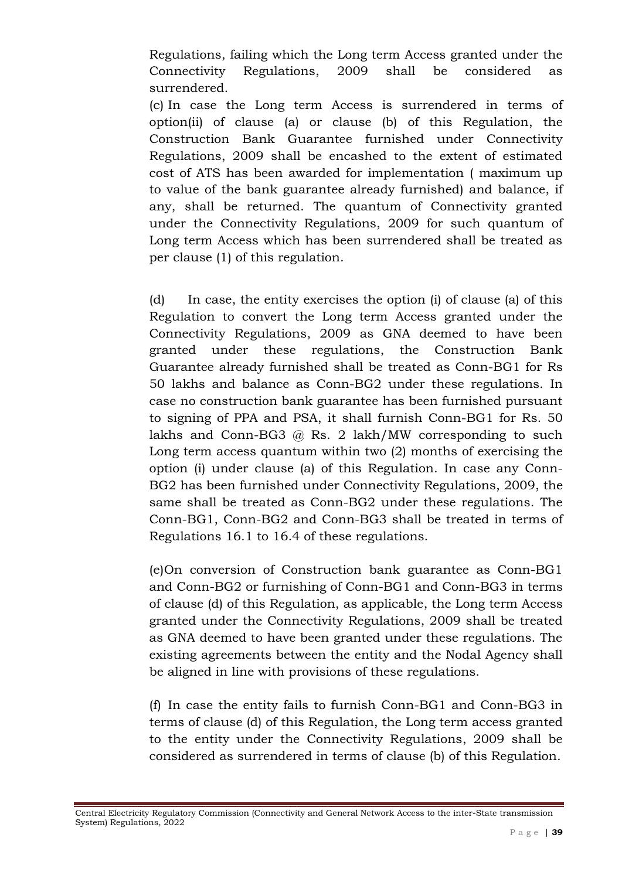Regulations, failing which the Long term Access granted under the Connectivity Regulations, 2009 shall be considered as surrendered.

(c) In case the Long term Access is surrendered in terms of option(ii) of clause (a) or clause (b) of this Regulation, the Construction Bank Guarantee furnished under Connectivity Regulations, 2009 shall be encashed to the extent of estimated cost of ATS has been awarded for implementation ( maximum up to value of the bank guarantee already furnished) and balance, if any, shall be returned. The quantum of Connectivity granted under the Connectivity Regulations, 2009 for such quantum of Long term Access which has been surrendered shall be treated as per clause (1) of this regulation.

(d) In case, the entity exercises the option (i) of clause (a) of this Regulation to convert the Long term Access granted under the Connectivity Regulations, 2009 as GNA deemed to have been granted under these regulations, the Construction Bank Guarantee already furnished shall be treated as Conn-BG1 for Rs 50 lakhs and balance as Conn-BG2 under these regulations. In case no construction bank guarantee has been furnished pursuant to signing of PPA and PSA, it shall furnish Conn-BG1 for Rs. 50 lakhs and Conn-BG3 @ Rs. 2 lakh/MW corresponding to such Long term access quantum within two (2) months of exercising the option (i) under clause (a) of this Regulation. In case any Conn-BG2 has been furnished under Connectivity Regulations, 2009, the same shall be treated as Conn-BG2 under these regulations. The Conn-BG1, Conn-BG2 and Conn-BG3 shall be treated in terms of Regulations 16.1 to 16.4 of these regulations.

(e)On conversion of Construction bank guarantee as Conn-BG1 and Conn-BG2 or furnishing of Conn-BG1 and Conn-BG3 in terms of clause (d) of this Regulation, as applicable, the Long term Access granted under the Connectivity Regulations, 2009 shall be treated as GNA deemed to have been granted under these regulations. The existing agreements between the entity and the Nodal Agency shall be aligned in line with provisions of these regulations.

(f) In case the entity fails to furnish Conn-BG1 and Conn-BG3 in terms of clause (d) of this Regulation, the Long term access granted to the entity under the Connectivity Regulations, 2009 shall be considered as surrendered in terms of clause (b) of this Regulation.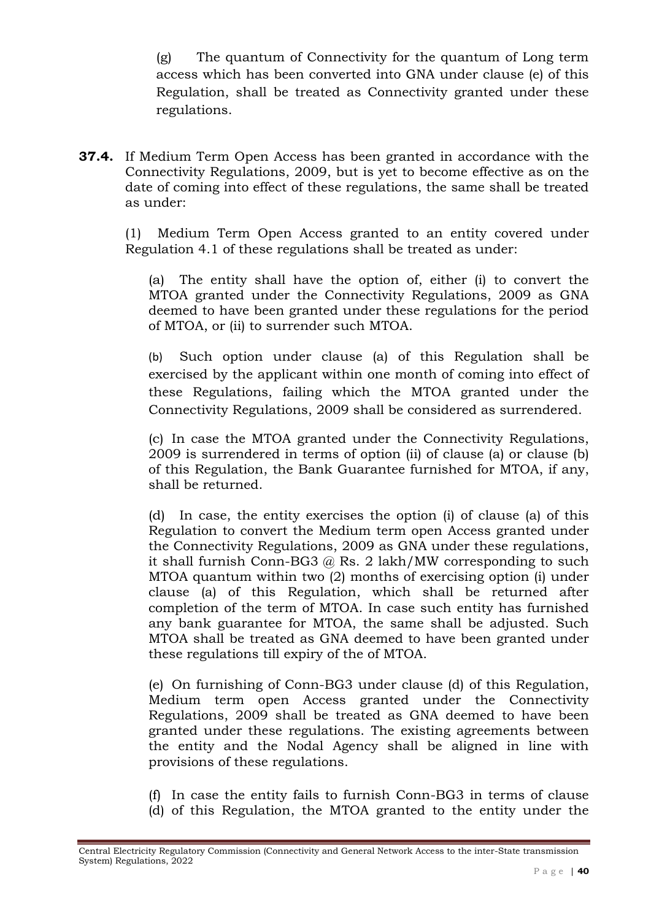(g) The quantum of Connectivity for the quantum of Long term access which has been converted into GNA under clause (e) of this Regulation, shall be treated as Connectivity granted under these regulations.

**37.4.** If Medium Term Open Access has been granted in accordance with the Connectivity Regulations, 2009, but is yet to become effective as on the date of coming into effect of these regulations, the same shall be treated as under:

(1) Medium Term Open Access granted to an entity covered under Regulation 4.1 of these regulations shall be treated as under:

(a) The entity shall have the option of, either (i) to convert the MTOA granted under the Connectivity Regulations, 2009 as GNA deemed to have been granted under these regulations for the period of MTOA, or (ii) to surrender such MTOA.

(b) Such option under clause (a) of this Regulation shall be exercised by the applicant within one month of coming into effect of these Regulations, failing which the MTOA granted under the Connectivity Regulations, 2009 shall be considered as surrendered.

(c) In case the MTOA granted under the Connectivity Regulations, 2009 is surrendered in terms of option (ii) of clause (a) or clause (b) of this Regulation, the Bank Guarantee furnished for MTOA, if any, shall be returned.

(d) In case, the entity exercises the option (i) of clause (a) of this Regulation to convert the Medium term open Access granted under the Connectivity Regulations, 2009 as GNA under these regulations, it shall furnish Conn-BG3 @ Rs. 2 lakh/MW corresponding to such MTOA quantum within two (2) months of exercising option (i) under clause (a) of this Regulation, which shall be returned after completion of the term of MTOA. In case such entity has furnished any bank guarantee for MTOA, the same shall be adjusted. Such MTOA shall be treated as GNA deemed to have been granted under these regulations till expiry of the of MTOA.

(e) On furnishing of Conn-BG3 under clause (d) of this Regulation, Medium term open Access granted under the Connectivity Regulations, 2009 shall be treated as GNA deemed to have been granted under these regulations. The existing agreements between the entity and the Nodal Agency shall be aligned in line with provisions of these regulations.

(f) In case the entity fails to furnish Conn-BG3 in terms of clause (d) of this Regulation, the MTOA granted to the entity under the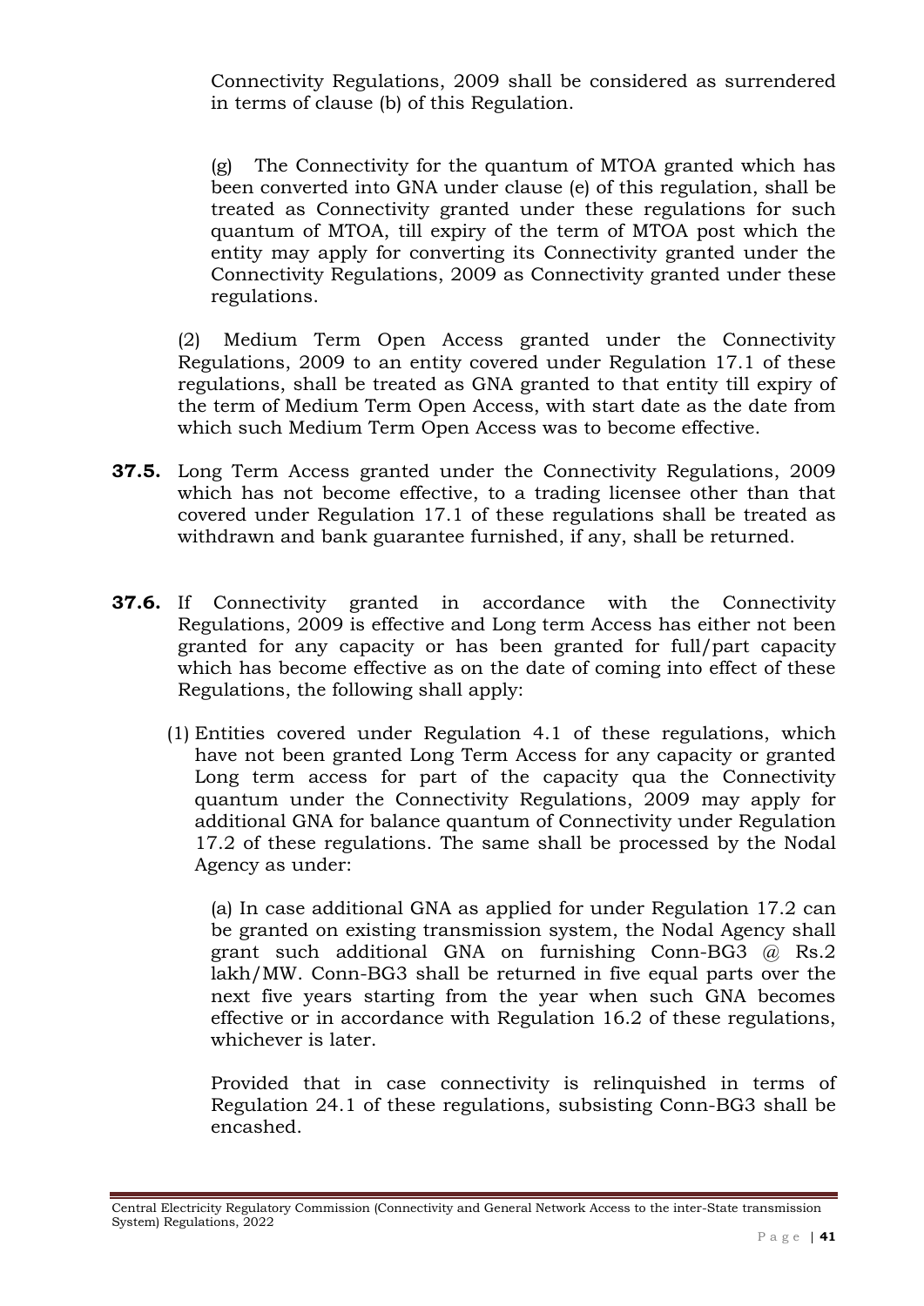Connectivity Regulations, 2009 shall be considered as surrendered in terms of clause (b) of this Regulation.

(g) The Connectivity for the quantum of MTOA granted which has been converted into GNA under clause (e) of this regulation, shall be treated as Connectivity granted under these regulations for such quantum of MTOA, till expiry of the term of MTOA post which the entity may apply for converting its Connectivity granted under the Connectivity Regulations, 2009 as Connectivity granted under these regulations.

(2) Medium Term Open Access granted under the Connectivity Regulations, 2009 to an entity covered under Regulation 17.1 of these regulations, shall be treated as GNA granted to that entity till expiry of the term of Medium Term Open Access, with start date as the date from which such Medium Term Open Access was to become effective.

**37.5.** Long Term Access granted under the Connectivity Regulations, 2009 which has not become effective, to a trading licensee other than that covered under Regulation 17.1 of these regulations shall be treated as withdrawn and bank guarantee furnished, if any, shall be returned.

**37.6.** If Connectivity granted in accordance with the Connectivity Regulations, 2009 is effective and Long term Access has either not been granted for any capacity or has been granted for full/part capacity which has become effective as on the date of coming into effect of these Regulations, the following shall apply:

(1) Entities covered under Regulation 4.1 of these regulations, which have not been granted Long Term Access for any capacity or granted Long term access for part of the capacity qua the Connectivity quantum under the Connectivity Regulations, 2009 may apply for additional GNA for balance quantum of Connectivity under Regulation 17.2 of these regulations. The same shall be processed by the Nodal Agency as under:

(a) In case additional GNA as applied for under Regulation 17.2 can be granted on existing transmission system, the Nodal Agency shall grant such additional GNA on furnishing Conn-BG3 @ Rs.2 lakh/MW. Conn-BG3 shall be returned in five equal parts over the next five years starting from the year when such GNA becomes effective or in accordance with Regulation 16.2 of these regulations, whichever is later.

Provided that in case connectivity is relinquished in terms of Regulation 24.1 of these regulations, subsisting Conn-BG3 shall be encashed.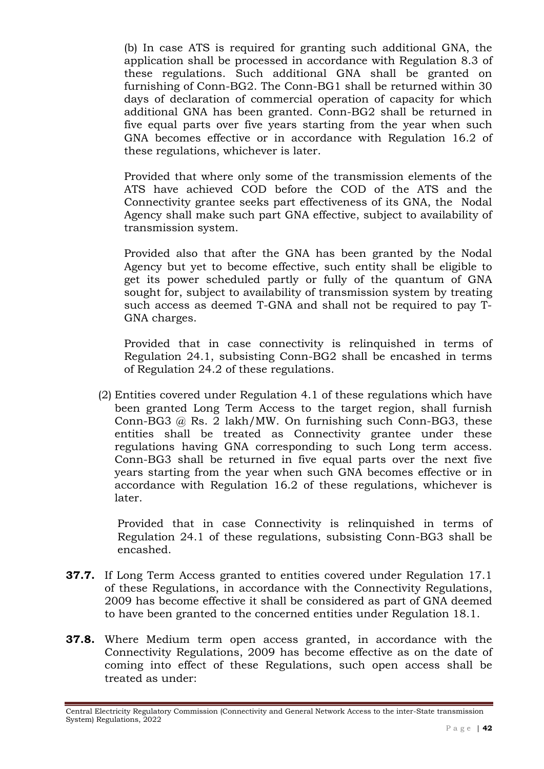(b) In case ATS is required for granting such additional GNA, the application shall be processed in accordance with Regulation 8.3 of these regulations. Such additional GNA shall be granted on furnishing of Conn-BG2. The Conn-BG1 shall be returned within 30 days of declaration of commercial operation of capacity for which additional GNA has been granted. Conn-BG2 shall be returned in five equal parts over five years starting from the year when such GNA becomes effective or in accordance with Regulation 16.2 of these regulations, whichever is later.

Provided that where only some of the transmission elements of the ATS have achieved COD before the COD of the ATS and the Connectivity grantee seeks part effectiveness of its GNA, the Nodal Agency shall make such part GNA effective, subject to availability of transmission system.

Provided also that after the GNA has been granted by the Nodal Agency but yet to become effective, such entity shall be eligible to get its power scheduled partly or fully of the quantum of GNA sought for, subject to availability of transmission system by treating such access as deemed T-GNA and shall not be required to pay T-GNA charges.

Provided that in case connectivity is relinquished in terms of Regulation 24.1, subsisting Conn-BG2 shall be encashed in terms of Regulation 24.2 of these regulations.

(2) Entities covered under Regulation 4.1 of these regulations which have been granted Long Term Access to the target region, shall furnish Conn-BG3 @ Rs. 2 lakh/MW. On furnishing such Conn-BG3, these entities shall be treated as Connectivity grantee under these regulations having GNA corresponding to such Long term access. Conn-BG3 shall be returned in five equal parts over the next five years starting from the year when such GNA becomes effective or in accordance with Regulation 16.2 of these regulations, whichever is later.

Provided that in case Connectivity is relinquished in terms of Regulation 24.1 of these regulations, subsisting Conn-BG3 shall be encashed.

**37.7.** If Long Term Access granted to entities covered under Regulation 17.1 of these Regulations, in accordance with the Connectivity Regulations, 2009 has become effective it shall be considered as part of GNA deemed to have been granted to the concerned entities under Regulation 18.1.

**37.8.** Where Medium term open access granted, in accordance with the Connectivity Regulations, 2009 has become effective as on the date of coming into effect of these Regulations, such open access shall be treated as under: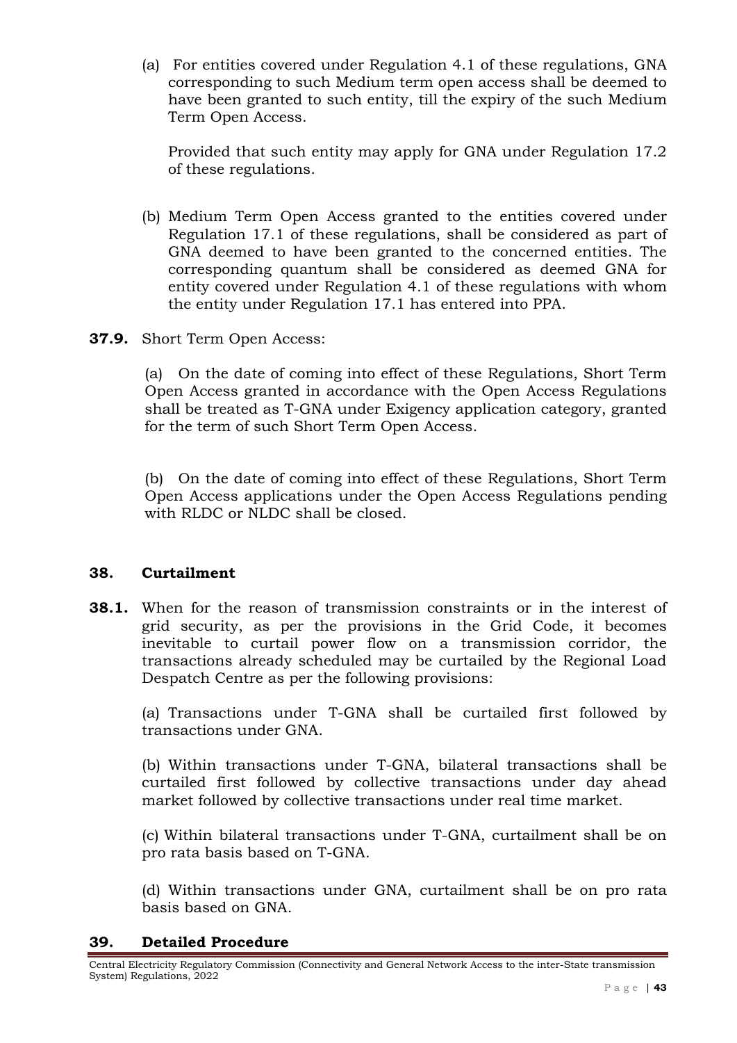(a) For entities covered under Regulation 4.1 of these regulations, GNA corresponding to such Medium term open access shall be deemed to have been granted to such entity, till the expiry of the such Medium Term Open Access.

Provided that such entity may apply for GNA under Regulation 17.2 of these regulations.

(b) Medium Term Open Access granted to the entities covered under Regulation 17.1 of these regulations, shall be considered as part of GNA deemed to have been granted to the concerned entities. The corresponding quantum shall be considered as deemed GNA for entity covered under Regulation 4.1 of these regulations with whom the entity under Regulation 17.1 has entered into PPA.

**37.9.** Short Term Open Access:

(a) On the date of coming into effect of these Regulations, Short Term Open Access granted in accordance with the Open Access Regulations shall be treated as T-GNA under Exigency application category, granted for the term of such Short Term Open Access.

(b) On the date of coming into effect of these Regulations, Short Term Open Access applications under the Open Access Regulations pending with RLDC or NLDC shall be closed.

## 38. Curtailment

**38.1.** When for the reason of transmission constraints or in the interest of grid security, as per the provisions in the Grid Code, it becomes inevitable to curtail power flow on a transmission corridor, the transactions already scheduled may be curtailed by the Regional Load Despatch Centre as per the following provisions:

(a) Transactions under T-GNA shall be curtailed first followed by transactions under GNA.

(b) Within transactions under T-GNA, bilateral transactions shall be curtailed first followed by collective transactions under day ahead market followed by collective transactions under real time market.

(c) Within bilateral transactions under T-GNA, curtailment shall be on pro rata basis based on T-GNA.

(d) Within transactions under GNA, curtailment shall be on pro rata basis based on GNA.

## 39. Detailed Procedure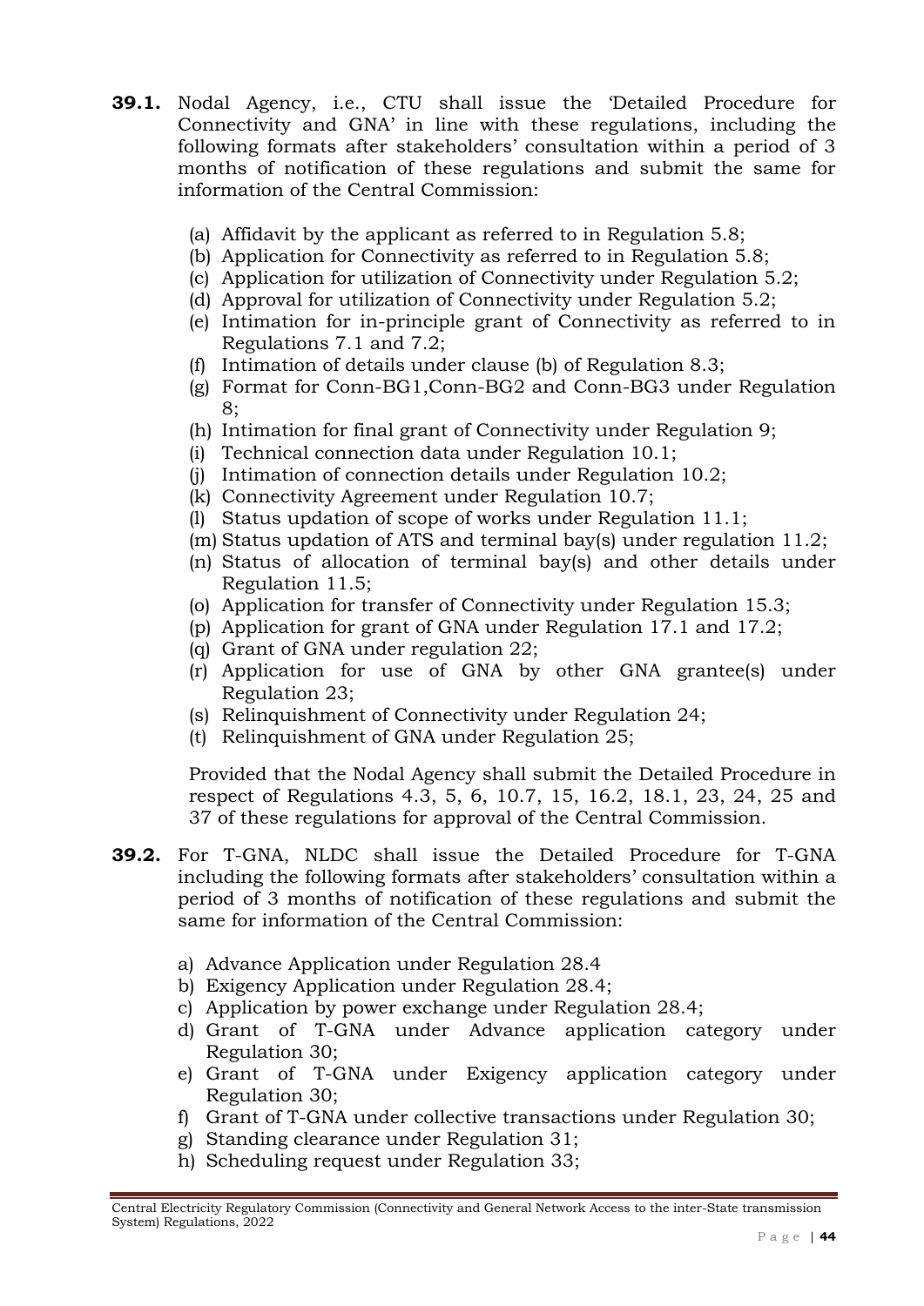**39.1.** Nodal Agency, i.e., CTU shall issue the 'Detailed Procedure for Connectivity and GNA' in line with these regulations, including the following formats after stakeholders' consultation within a period of 3 months of notification of these regulations and submit the same for information of the Central Commission:

(a) Affidavit by the applicant as referred to in Regulation 5.8;
(b) Application for Connectivity as referred to in Regulation 5.8;
(c) Application for utilization of Connectivity under Regulation 5.2;
(d) Approval for utilization of Connectivity under Regulation 5.2;
(e) Intimation for in-principle grant of Connectivity as referred to in Regulations 7.1 and 7.2;
(f) Intimation of details under clause (b) of Regulation 8.3;
(g) Format for Conn-BG1,Conn-BG2 and Conn-BG3 under Regulation 8;
(h) Intimation for final grant of Connectivity under Regulation 9;
(i) Technical connection data under Regulation 10.1;
(j) Intimation of connection details under Regulation 10.2;
(k) Connectivity Agreement under Regulation 10.7;
(l) Status updation of scope of works under Regulation 11.1;
(m) Status updation of ATS and terminal bay(s) under regulation 11.2;
(n) Status of allocation of terminal bay(s) and other details under Regulation 11.5;
(o) Application for transfer of Connectivity under Regulation 15.3;
(p) Application for grant of GNA under Regulation 17.1 and 17.2;
(q) Grant of GNA under regulation 22;
(r) Application for use of GNA by other GNA grantee(s) under Regulation 23;
(s) Relinquishment of Connectivity under Regulation 24;
(t) Relinquishment of GNA under Regulation 25;

Provided that the Nodal Agency shall submit the Detailed Procedure in respect of Regulations 4.3, 5, 6, 10.7, 15, 16.2, 18.1, 23, 24, 25 and 37 of these regulations for approval of the Central Commission.

**39.2.** For T-GNA, NLDC shall issue the Detailed Procedure for T-GNA including the following formats after stakeholders' consultation within a period of 3 months of notification of these regulations and submit the same for information of the Central Commission:

a) Advance Application under Regulation 28.4
b) Exigency Application under Regulation 28.4;
c) Application by power exchange under Regulation 28.4;
d) Grant of T-GNA under Advance application category under Regulation 30;
e) Grant of T-GNA under Exigency application category under Regulation 30;
f) Grant of T-GNA under collective transactions under Regulation 30;
g) Standing clearance under Regulation 31;
h) Scheduling request under Regulation 33;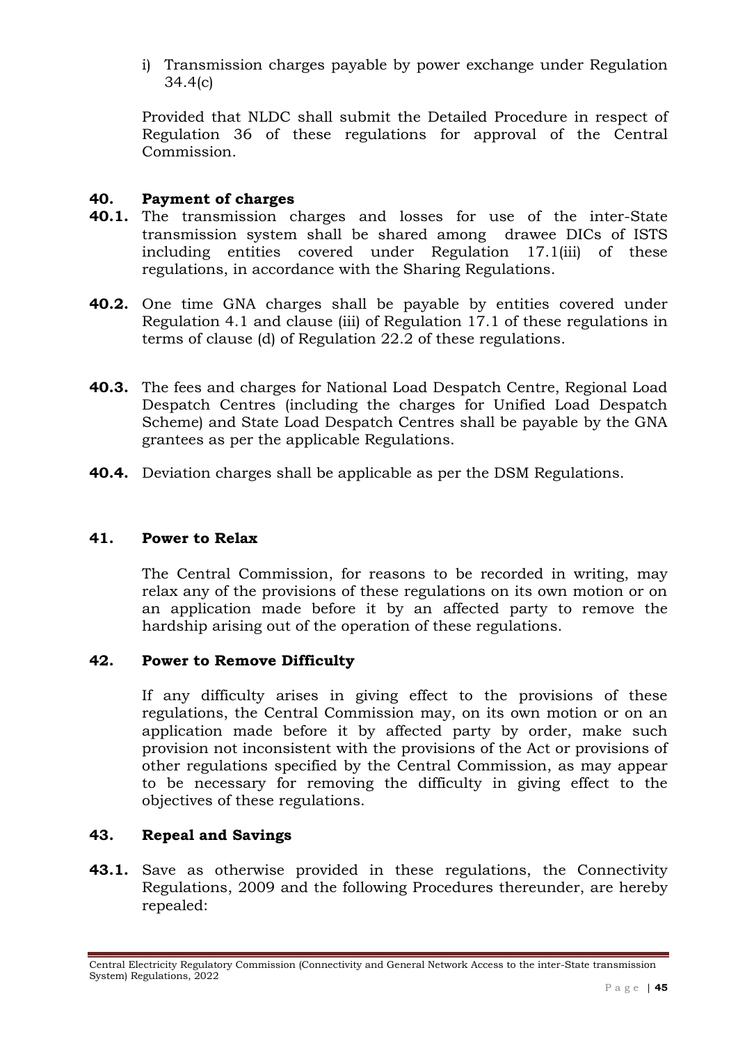i) Transmission charges payable by power exchange under Regulation 34.4(c)

Provided that NLDC shall submit the Detailed Procedure in respect of Regulation 36 of these regulations for approval of the Central Commission.

**40. Payment of charges**

**40.1.** The transmission charges and losses for use of the inter-State transmission system shall be shared among drawee DICs of ISTS including entities covered under Regulation 17.1(iii) of these regulations, in accordance with the Sharing Regulations.

**40.2.** One time GNA charges shall be payable by entities covered under Regulation 4.1 and clause (iii) of Regulation 17.1 of these regulations in terms of clause (d) of Regulation 22.2 of these regulations.

**40.3.** The fees and charges for National Load Despatch Centre, Regional Load Despatch Centres (including the charges for Unified Load Despatch Scheme) and State Load Despatch Centres shall be payable by the GNA grantees as per the applicable Regulations.

**40.4.** Deviation charges shall be applicable as per the DSM Regulations.

**41. Power to Relax**

The Central Commission, for reasons to be recorded in writing, may relax any of the provisions of these regulations on its own motion or on an application made before it by an affected party to remove the hardship arising out of the operation of these regulations.

**42. Power to Remove Difficulty**

If any difficulty arises in giving effect to the provisions of these regulations, the Central Commission may, on its own motion or on an application made before it by affected party by order, make such provision not inconsistent with the provisions of the Act or provisions of other regulations specified by the Central Commission, as may appear to be necessary for removing the difficulty in giving effect to the objectives of these regulations.

**43. Repeal and Savings**

**43.1.** Save as otherwise provided in these regulations, the Connectivity Regulations, 2009 and the following Procedures thereunder, are hereby repealed: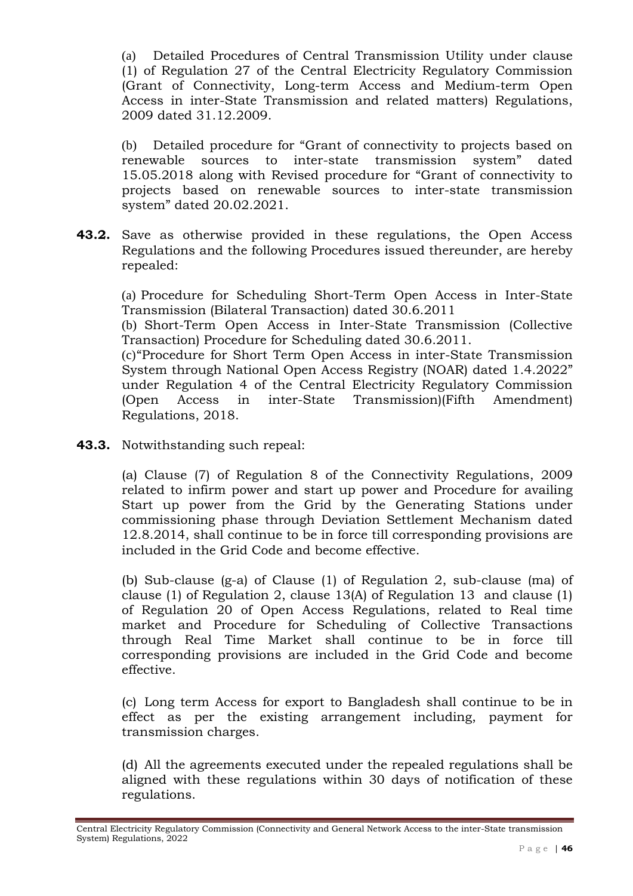(a) Detailed Procedures of Central Transmission Utility under clause (1) of Regulation 27 of the Central Electricity Regulatory Commission (Grant of Connectivity, Long-term Access and Medium-term Open Access in inter-State Transmission and related matters) Regulations, 2009 dated 31.12.2009.

(b) Detailed procedure for "Grant of connectivity to projects based on renewable sources to inter-state transmission system" dated 15.05.2018 along with Revised procedure for "Grant of connectivity to projects based on renewable sources to inter-state transmission system" dated 20.02.2021.

**43.2.** Save as otherwise provided in these regulations, the Open Access Regulations and the following Procedures issued thereunder, are hereby repealed:

(a) Procedure for Scheduling Short-Term Open Access in Inter-State Transmission (Bilateral Transaction) dated 30.6.2011
(b) Short-Term Open Access in Inter-State Transmission (Collective Transaction) Procedure for Scheduling dated 30.6.2011.
(c)"Procedure for Short Term Open Access in inter-State Transmission System through National Open Access Registry (NOAR) dated 1.4.2022" under Regulation 4 of the Central Electricity Regulatory Commission (Open Access in inter-State Transmission)(Fifth Amendment) Regulations, 2018.

**43.3.** Notwithstanding such repeal:

(a) Clause (7) of Regulation 8 of the Connectivity Regulations, 2009 related to infirm power and start up power and Procedure for availing Start up power from the Grid by the Generating Stations under commissioning phase through Deviation Settlement Mechanism dated 12.8.2014, shall continue to be in force till corresponding provisions are included in the Grid Code and become effective.

(b) Sub-clause (g-a) of Clause (1) of Regulation 2, sub-clause (ma) of clause (1) of Regulation 2, clause 13(A) of Regulation 13 and clause (1) of Regulation 20 of Open Access Regulations, related to Real time market and Procedure for Scheduling of Collective Transactions through Real Time Market shall continue to be in force till corresponding provisions are included in the Grid Code and become effective.

(c) Long term Access for export to Bangladesh shall continue to be in effect as per the existing arrangement including, payment for transmission charges.

(d) All the agreements executed under the repealed regulations shall be aligned with these regulations within 30 days of notification of these regulations.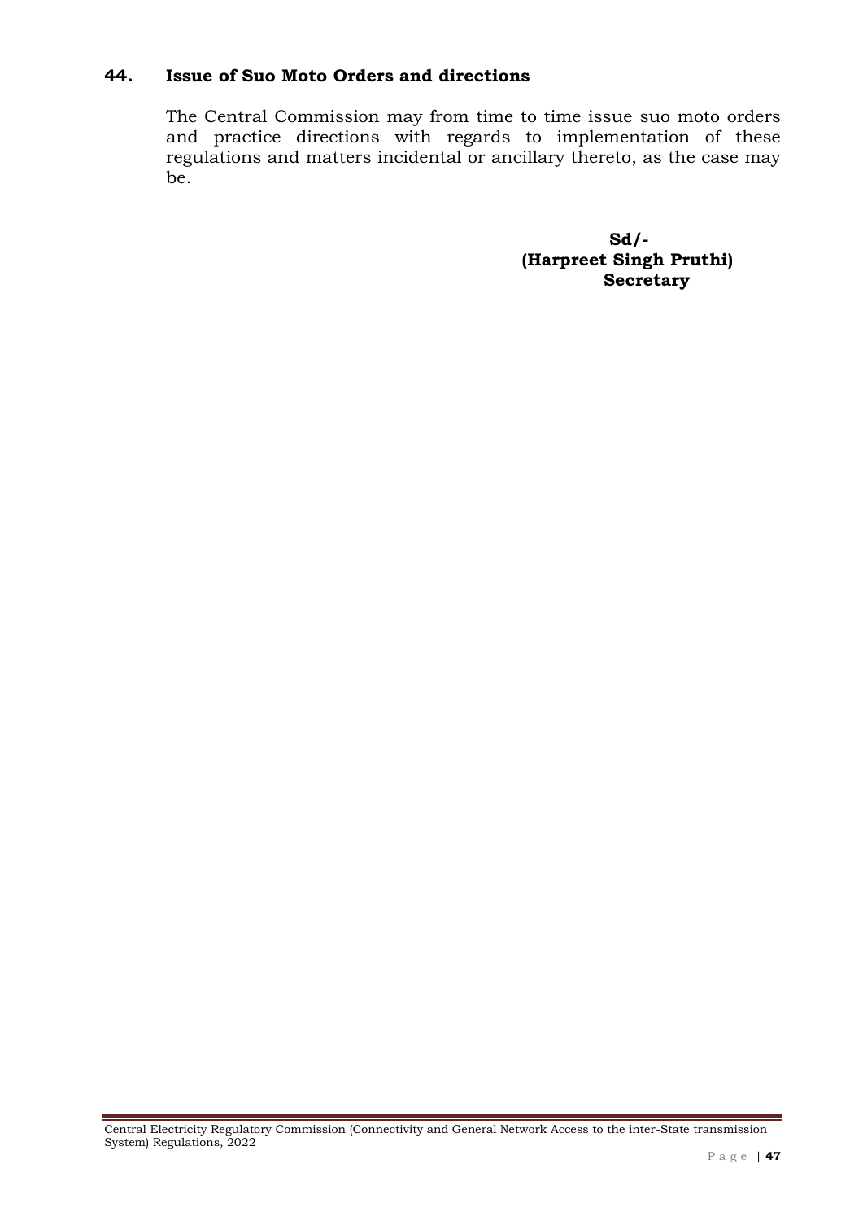## 44. Issue of Suo Moto Orders and directions

The Central Commission may from time to time issue suo moto orders and practice directions with regards to implementation of these regulations and matters incidental or ancillary thereto, as the case may be.

**Sd/-**
**(Harpreet Singh Pruthi)**
**Secretary**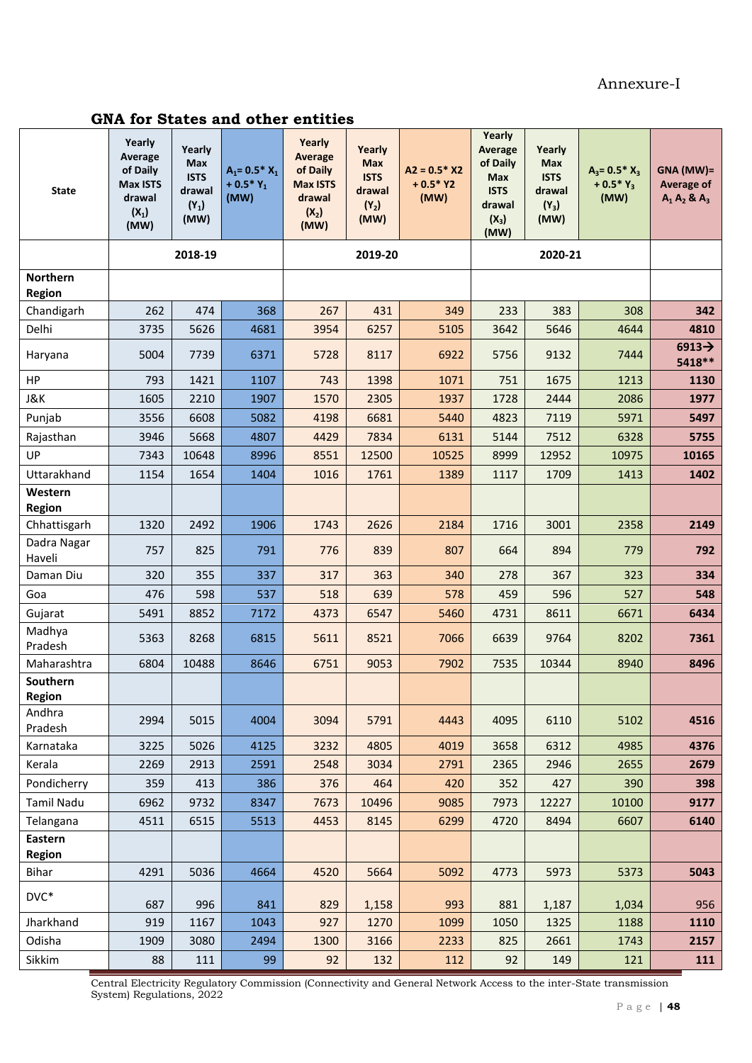Annexure-I

## GNA for States and other entities

| State | Yearly Average of Daily Max ISTS drawal ($X_1$) (MW) | Yearly Max ISTS drawal ($Y_1$) (MW) | $A_1$= 0.5* $X_1$ + 0.5* $Y_1$ (MW) | Yearly Average of Daily Max ISTS drawal ($X_2$) (MW) | Yearly Max ISTS drawal ($Y_2$) (MW) | A2 = 0.5* X2 + 0.5* Y2 (MW) | Yearly Average of Daily Max ISTS drawal ($X_3$) (MW) | Yearly Max ISTS drawal ($Y_3$) (MW) | $A_3$= 0.5* $X_3$ + 0.5* $Y_3$ (MW) | GNA (MW)= Average of $A_1$ $A_2$ & $A_3$ |
|---|---|---|---|---|---|---|---|---|---|---|
| | 2018-19 | | | 2019-20 | | | 2020-21 | | | |
| **Northern Region** | | | | | | | | | | |
| Chandigarh | 262 | 474 | 368 | 267 | 431 | 349 | 233 | 383 | 308 | **342** |
| Delhi | 3735 | 5626 | 4681 | 3954 | 6257 | 5105 | 3642 | 5646 | 4644 | **4810** |
| Haryana | 5004 | 7739 | 6371 | 5728 | 8117 | 6922 | 5756 | 9132 | 7444 | **6913→ 5418**** |
| HP | 793 | 1421 | 1107 | 743 | 1398 | 1071 | 751 | 1675 | 1213 | **1130** |
| J&K | 1605 | 2210 | 1907 | 1570 | 2305 | 1937 | 1728 | 2444 | 2086 | **1977** |
| Punjab | 3556 | 6608 | 5082 | 4198 | 6681 | 5440 | 4823 | 7119 | 5971 | **5497** |
| Rajasthan | 3946 | 5668 | 4807 | 4429 | 7834 | 6131 | 5144 | 7512 | 6328 | **5755** |
| UP | 7343 | 10648 | 8996 | 8551 | 12500 | 10525 | 8999 | 12952 | 10975 | **10165** |
| Uttarakhand | 1154 | 1654 | 1404 | 1016 | 1761 | 1389 | 1117 | 1709 | 1413 | **1402** |
| **Western Region** | | | | | | | | | | |
| Chhattisgarh | 1320 | 2492 | 1906 | 1743 | 2626 | 2184 | 1716 | 3001 | 2358 | **2149** |
| Dadra Nagar Haveli | 757 | 825 | 791 | 776 | 839 | 807 | 664 | 894 | 779 | **792** |
| Daman Diu | 320 | 355 | 337 | 317 | 363 | 340 | 278 | 367 | 323 | **334** |
| Goa | 476 | 598 | 537 | 518 | 639 | 578 | 459 | 596 | 527 | **548** |
| Gujarat | 5491 | 8852 | 7172 | 4373 | 6547 | 5460 | 4731 | 8611 | 6671 | **6434** |
| Madhya Pradesh | 5363 | 8268 | 6815 | 5611 | 8521 | 7066 | 6639 | 9764 | 8202 | **7361** |
| Maharashtra | 6804 | 10488 | 8646 | 6751 | 9053 | 7902 | 7535 | 10344 | 8940 | **8496** |
| **Southern Region** | | | | | | | | | | |
| Andhra Pradesh | 2994 | 5015 | 4004 | 3094 | 5791 | 4443 | 4095 | 6110 | 5102 | **4516** |
| Karnataka | 3225 | 5026 | 4125 | 3232 | 4805 | 4019 | 3658 | 6312 | 4985 | **4376** |
| Kerala | 2269 | 2913 | 2591 | 2548 | 3034 | 2791 | 2365 | 2946 | 2655 | **2679** |
| Pondicherry | 359 | 413 | 386 | 376 | 464 | 420 | 352 | 427 | 390 | **398** |
| Tamil Nadu | 6962 | 9732 | 8347 | 7673 | 10496 | 9085 | 7973 | 12227 | 10100 | **9177** |
| Telangana | 4511 | 6515 | 5513 | 4453 | 8145 | 6299 | 4720 | 8494 | 6607 | **6140** |
| **Eastern Region** | | | | | | | | | | |
| Bihar | 4291 | 5036 | 4664 | 4520 | 5664 | 5092 | 4773 | 5973 | 5373 | **5043** |
| DVC* | 687 | 996 | 841 | 829 | 1,158 | 993 | 881 | 1,187 | 1,034 | 956 |
| Jharkhand | 919 | 1167 | 1043 | 927 | 1270 | 1099 | 1050 | 1325 | 1188 | **1110** |
| Odisha | 1909 | 3080 | 2494 | 1300 | 3166 | 2233 | 825 | 2661 | 1743 | **2157** |
| Sikkim | 88 | 111 | 99 | 92 | 132 | 112 | 92 | 149 | 121 | **111** |

Central Electricity Regulatory Commission (Connectivity and General Network Access to the inter-State transmission System) Regulations, 2022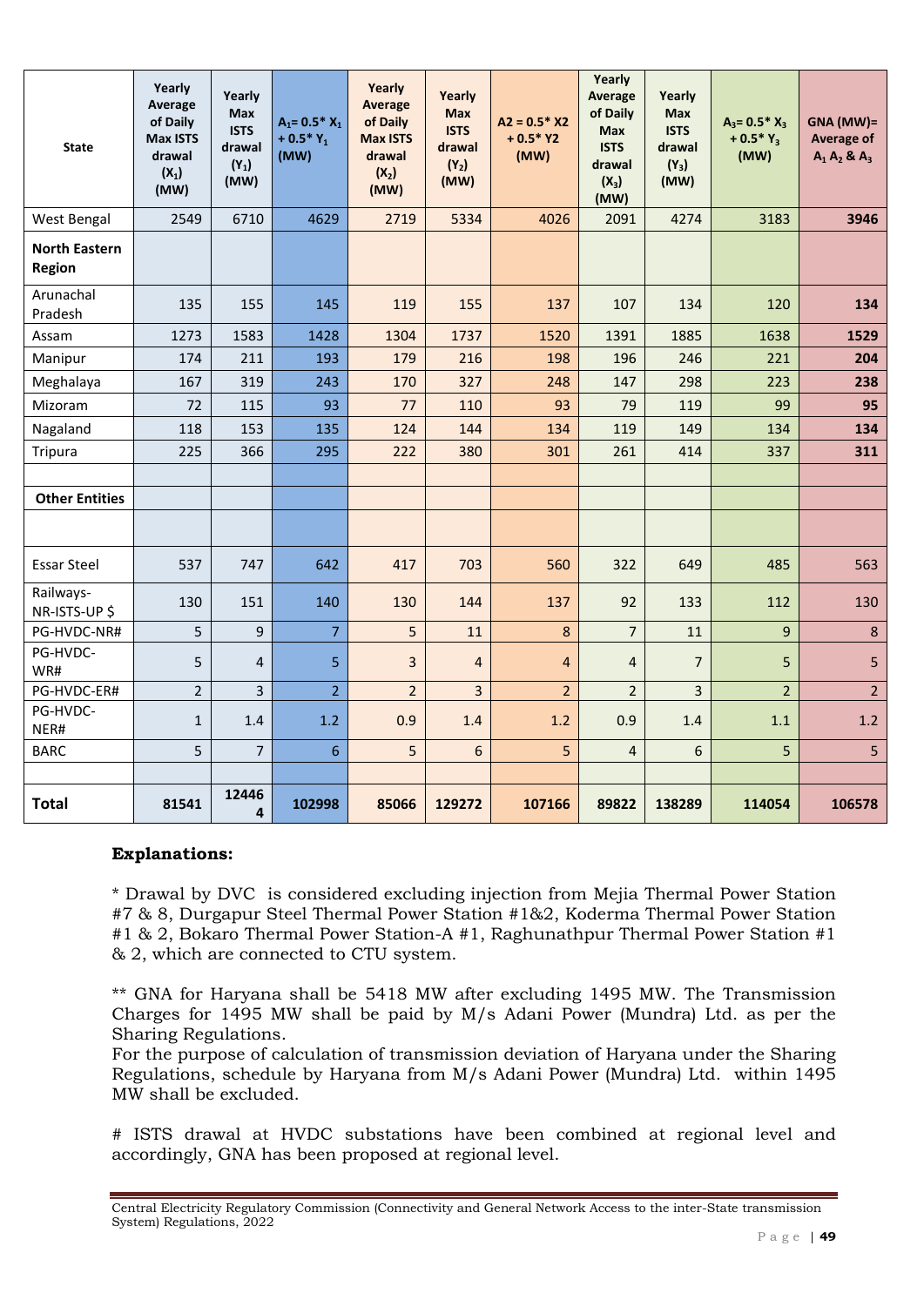| State | Yearly Average of Daily Max ISTS drawal ($X_1$) (MW) | Yearly Max ISTS drawal ($Y_1$) (MW) | $A_1 = 0.5 * X_1 + 0.5 * Y_1$ (MW) | Yearly Average of Daily Max ISTS drawal ($X_2$) (MW) | Yearly Max ISTS drawal ($Y_2$) (MW) | $A2 = 0.5 * X2 + 0.5 * Y2$ (MW) | Yearly Average of Daily Max ISTS drawal ($X_3$) (MW) | Yearly Max ISTS drawal ($Y_3$) (MW) | $A_3 = 0.5 * X_3 + 0.5 * Y_3$ (MW) | GNA (MW)= Average of $A_1$ $A_2$ & $A_3$ |
|---|---|---|---|---|---|---|---|---|---|---|
| West Bengal | 2549 | 6710 | 4629 | 2719 | 5334 | 4026 | 2091 | 4274 | 3183 | **3946** |
| **North Eastern Region** | | | | | | | | | | |
| Arunachal Pradesh | 135 | 155 | 145 | 119 | 155 | 137 | 107 | 134 | 120 | **134** |
| Assam | 1273 | 1583 | 1428 | 1304 | 1737 | 1520 | 1391 | 1885 | 1638 | **1529** |
| Manipur | 174 | 211 | 193 | 179 | 216 | 198 | 196 | 246 | 221 | **204** |
| Meghalaya | 167 | 319 | 243 | 170 | 327 | 248 | 147 | 298 | 223 | **238** |
| Mizoram | 72 | 115 | 93 | 77 | 110 | 93 | 79 | 119 | 99 | **95** |
| Nagaland | 118 | 153 | 135 | 124 | 144 | 134 | 119 | 149 | 134 | **134** |
| Tripura | 225 | 366 | 295 | 222 | 380 | 301 | 261 | 414 | 337 | **311** |
| | | | | | | | | | | |
| **Other Entities** | | | | | | | | | | |
| | | | | | | | | | | |
| Essar Steel | 537 | 747 | 642 | 417 | 703 | 560 | 322 | 649 | 485 | 563 |
| Railways-NR-ISTS-UP $ | 130 | 151 | 140 | 130 | 144 | 137 | 92 | 133 | 112 | 130 |
| PG-HVDC-NR# | 5 | 9 | 7 | 5 | 11 | 8 | 7 | 11 | 9 | 8 |
| PG-HVDC-WR# | 5 | 4 | 5 | 3 | 4 | 4 | 4 | 7 | 5 | 5 |
| PG-HVDC-ER# | 2 | 3 | 2 | 2 | 3 | 2 | 2 | 3 | 2 | 2 |
| PG-HVDC-NER# | 1 | 1.4 | 1.2 | 0.9 | 1.4 | 1.2 | 0.9 | 1.4 | 1.1 | 1.2 |
| BARC | 5 | 7 | 6 | 5 | 6 | 5 | 4 | 6 | 5 | 5 |
| | | | | | | | | | | |
| **Total** | **81541** | **124464** | **102998** | **85066** | **129272** | **107166** | **89822** | **138289** | **114054** | **106578** |

**Explanations:**

* Drawal by DVC is considered excluding injection from Mejia Thermal Power Station #7 & 8, Durgapur Steel Thermal Power Station #1&2, Koderma Thermal Power Station #1 & 2, Bokaro Thermal Power Station-A #1, Raghunathpur Thermal Power Station #1 & 2, which are connected to CTU system.

** GNA for Haryana shall be 5418 MW after excluding 1495 MW. The Transmission Charges for 1495 MW shall be paid by M/s Adani Power (Mundra) Ltd. as per the Sharing Regulations.
For the purpose of calculation of transmission deviation of Haryana under the Sharing Regulations, schedule by Haryana from M/s Adani Power (Mundra) Ltd. within 1495 MW shall be excluded.

# ISTS drawal at HVDC substations have been combined at regional level and accordingly, GNA has been proposed at regional level.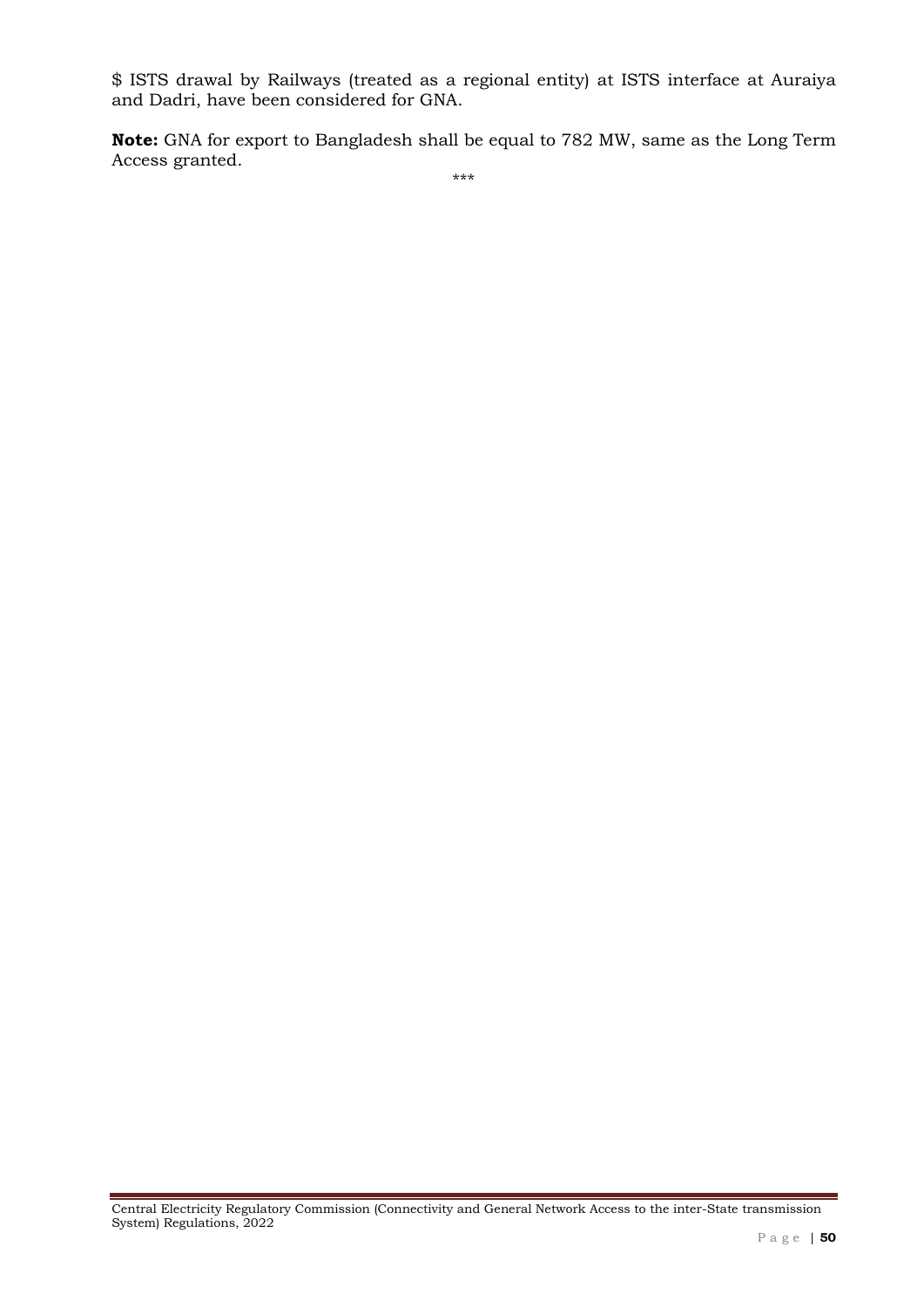$ ISTS drawal by Railways (treated as a regional entity) at ISTS interface at Auraiya and Dadri, have been considered for GNA.

**Note:** GNA for export to Bangladesh shall be equal to 782 MW, same as the Long Term Access granted.

\*\*\*